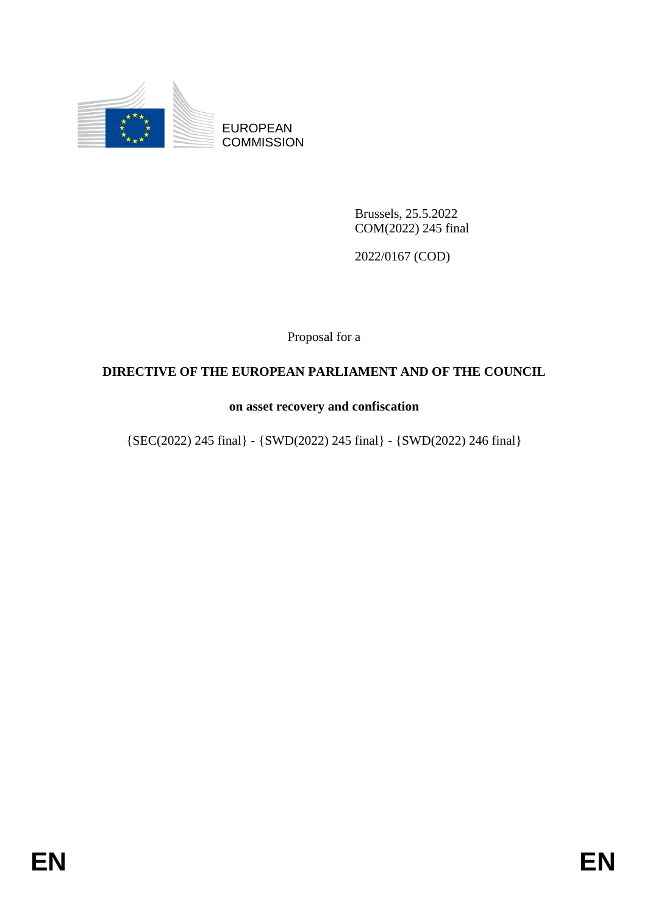EUROPEAN COMMISSION

Brussels, 25.5.2022
COM(2022) 245 final

2022/0167 (COD)

Proposal for a

**DIRECTIVE OF THE EUROPEAN PARLIAMENT AND OF THE COUNCIL**

**on asset recovery and confiscation**

{SEC(2022) 245 final} - {SWD(2022) 245 final} - {SWD(2022) 246 final}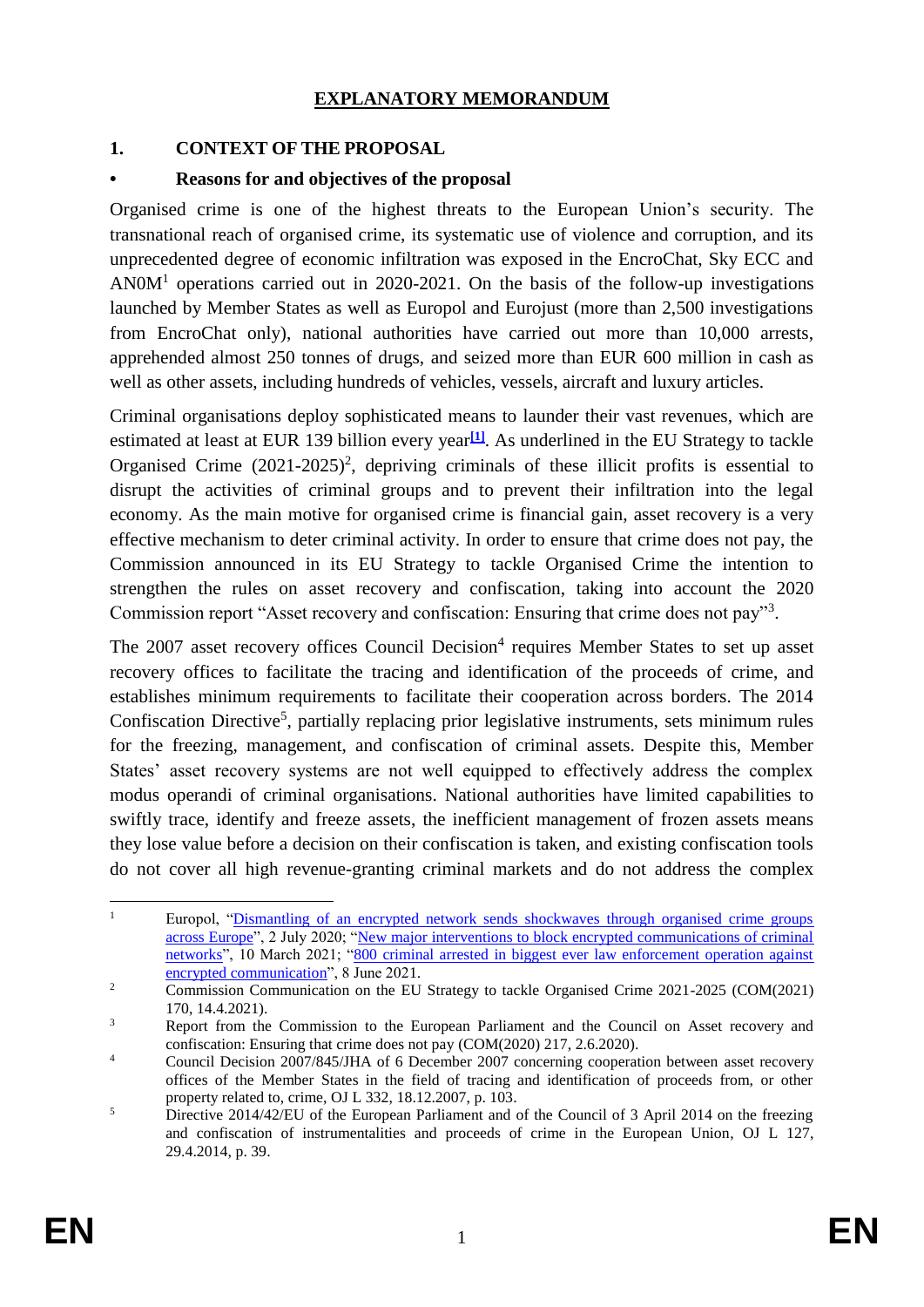# EXPLANATORY MEMORANDUM

## 1. CONTEXT OF THE PROPOSAL

### • Reasons for and objectives of the proposal

Organised crime is one of the highest threats to the European Union's security. The transnational reach of organised crime, its systematic use of violence and corruption, and its unprecedented degree of economic infiltration was exposed in the EncroChat, Sky ECC and AN0M[1] operations carried out in 2020-2021. On the basis of the follow-up investigations launched by Member States as well as Europol and Eurojust (more than 2,500 investigations from EncroChat only), national authorities have carried out more than 10,000 arrests, apprehended almost 250 tonnes of drugs, and seized more than EUR 600 million in cash as well as other assets, including hundreds of vehicles, vessels, aircraft and luxury articles.

Criminal organisations deploy sophisticated means to launder their vast revenues, which are estimated at least at EUR 139 billion every year[1]. As underlined in the EU Strategy to tackle Organised Crime (2021-2025)[2], depriving criminals of these illicit profits is essential to disrupt the activities of criminal groups and to prevent their infiltration into the legal economy. As the main motive for organised crime is financial gain, asset recovery is a very effective mechanism to deter criminal activity. In order to ensure that crime does not pay, the Commission announced in its EU Strategy to tackle Organised Crime the intention to strengthen the rules on asset recovery and confiscation, taking into account the 2020 Commission report "Asset recovery and confiscation: Ensuring that crime does not pay"[3].

The 2007 asset recovery offices Council Decision[4] requires Member States to set up asset recovery offices to facilitate the tracing and identification of the proceeds of crime, and establishes minimum requirements to facilitate their cooperation across borders. The 2014 Confiscation Directive[5], partially replacing prior legislative instruments, sets minimum rules for the freezing, management, and confiscation of criminal assets. Despite this, Member States' asset recovery systems are not well equipped to effectively address the complex modus operandi of criminal organisations. National authorities have limited capabilities to swiftly trace, identify and freeze assets, the inefficient management of frozen assets means they lose value before a decision on their confiscation is taken, and existing confiscation tools do not cover all high revenue-granting criminal markets and do not address the complex

---

[1] Europol, "Dismantling of an encrypted network sends shockwaves through organised crime groups across Europe", 2 July 2020; "New major interventions to block encrypted communications of criminal networks", 10 March 2021; "800 criminal arrested in biggest ever law enforcement operation against encrypted communication", 8 June 2021.

[2] Commission Communication on the EU Strategy to tackle Organised Crime 2021-2025 (COM(2021) 170, 14.4.2021).

[3] Report from the Commission to the European Parliament and the Council on Asset recovery and confiscation: Ensuring that crime does not pay (COM(2020) 217, 2.6.2020).

[4] Council Decision 2007/845/JHA of 6 December 2007 concerning cooperation between asset recovery offices of the Member States in the field of tracing and identification of proceeds from, or other property related to, crime, OJ L 332, 18.12.2007, p. 103.

[5] Directive 2014/42/EU of the European Parliament and of the Council of 3 April 2014 on the freezing and confiscation of instrumentalities and proceeds of crime in the European Union, OJ L 127, 29.4.2014, p. 39.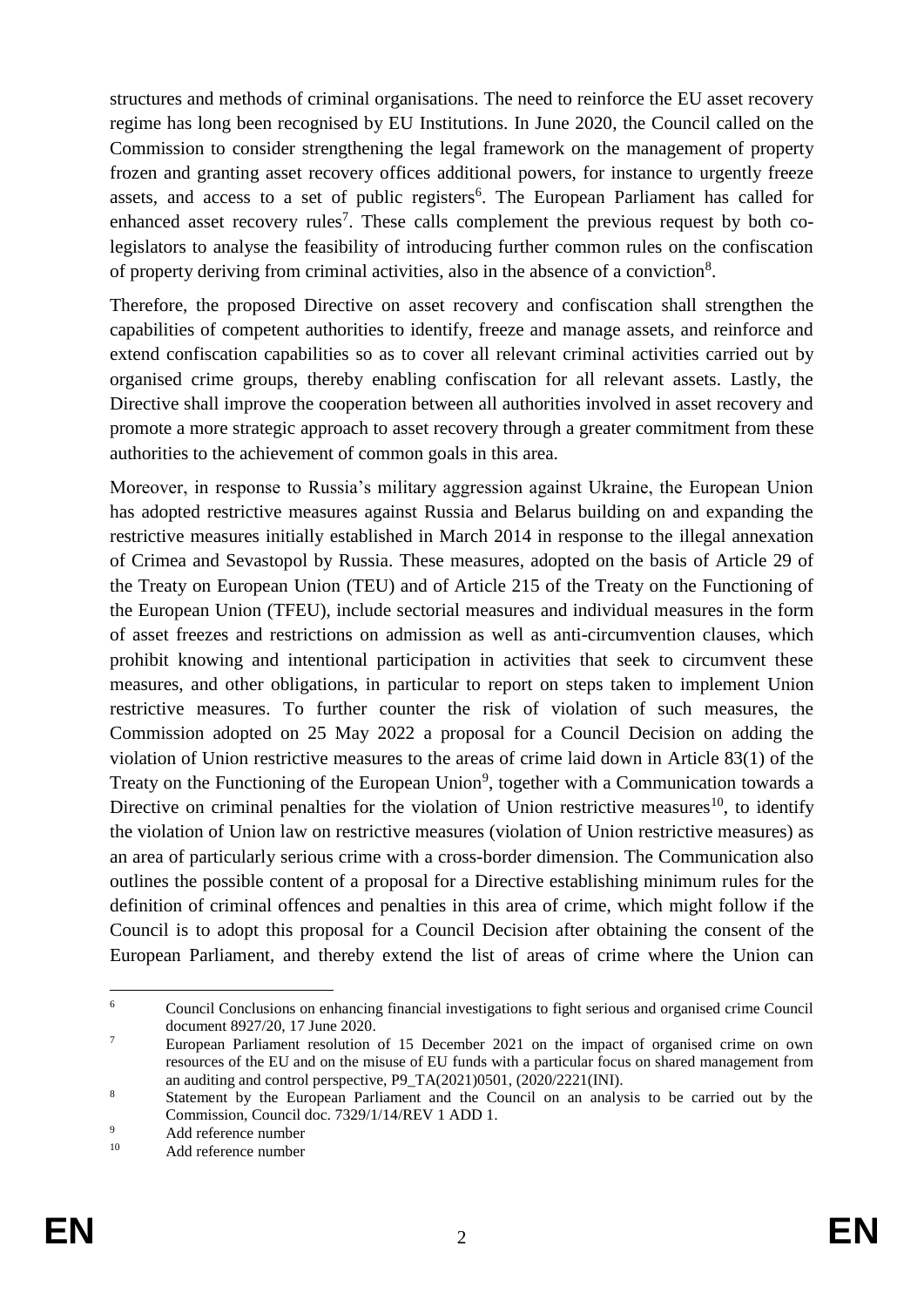structures and methods of criminal organisations. The need to reinforce the EU asset recovery regime has long been recognised by EU Institutions. In June 2020, the Council called on the Commission to consider strengthening the legal framework on the management of property frozen and granting asset recovery offices additional powers, for instance to urgently freeze assets, and access to a set of public registers[6]. The European Parliament has called for enhanced asset recovery rules[7]. These calls complement the previous request by both co-legislators to analyse the feasibility of introducing further common rules on the confiscation of property deriving from criminal activities, also in the absence of a conviction[8].

Therefore, the proposed Directive on asset recovery and confiscation shall strengthen the capabilities of competent authorities to identify, freeze and manage assets, and reinforce and extend confiscation capabilities so as to cover all relevant criminal activities carried out by organised crime groups, thereby enabling confiscation for all relevant assets. Lastly, the Directive shall improve the cooperation between all authorities involved in asset recovery and promote a more strategic approach to asset recovery through a greater commitment from these authorities to the achievement of common goals in this area.

Moreover, in response to Russia's military aggression against Ukraine, the European Union has adopted restrictive measures against Russia and Belarus building on and expanding the restrictive measures initially established in March 2014 in response to the illegal annexation of Crimea and Sevastopol by Russia. These measures, adopted on the basis of Article 29 of the Treaty on European Union (TEU) and of Article 215 of the Treaty on the Functioning of the European Union (TFEU), include sectorial measures and individual measures in the form of asset freezes and restrictions on admission as well as anti-circumvention clauses, which prohibit knowing and intentional participation in activities that seek to circumvent these measures, and other obligations, in particular to report on steps taken to implement Union restrictive measures. To further counter the risk of violation of such measures, the Commission adopted on 25 May 2022 a proposal for a Council Decision on adding the violation of Union restrictive measures to the areas of crime laid down in Article 83(1) of the Treaty on the Functioning of the European Union[9], together with a Communication towards a Directive on criminal penalties for the violation of Union restrictive measures[10], to identify the violation of Union law on restrictive measures (violation of Union restrictive measures) as an area of particularly serious crime with a cross-border dimension. The Communication also outlines the possible content of a proposal for a Directive establishing minimum rules for the definition of criminal offences and penalties in this area of crime, which might follow if the Council is to adopt this proposal for a Council Decision after obtaining the consent of the European Parliament, and thereby extend the list of areas of crime where the Union can

---

[6] Council Conclusions on enhancing financial investigations to fight serious and organised crime Council document 8927/20, 17 June 2020.

[7] European Parliament resolution of 15 December 2021 on the impact of organised crime on own resources of the EU and on the misuse of EU funds with a particular focus on shared management from an auditing and control perspective, P9_TA(2021)0501, (2020/2221(INI).

[8] Statement by the European Parliament and the Council on an analysis to be carried out by the Commission, Council doc. 7329/1/14/REV 1 ADD 1.

[9] Add reference number

[10] Add reference number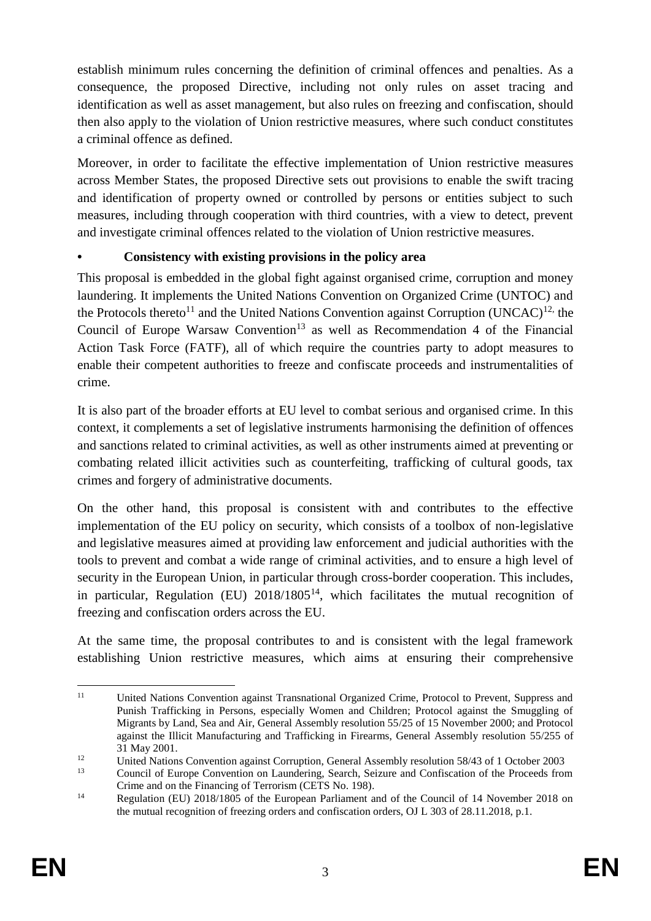establish minimum rules concerning the definition of criminal offences and penalties. As a consequence, the proposed Directive, including not only rules on asset tracing and identification as well as asset management, but also rules on freezing and confiscation, should then also apply to the violation of Union restrictive measures, where such conduct constitutes a criminal offence as defined.

Moreover, in order to facilitate the effective implementation of Union restrictive measures across Member States, the proposed Directive sets out provisions to enable the swift tracing and identification of property owned or controlled by persons or entities subject to such measures, including through cooperation with third countries, with a view to detect, prevent and investigate criminal offences related to the violation of Union restrictive measures.

- **Consistency with existing provisions in the policy area**

This proposal is embedded in the global fight against organised crime, corruption and money laundering. It implements the United Nations Convention on Organized Crime (UNTOC) and the Protocols thereto[11] and the United Nations Convention against Corruption (UNCAC)[12], the Council of Europe Warsaw Convention[13] as well as Recommendation 4 of the Financial Action Task Force (FATF), all of which require the countries party to adopt measures to enable their competent authorities to freeze and confiscate proceeds and instrumentalities of crime.

It is also part of the broader efforts at EU level to combat serious and organised crime. In this context, it complements a set of legislative instruments harmonising the definition of offences and sanctions related to criminal activities, as well as other instruments aimed at preventing or combating related illicit activities such as counterfeiting, trafficking of cultural goods, tax crimes and forgery of administrative documents.

On the other hand, this proposal is consistent with and contributes to the effective implementation of the EU policy on security, which consists of a toolbox of non-legislative and legislative measures aimed at providing law enforcement and judicial authorities with the tools to prevent and combat a wide range of criminal activities, and to ensure a high level of security in the European Union, in particular through cross-border cooperation. This includes, in particular, Regulation (EU) 2018/1805[14], which facilitates the mutual recognition of freezing and confiscation orders across the EU.

At the same time, the proposal contributes to and is consistent with the legal framework establishing Union restrictive measures, which aims at ensuring their comprehensive

---

[11] United Nations Convention against Transnational Organized Crime, Protocol to Prevent, Suppress and Punish Trafficking in Persons, especially Women and Children; Protocol against the Smuggling of Migrants by Land, Sea and Air, General Assembly resolution 55/25 of 15 November 2000; and Protocol against the Illicit Manufacturing and Trafficking in Firearms, General Assembly resolution 55/255 of 31 May 2001.

[12] United Nations Convention against Corruption, General Assembly resolution 58/43 of 1 October 2003

[13] Council of Europe Convention on Laundering, Search, Seizure and Confiscation of the Proceeds from Crime and on the Financing of Terrorism (CETS No. 198).

[14] Regulation (EU) 2018/1805 of the European Parliament and of the Council of 14 November 2018 on the mutual recognition of freezing orders and confiscation orders, OJ L 303 of 28.11.2018, p.1.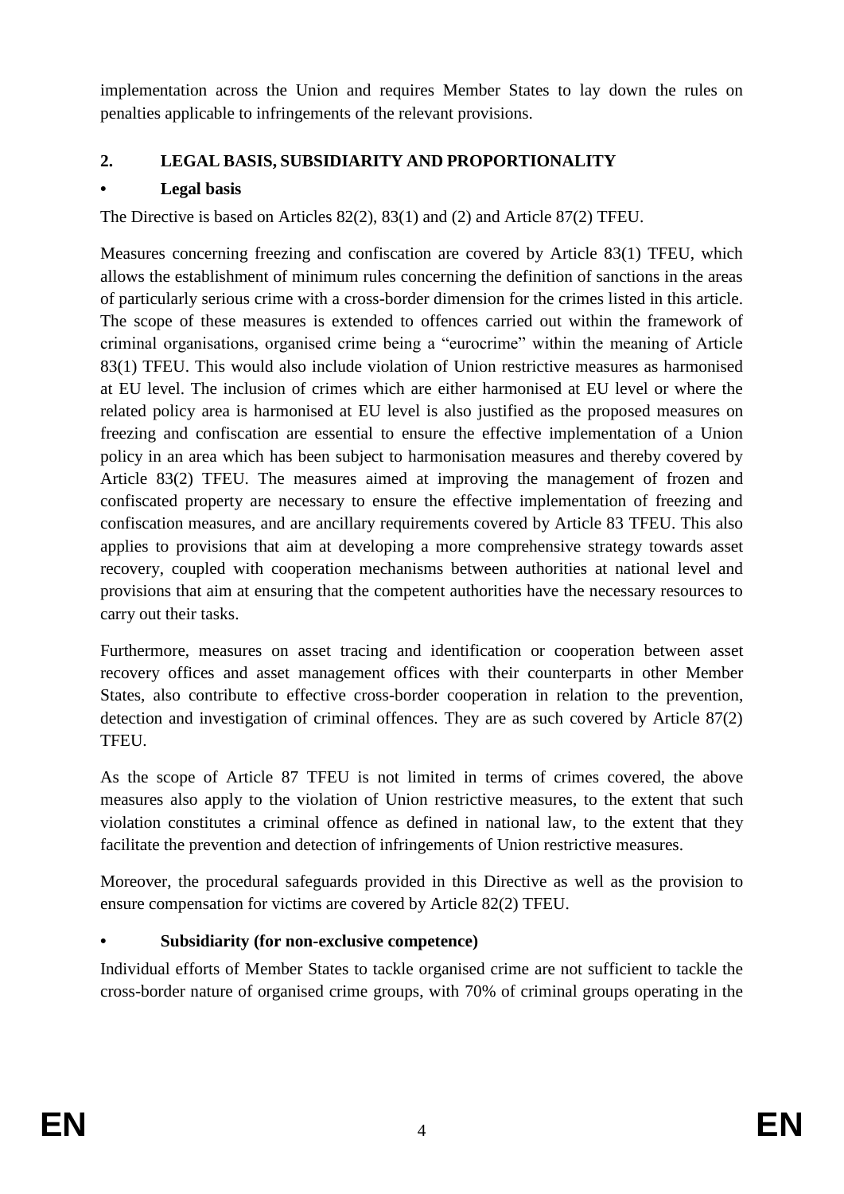implementation across the Union and requires Member States to lay down the rules on penalties applicable to infringements of the relevant provisions.

## 2. LEGAL BASIS, SUBSIDIARITY AND PROPORTIONALITY

### • Legal basis

The Directive is based on Articles 82(2), 83(1) and (2) and Article 87(2) TFEU.

Measures concerning freezing and confiscation are covered by Article 83(1) TFEU, which allows the establishment of minimum rules concerning the definition of sanctions in the areas of particularly serious crime with a cross-border dimension for the crimes listed in this article. The scope of these measures is extended to offences carried out within the framework of criminal organisations, organised crime being a "eurocrime" within the meaning of Article 83(1) TFEU. This would also include violation of Union restrictive measures as harmonised at EU level. The inclusion of crimes which are either harmonised at EU level or where the related policy area is harmonised at EU level is also justified as the proposed measures on freezing and confiscation are essential to ensure the effective implementation of a Union policy in an area which has been subject to harmonisation measures and thereby covered by Article 83(2) TFEU. The measures aimed at improving the management of frozen and confiscated property are necessary to ensure the effective implementation of freezing and confiscation measures, and are ancillary requirements covered by Article 83 TFEU. This also applies to provisions that aim at developing a more comprehensive strategy towards asset recovery, coupled with cooperation mechanisms between authorities at national level and provisions that aim at ensuring that the competent authorities have the necessary resources to carry out their tasks.

Furthermore, measures on asset tracing and identification or cooperation between asset recovery offices and asset management offices with their counterparts in other Member States, also contribute to effective cross-border cooperation in relation to the prevention, detection and investigation of criminal offences. They are as such covered by Article 87(2) TFEU.

As the scope of Article 87 TFEU is not limited in terms of crimes covered, the above measures also apply to the violation of Union restrictive measures, to the extent that such violation constitutes a criminal offence as defined in national law, to the extent that they facilitate the prevention and detection of infringements of Union restrictive measures.

Moreover, the procedural safeguards provided in this Directive as well as the provision to ensure compensation for victims are covered by Article 82(2) TFEU.

### • Subsidiarity (for non-exclusive competence)

Individual efforts of Member States to tackle organised crime are not sufficient to tackle the cross-border nature of organised crime groups, with 70% of criminal groups operating in the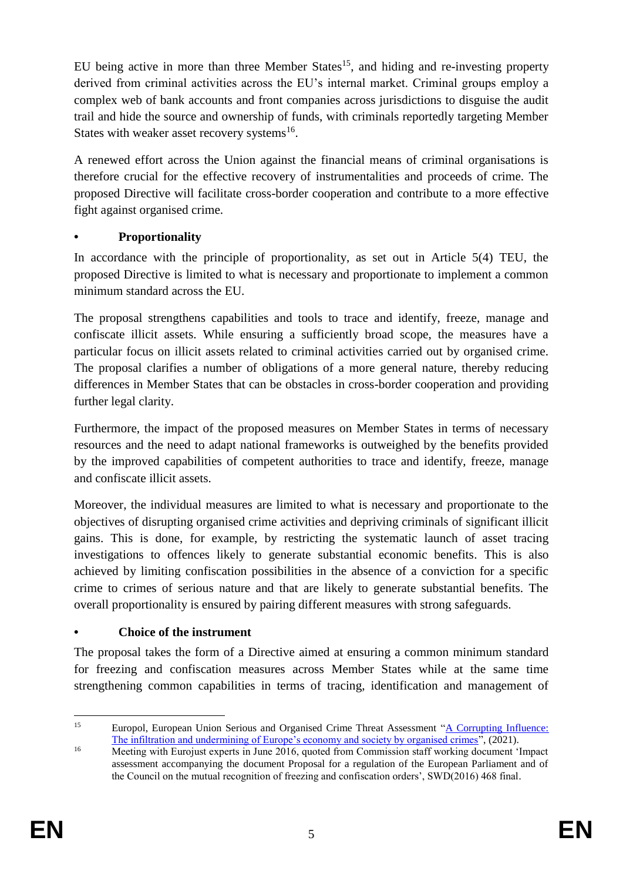EU being active in more than three Member States[15], and hiding and re-investing property derived from criminal activities across the EU's internal market. Criminal groups employ a complex web of bank accounts and front companies across jurisdictions to disguise the audit trail and hide the source and ownership of funds, with criminals reportedly targeting Member States with weaker asset recovery systems[16].

A renewed effort across the Union against the financial means of criminal organisations is therefore crucial for the effective recovery of instrumentalities and proceeds of crime. The proposed Directive will facilitate cross-border cooperation and contribute to a more effective fight against organised crime.

- **Proportionality**

In accordance with the principle of proportionality, as set out in Article 5(4) TEU, the proposed Directive is limited to what is necessary and proportionate to implement a common minimum standard across the EU.

The proposal strengthens capabilities and tools to trace and identify, freeze, manage and confiscate illicit assets. While ensuring a sufficiently broad scope, the measures have a particular focus on illicit assets related to criminal activities carried out by organised crime. The proposal clarifies a number of obligations of a more general nature, thereby reducing differences in Member States that can be obstacles in cross-border cooperation and providing further legal clarity.

Furthermore, the impact of the proposed measures on Member States in terms of necessary resources and the need to adapt national frameworks is outweighed by the benefits provided by the improved capabilities of competent authorities to trace and identify, freeze, manage and confiscate illicit assets.

Moreover, the individual measures are limited to what is necessary and proportionate to the objectives of disrupting organised crime activities and depriving criminals of significant illicit gains. This is done, for example, by restricting the systematic launch of asset tracing investigations to offences likely to generate substantial economic benefits. This is also achieved by limiting confiscation possibilities in the absence of a conviction for a specific crime to crimes of serious nature and that are likely to generate substantial benefits. The overall proportionality is ensured by pairing different measures with strong safeguards.

- **Choice of the instrument**

The proposal takes the form of a Directive aimed at ensuring a common minimum standard for freezing and confiscation measures across Member States while at the same time strengthening common capabilities in terms of tracing, identification and management of

---

[15] Europol, European Union Serious and Organised Crime Threat Assessment "A Corrupting Influence: The infiltration and undermining of Europe's economy and society by organised crimes", (2021).

[16] Meeting with Eurojust experts in June 2016, quoted from Commission staff working document 'Impact assessment accompanying the document Proposal for a regulation of the European Parliament and of the Council on the mutual recognition of freezing and confiscation orders', SWD(2016) 468 final.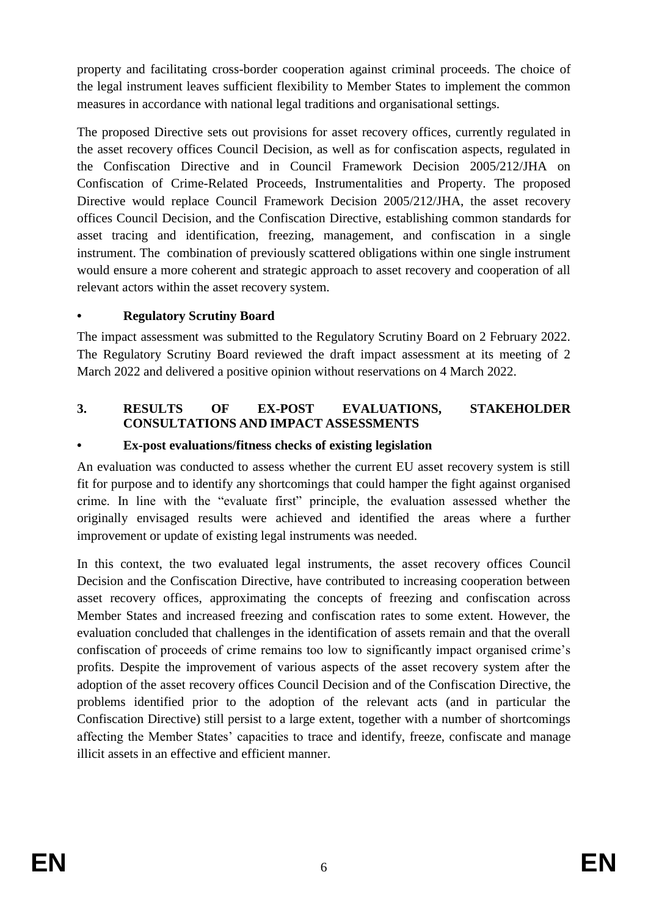property and facilitating cross-border cooperation against criminal proceeds. The choice of the legal instrument leaves sufficient flexibility to Member States to implement the common measures in accordance with national legal traditions and organisational settings.

The proposed Directive sets out provisions for asset recovery offices, currently regulated in the asset recovery offices Council Decision, as well as for confiscation aspects, regulated in the Confiscation Directive and in Council Framework Decision 2005/212/JHA on Confiscation of Crime-Related Proceeds, Instrumentalities and Property. The proposed Directive would replace Council Framework Decision 2005/212/JHA, the asset recovery offices Council Decision, and the Confiscation Directive, establishing common standards for asset tracing and identification, freezing, management, and confiscation in a single instrument. The combination of previously scattered obligations within one single instrument would ensure a more coherent and strategic approach to asset recovery and cooperation of all relevant actors within the asset recovery system.

- **Regulatory Scrutiny Board**

The impact assessment was submitted to the Regulatory Scrutiny Board on 2 February 2022. The Regulatory Scrutiny Board reviewed the draft impact assessment at its meeting of 2 March 2022 and delivered a positive opinion without reservations on 4 March 2022.

## 3. RESULTS OF EX-POST EVALUATIONS, STAKEHOLDER CONSULTATIONS AND IMPACT ASSESSMENTS

- **Ex-post evaluations/fitness checks of existing legislation**

An evaluation was conducted to assess whether the current EU asset recovery system is still fit for purpose and to identify any shortcomings that could hamper the fight against organised crime. In line with the "evaluate first" principle, the evaluation assessed whether the originally envisaged results were achieved and identified the areas where a further improvement or update of existing legal instruments was needed.

In this context, the two evaluated legal instruments, the asset recovery offices Council Decision and the Confiscation Directive, have contributed to increasing cooperation between asset recovery offices, approximating the concepts of freezing and confiscation across Member States and increased freezing and confiscation rates to some extent. However, the evaluation concluded that challenges in the identification of assets remain and that the overall confiscation of proceeds of crime remains too low to significantly impact organised crime's profits. Despite the improvement of various aspects of the asset recovery system after the adoption of the asset recovery offices Council Decision and of the Confiscation Directive, the problems identified prior to the adoption of the relevant acts (and in particular the Confiscation Directive) still persist to a large extent, together with a number of shortcomings affecting the Member States' capacities to trace and identify, freeze, confiscate and manage illicit assets in an effective and efficient manner.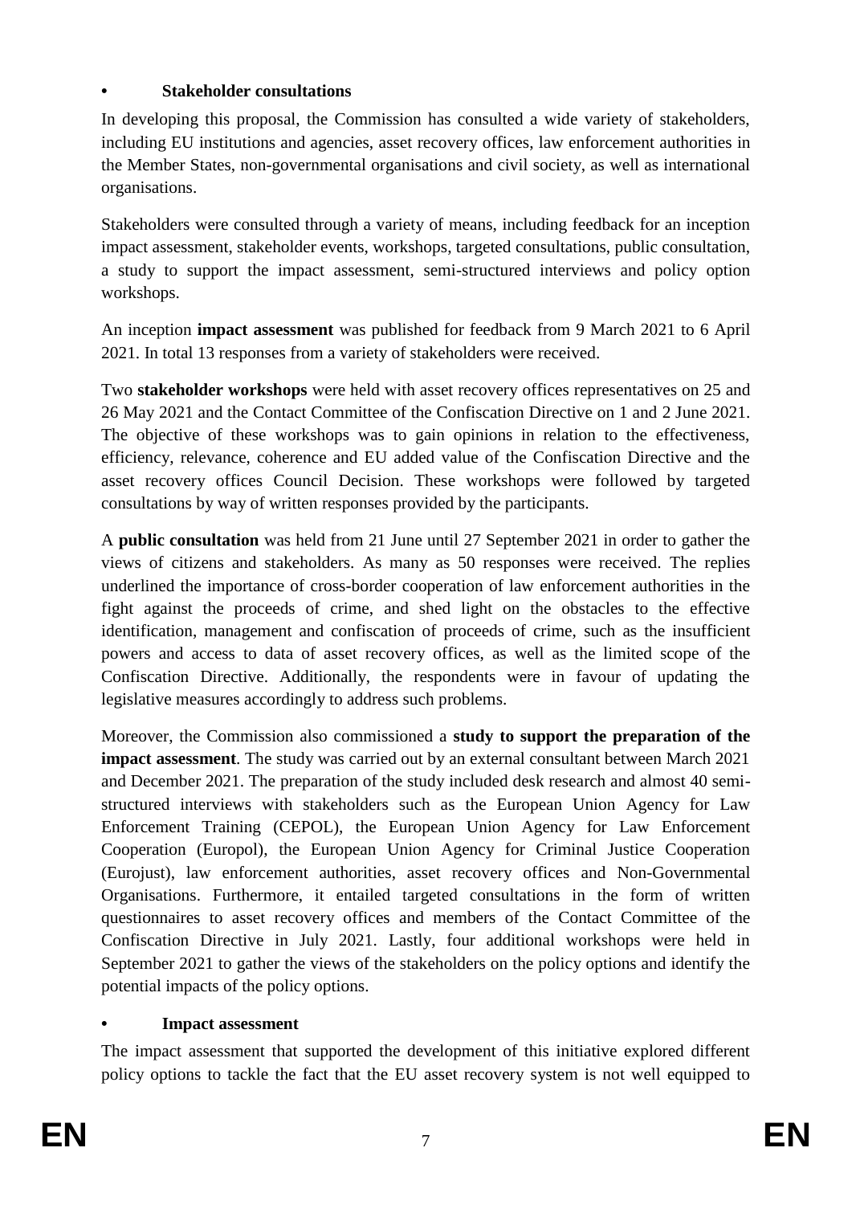- **Stakeholder consultations**

In developing this proposal, the Commission has consulted a wide variety of stakeholders, including EU institutions and agencies, asset recovery offices, law enforcement authorities in the Member States, non-governmental organisations and civil society, as well as international organisations.

Stakeholders were consulted through a variety of means, including feedback for an inception impact assessment, stakeholder events, workshops, targeted consultations, public consultation, a study to support the impact assessment, semi-structured interviews and policy option workshops.

An inception **impact assessment** was published for feedback from 9 March 2021 to 6 April 2021. In total 13 responses from a variety of stakeholders were received.

Two **stakeholder workshops** were held with asset recovery offices representatives on 25 and 26 May 2021 and the Contact Committee of the Confiscation Directive on 1 and 2 June 2021. The objective of these workshops was to gain opinions in relation to the effectiveness, efficiency, relevance, coherence and EU added value of the Confiscation Directive and the asset recovery offices Council Decision. These workshops were followed by targeted consultations by way of written responses provided by the participants.

A **public consultation** was held from 21 June until 27 September 2021 in order to gather the views of citizens and stakeholders. As many as 50 responses were received. The replies underlined the importance of cross-border cooperation of law enforcement authorities in the fight against the proceeds of crime, and shed light on the obstacles to the effective identification, management and confiscation of proceeds of crime, such as the insufficient powers and access to data of asset recovery offices, as well as the limited scope of the Confiscation Directive. Additionally, the respondents were in favour of updating the legislative measures accordingly to address such problems.

Moreover, the Commission also commissioned a **study to support the preparation of the impact assessment**. The study was carried out by an external consultant between March 2021 and December 2021. The preparation of the study included desk research and almost 40 semi-structured interviews with stakeholders such as the European Union Agency for Law Enforcement Training (CEPOL), the European Union Agency for Law Enforcement Cooperation (Europol), the European Union Agency for Criminal Justice Cooperation (Eurojust), law enforcement authorities, asset recovery offices and Non-Governmental Organisations. Furthermore, it entailed targeted consultations in the form of written questionnaires to asset recovery offices and members of the Contact Committee of the Confiscation Directive in July 2021. Lastly, four additional workshops were held in September 2021 to gather the views of the stakeholders on the policy options and identify the potential impacts of the policy options.

- **Impact assessment**

The impact assessment that supported the development of this initiative explored different policy options to tackle the fact that the EU asset recovery system is not well equipped to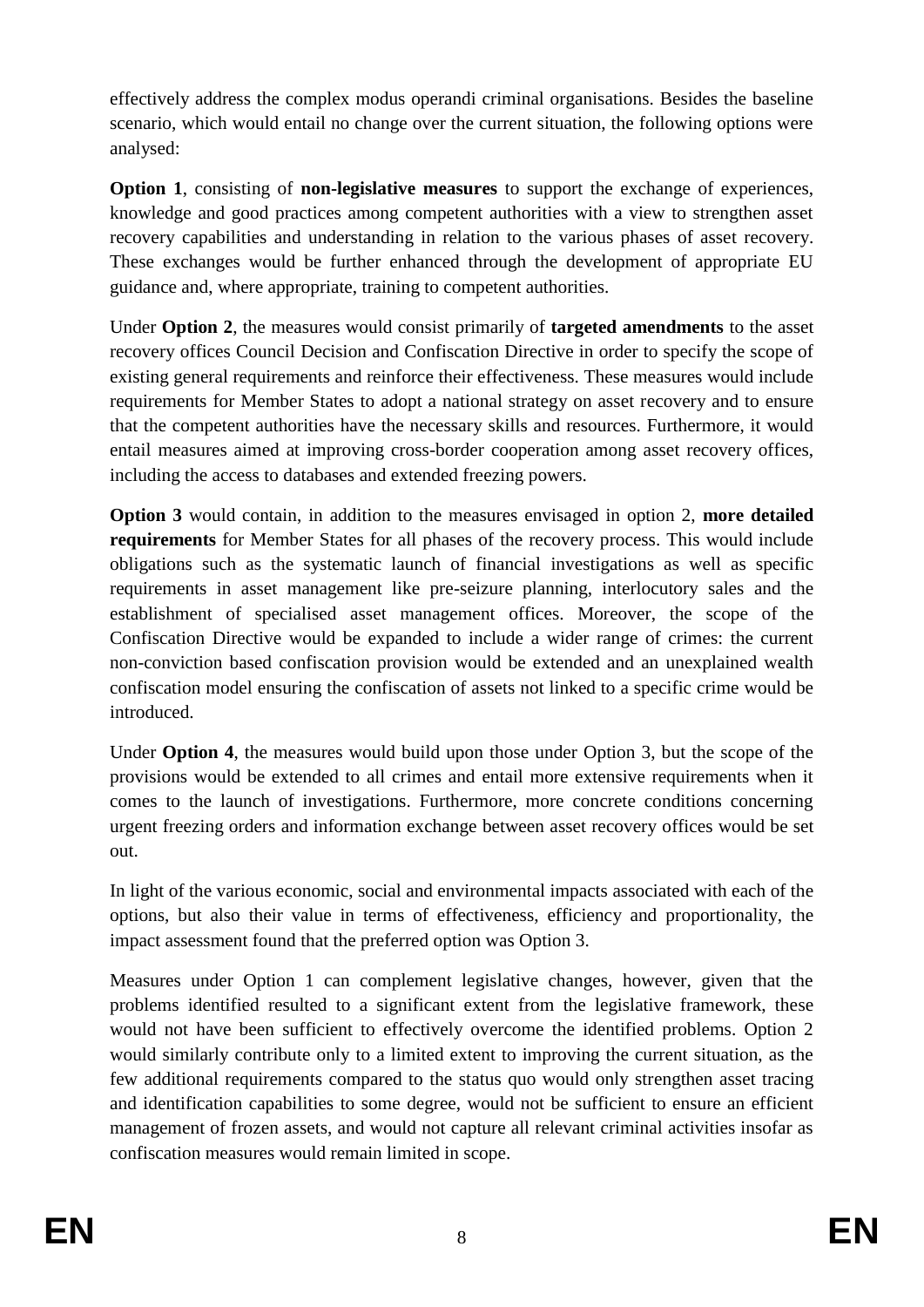effectively address the complex modus operandi criminal organisations. Besides the baseline scenario, which would entail no change over the current situation, the following options were analysed:

**Option 1**, consisting of **non-legislative measures** to support the exchange of experiences, knowledge and good practices among competent authorities with a view to strengthen asset recovery capabilities and understanding in relation to the various phases of asset recovery. These exchanges would be further enhanced through the development of appropriate EU guidance and, where appropriate, training to competent authorities.

Under **Option 2**, the measures would consist primarily of **targeted amendments** to the asset recovery offices Council Decision and Confiscation Directive in order to specify the scope of existing general requirements and reinforce their effectiveness. These measures would include requirements for Member States to adopt a national strategy on asset recovery and to ensure that the competent authorities have the necessary skills and resources. Furthermore, it would entail measures aimed at improving cross-border cooperation among asset recovery offices, including the access to databases and extended freezing powers.

**Option 3** would contain, in addition to the measures envisaged in option 2, **more detailed requirements** for Member States for all phases of the recovery process. This would include obligations such as the systematic launch of financial investigations as well as specific requirements in asset management like pre-seizure planning, interlocutory sales and the establishment of specialised asset management offices. Moreover, the scope of the Confiscation Directive would be expanded to include a wider range of crimes: the current non-conviction based confiscation provision would be extended and an unexplained wealth confiscation model ensuring the confiscation of assets not linked to a specific crime would be introduced.

Under **Option 4**, the measures would build upon those under Option 3, but the scope of the provisions would be extended to all crimes and entail more extensive requirements when it comes to the launch of investigations. Furthermore, more concrete conditions concerning urgent freezing orders and information exchange between asset recovery offices would be set out.

In light of the various economic, social and environmental impacts associated with each of the options, but also their value in terms of effectiveness, efficiency and proportionality, the impact assessment found that the preferred option was Option 3.

Measures under Option 1 can complement legislative changes, however, given that the problems identified resulted to a significant extent from the legislative framework, these would not have been sufficient to effectively overcome the identified problems. Option 2 would similarly contribute only to a limited extent to improving the current situation, as the few additional requirements compared to the status quo would only strengthen asset tracing and identification capabilities to some degree, would not be sufficient to ensure an efficient management of frozen assets, and would not capture all relevant criminal activities insofar as confiscation measures would remain limited in scope.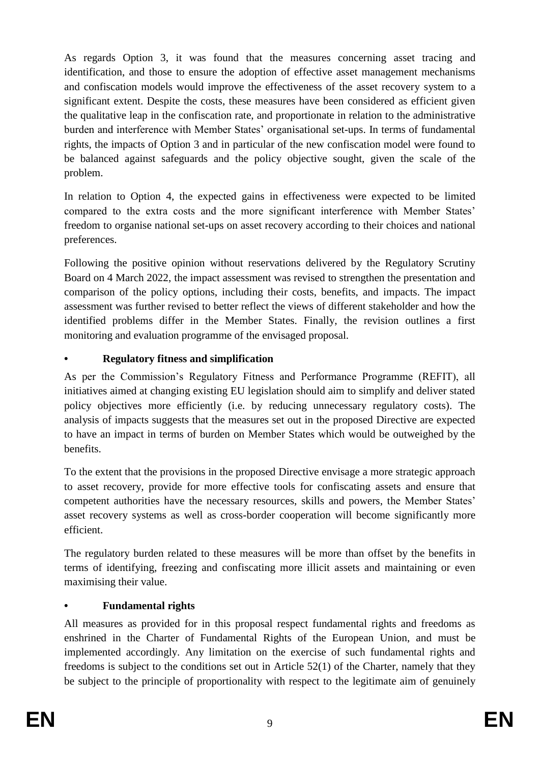As regards Option 3, it was found that the measures concerning asset tracing and identification, and those to ensure the adoption of effective asset management mechanisms and confiscation models would improve the effectiveness of the asset recovery system to a significant extent. Despite the costs, these measures have been considered as efficient given the qualitative leap in the confiscation rate, and proportionate in relation to the administrative burden and interference with Member States' organisational set-ups. In terms of fundamental rights, the impacts of Option 3 and in particular of the new confiscation model were found to be balanced against safeguards and the policy objective sought, given the scale of the problem.

In relation to Option 4, the expected gains in effectiveness were expected to be limited compared to the extra costs and the more significant interference with Member States' freedom to organise national set-ups on asset recovery according to their choices and national preferences.

Following the positive opinion without reservations delivered by the Regulatory Scrutiny Board on 4 March 2022, the impact assessment was revised to strengthen the presentation and comparison of the policy options, including their costs, benefits, and impacts. The impact assessment was further revised to better reflect the views of different stakeholder and how the identified problems differ in the Member States. Finally, the revision outlines a first monitoring and evaluation programme of the envisaged proposal.

- **Regulatory fitness and simplification**

As per the Commission's Regulatory Fitness and Performance Programme (REFIT), all initiatives aimed at changing existing EU legislation should aim to simplify and deliver stated policy objectives more efficiently (i.e. by reducing unnecessary regulatory costs). The analysis of impacts suggests that the measures set out in the proposed Directive are expected to have an impact in terms of burden on Member States which would be outweighed by the benefits.

To the extent that the provisions in the proposed Directive envisage a more strategic approach to asset recovery, provide for more effective tools for confiscating assets and ensure that competent authorities have the necessary resources, skills and powers, the Member States' asset recovery systems as well as cross-border cooperation will become significantly more efficient.

The regulatory burden related to these measures will be more than offset by the benefits in terms of identifying, freezing and confiscating more illicit assets and maintaining or even maximising their value.

- **Fundamental rights**

All measures as provided for in this proposal respect fundamental rights and freedoms as enshrined in the Charter of Fundamental Rights of the European Union, and must be implemented accordingly. Any limitation on the exercise of such fundamental rights and freedoms is subject to the conditions set out in Article 52(1) of the Charter, namely that they be subject to the principle of proportionality with respect to the legitimate aim of genuinely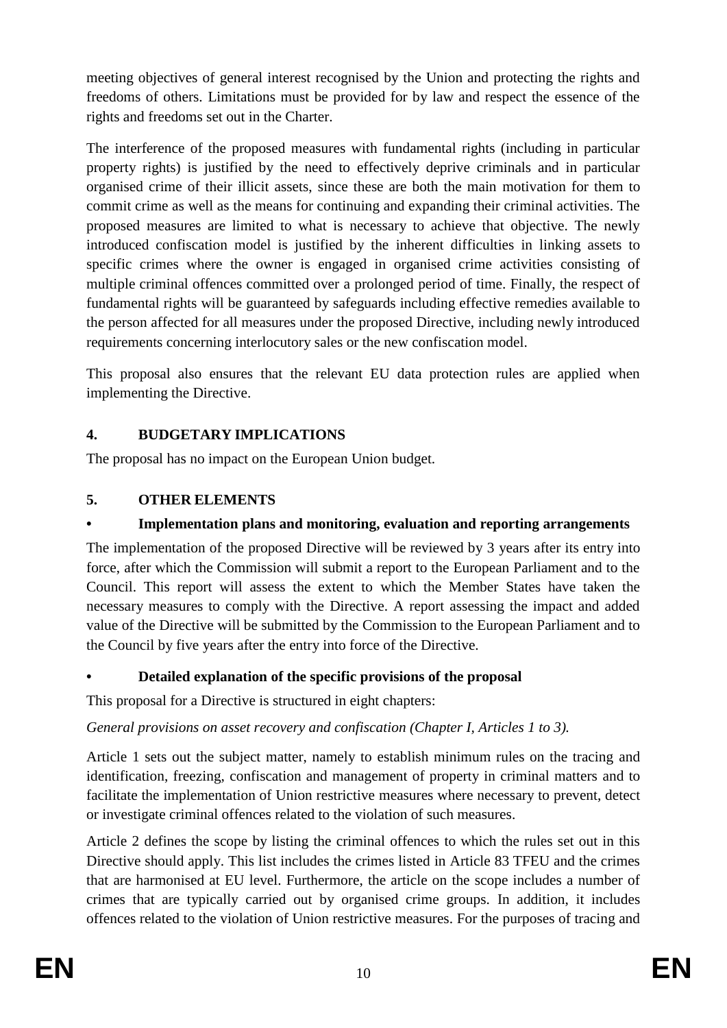meeting objectives of general interest recognised by the Union and protecting the rights and freedoms of others. Limitations must be provided for by law and respect the essence of the rights and freedoms set out in the Charter.

The interference of the proposed measures with fundamental rights (including in particular property rights) is justified by the need to effectively deprive criminals and in particular organised crime of their illicit assets, since these are both the main motivation for them to commit crime as well as the means for continuing and expanding their criminal activities. The proposed measures are limited to what is necessary to achieve that objective. The newly introduced confiscation model is justified by the inherent difficulties in linking assets to specific crimes where the owner is engaged in organised crime activities consisting of multiple criminal offences committed over a prolonged period of time. Finally, the respect of fundamental rights will be guaranteed by safeguards including effective remedies available to the person affected for all measures under the proposed Directive, including newly introduced requirements concerning interlocutory sales or the new confiscation model.

This proposal also ensures that the relevant EU data protection rules are applied when implementing the Directive.

## 4. BUDGETARY IMPLICATIONS

The proposal has no impact on the European Union budget.

## 5. OTHER ELEMENTS

### • Implementation plans and monitoring, evaluation and reporting arrangements

The implementation of the proposed Directive will be reviewed by 3 years after its entry into force, after which the Commission will submit a report to the European Parliament and to the Council. This report will assess the extent to which the Member States have taken the necessary measures to comply with the Directive. A report assessing the impact and added value of the Directive will be submitted by the Commission to the European Parliament and to the Council by five years after the entry into force of the Directive.

### • Detailed explanation of the specific provisions of the proposal

This proposal for a Directive is structured in eight chapters:

*General provisions on asset recovery and confiscation (Chapter I, Articles 1 to 3).*

Article 1 sets out the subject matter, namely to establish minimum rules on the tracing and identification, freezing, confiscation and management of property in criminal matters and to facilitate the implementation of Union restrictive measures where necessary to prevent, detect or investigate criminal offences related to the violation of such measures.

Article 2 defines the scope by listing the criminal offences to which the rules set out in this Directive should apply. This list includes the crimes listed in Article 83 TFEU and the crimes that are harmonised at EU level. Furthermore, the article on the scope includes a number of crimes that are typically carried out by organised crime groups. In addition, it includes offences related to the violation of Union restrictive measures. For the purposes of tracing and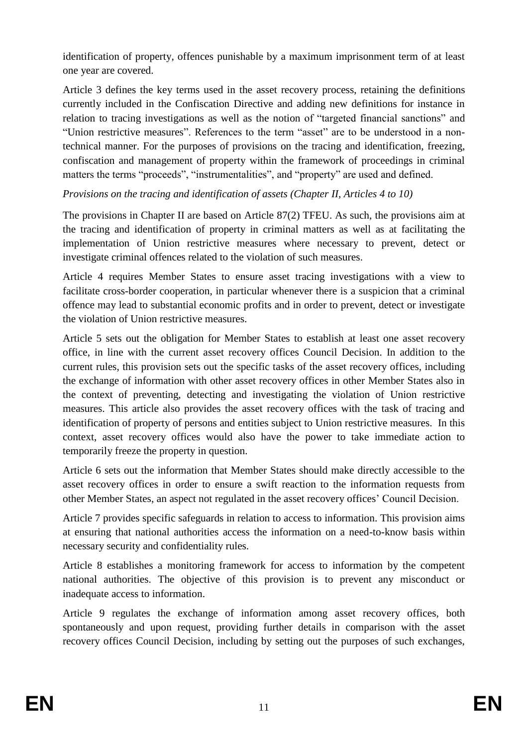identification of property, offences punishable by a maximum imprisonment term of at least one year are covered.

Article 3 defines the key terms used in the asset recovery process, retaining the definitions currently included in the Confiscation Directive and adding new definitions for instance in relation to tracing investigations as well as the notion of "targeted financial sanctions" and "Union restrictive measures". References to the term "asset" are to be understood in a non-technical manner. For the purposes of provisions on the tracing and identification, freezing, confiscation and management of property within the framework of proceedings in criminal matters the terms "proceeds", "instrumentalities", and "property" are used and defined.

*Provisions on the tracing and identification of assets (Chapter II, Articles 4 to 10)*

The provisions in Chapter II are based on Article 87(2) TFEU. As such, the provisions aim at the tracing and identification of property in criminal matters as well as at facilitating the implementation of Union restrictive measures where necessary to prevent, detect or investigate criminal offences related to the violation of such measures.

Article 4 requires Member States to ensure asset tracing investigations with a view to facilitate cross-border cooperation, in particular whenever there is a suspicion that a criminal offence may lead to substantial economic profits and in order to prevent, detect or investigate the violation of Union restrictive measures.

Article 5 sets out the obligation for Member States to establish at least one asset recovery office, in line with the current asset recovery offices Council Decision. In addition to the current rules, this provision sets out the specific tasks of the asset recovery offices, including the exchange of information with other asset recovery offices in other Member States also in the context of preventing, detecting and investigating the violation of Union restrictive measures. This article also provides the asset recovery offices with the task of tracing and identification of property of persons and entities subject to Union restrictive measures. In this context, asset recovery offices would also have the power to take immediate action to temporarily freeze the property in question.

Article 6 sets out the information that Member States should make directly accessible to the asset recovery offices in order to ensure a swift reaction to the information requests from other Member States, an aspect not regulated in the asset recovery offices' Council Decision.

Article 7 provides specific safeguards in relation to access to information. This provision aims at ensuring that national authorities access the information on a need-to-know basis within necessary security and confidentiality rules.

Article 8 establishes a monitoring framework for access to information by the competent national authorities. The objective of this provision is to prevent any misconduct or inadequate access to information.

Article 9 regulates the exchange of information among asset recovery offices, both spontaneously and upon request, providing further details in comparison with the asset recovery offices Council Decision, including by setting out the purposes of such exchanges,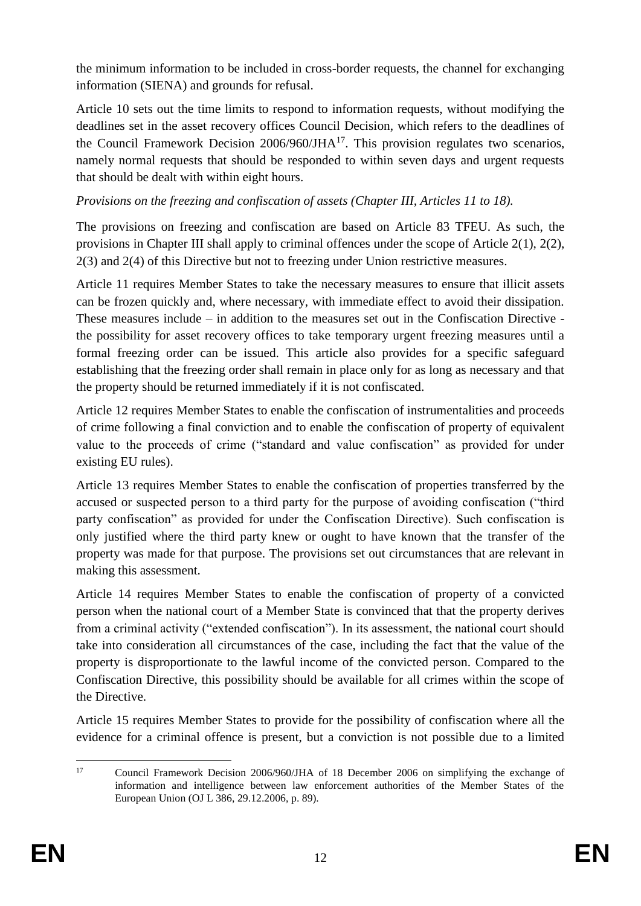the minimum information to be included in cross-border requests, the channel for exchanging information (SIENA) and grounds for refusal.

Article 10 sets out the time limits to respond to information requests, without modifying the deadlines set in the asset recovery offices Council Decision, which refers to the deadlines of the Council Framework Decision 2006/960/JHA[17]. This provision regulates two scenarios, namely normal requests that should be responded to within seven days and urgent requests that should be dealt with within eight hours.

*Provisions on the freezing and confiscation of assets (Chapter III, Articles 11 to 18).*

The provisions on freezing and confiscation are based on Article 83 TFEU. As such, the provisions in Chapter III shall apply to criminal offences under the scope of Article 2(1), 2(2), 2(3) and 2(4) of this Directive but not to freezing under Union restrictive measures.

Article 11 requires Member States to take the necessary measures to ensure that illicit assets can be frozen quickly and, where necessary, with immediate effect to avoid their dissipation. These measures include – in addition to the measures set out in the Confiscation Directive - the possibility for asset recovery offices to take temporary urgent freezing measures until a formal freezing order can be issued. This article also provides for a specific safeguard establishing that the freezing order shall remain in place only for as long as necessary and that the property should be returned immediately if it is not confiscated.

Article 12 requires Member States to enable the confiscation of instrumentalities and proceeds of crime following a final conviction and to enable the confiscation of property of equivalent value to the proceeds of crime ("standard and value confiscation" as provided for under existing EU rules).

Article 13 requires Member States to enable the confiscation of properties transferred by the accused or suspected person to a third party for the purpose of avoiding confiscation ("third party confiscation" as provided for under the Confiscation Directive). Such confiscation is only justified where the third party knew or ought to have known that the transfer of the property was made for that purpose. The provisions set out circumstances that are relevant in making this assessment.

Article 14 requires Member States to enable the confiscation of property of a convicted person when the national court of a Member State is convinced that that the property derives from a criminal activity ("extended confiscation"). In its assessment, the national court should take into consideration all circumstances of the case, including the fact that the value of the property is disproportionate to the lawful income of the convicted person. Compared to the Confiscation Directive, this possibility should be available for all crimes within the scope of the Directive.

Article 15 requires Member States to provide for the possibility of confiscation where all the evidence for a criminal offence is present, but a conviction is not possible due to a limited

[17] Council Framework Decision 2006/960/JHA of 18 December 2006 on simplifying the exchange of information and intelligence between law enforcement authorities of the Member States of the European Union (OJ L 386, 29.12.2006, p. 89).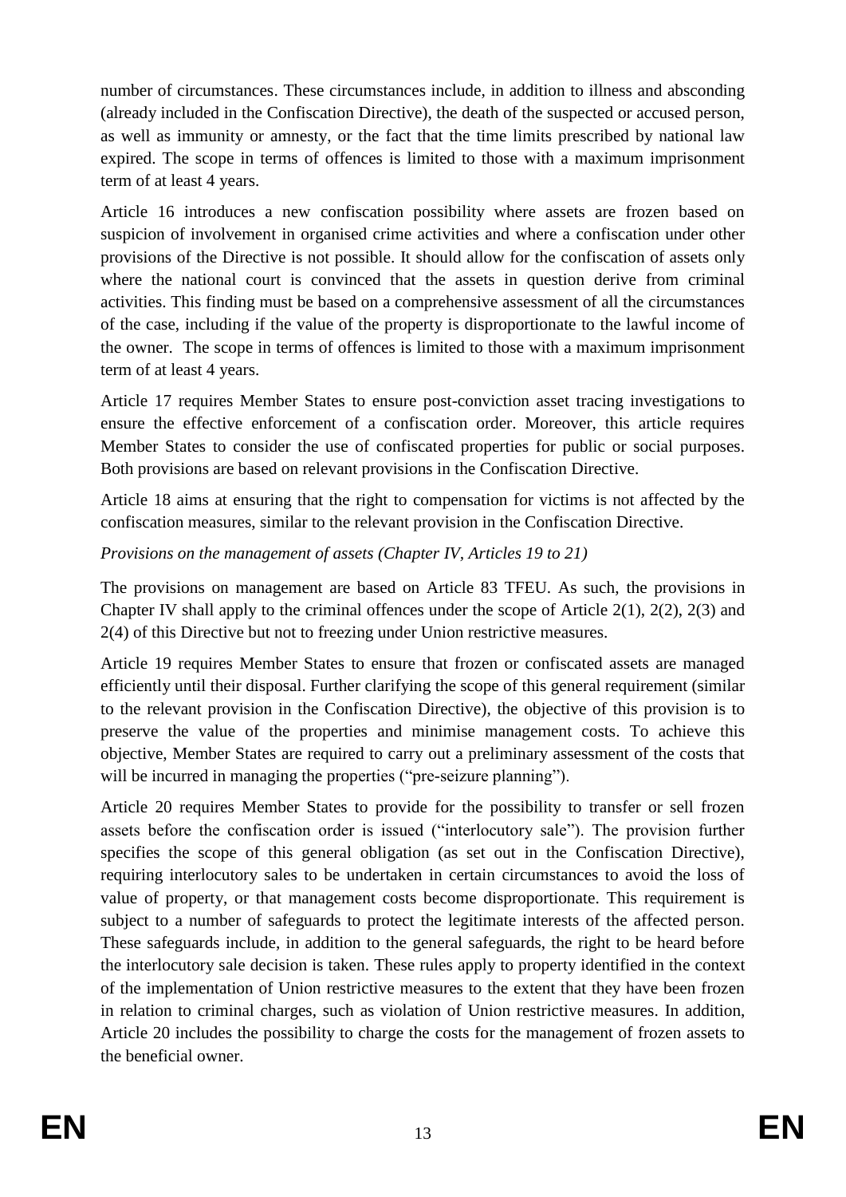number of circumstances. These circumstances include, in addition to illness and absconding (already included in the Confiscation Directive), the death of the suspected or accused person, as well as immunity or amnesty, or the fact that the time limits prescribed by national law expired. The scope in terms of offences is limited to those with a maximum imprisonment term of at least 4 years.

Article 16 introduces a new confiscation possibility where assets are frozen based on suspicion of involvement in organised crime activities and where a confiscation under other provisions of the Directive is not possible. It should allow for the confiscation of assets only where the national court is convinced that the assets in question derive from criminal activities. This finding must be based on a comprehensive assessment of all the circumstances of the case, including if the value of the property is disproportionate to the lawful income of the owner. The scope in terms of offences is limited to those with a maximum imprisonment term of at least 4 years.

Article 17 requires Member States to ensure post-conviction asset tracing investigations to ensure the effective enforcement of a confiscation order. Moreover, this article requires Member States to consider the use of confiscated properties for public or social purposes. Both provisions are based on relevant provisions in the Confiscation Directive.

Article 18 aims at ensuring that the right to compensation for victims is not affected by the confiscation measures, similar to the relevant provision in the Confiscation Directive.

*Provisions on the management of assets (Chapter IV, Articles 19 to 21)*

The provisions on management are based on Article 83 TFEU. As such, the provisions in Chapter IV shall apply to the criminal offences under the scope of Article 2(1), 2(2), 2(3) and 2(4) of this Directive but not to freezing under Union restrictive measures.

Article 19 requires Member States to ensure that frozen or confiscated assets are managed efficiently until their disposal. Further clarifying the scope of this general requirement (similar to the relevant provision in the Confiscation Directive), the objective of this provision is to preserve the value of the properties and minimise management costs. To achieve this objective, Member States are required to carry out a preliminary assessment of the costs that will be incurred in managing the properties ("pre-seizure planning").

Article 20 requires Member States to provide for the possibility to transfer or sell frozen assets before the confiscation order is issued ("interlocutory sale"). The provision further specifies the scope of this general obligation (as set out in the Confiscation Directive), requiring interlocutory sales to be undertaken in certain circumstances to avoid the loss of value of property, or that management costs become disproportionate. This requirement is subject to a number of safeguards to protect the legitimate interests of the affected person. These safeguards include, in addition to the general safeguards, the right to be heard before the interlocutory sale decision is taken. These rules apply to property identified in the context of the implementation of Union restrictive measures to the extent that they have been frozen in relation to criminal charges, such as violation of Union restrictive measures. In addition, Article 20 includes the possibility to charge the costs for the management of frozen assets to the beneficial owner.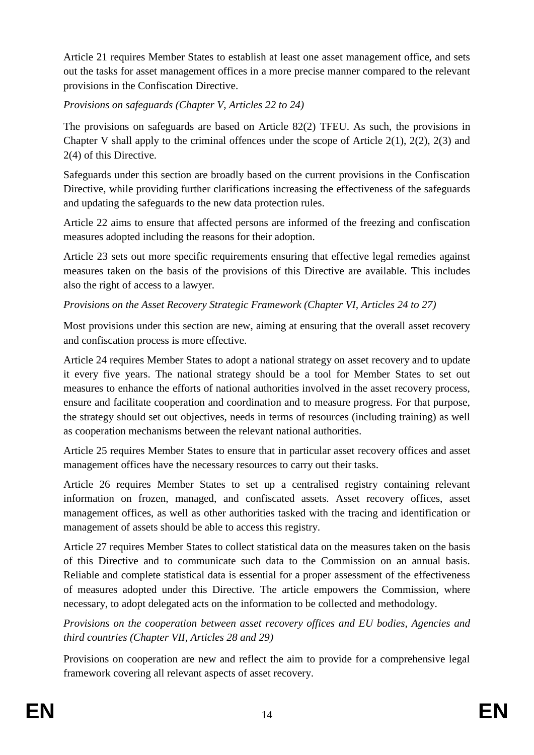Article 21 requires Member States to establish at least one asset management office, and sets out the tasks for asset management offices in a more precise manner compared to the relevant provisions in the Confiscation Directive.

*Provisions on safeguards (Chapter V, Articles 22 to 24)*

The provisions on safeguards are based on Article 82(2) TFEU. As such, the provisions in Chapter V shall apply to the criminal offences under the scope of Article 2(1), 2(2), 2(3) and 2(4) of this Directive.

Safeguards under this section are broadly based on the current provisions in the Confiscation Directive, while providing further clarifications increasing the effectiveness of the safeguards and updating the safeguards to the new data protection rules.

Article 22 aims to ensure that affected persons are informed of the freezing and confiscation measures adopted including the reasons for their adoption.

Article 23 sets out more specific requirements ensuring that effective legal remedies against measures taken on the basis of the provisions of this Directive are available. This includes also the right of access to a lawyer.

*Provisions on the Asset Recovery Strategic Framework (Chapter VI, Articles 24 to 27)*

Most provisions under this section are new, aiming at ensuring that the overall asset recovery and confiscation process is more effective.

Article 24 requires Member States to adopt a national strategy on asset recovery and to update it every five years. The national strategy should be a tool for Member States to set out measures to enhance the efforts of national authorities involved in the asset recovery process, ensure and facilitate cooperation and coordination and to measure progress. For that purpose, the strategy should set out objectives, needs in terms of resources (including training) as well as cooperation mechanisms between the relevant national authorities.

Article 25 requires Member States to ensure that in particular asset recovery offices and asset management offices have the necessary resources to carry out their tasks.

Article 26 requires Member States to set up a centralised registry containing relevant information on frozen, managed, and confiscated assets. Asset recovery offices, asset management offices, as well as other authorities tasked with the tracing and identification or management of assets should be able to access this registry.

Article 27 requires Member States to collect statistical data on the measures taken on the basis of this Directive and to communicate such data to the Commission on an annual basis. Reliable and complete statistical data is essential for a proper assessment of the effectiveness of measures adopted under this Directive. The article empowers the Commission, where necessary, to adopt delegated acts on the information to be collected and methodology.

*Provisions on the cooperation between asset recovery offices and EU bodies, Agencies and third countries (Chapter VII, Articles 28 and 29)*

Provisions on cooperation are new and reflect the aim to provide for a comprehensive legal framework covering all relevant aspects of asset recovery.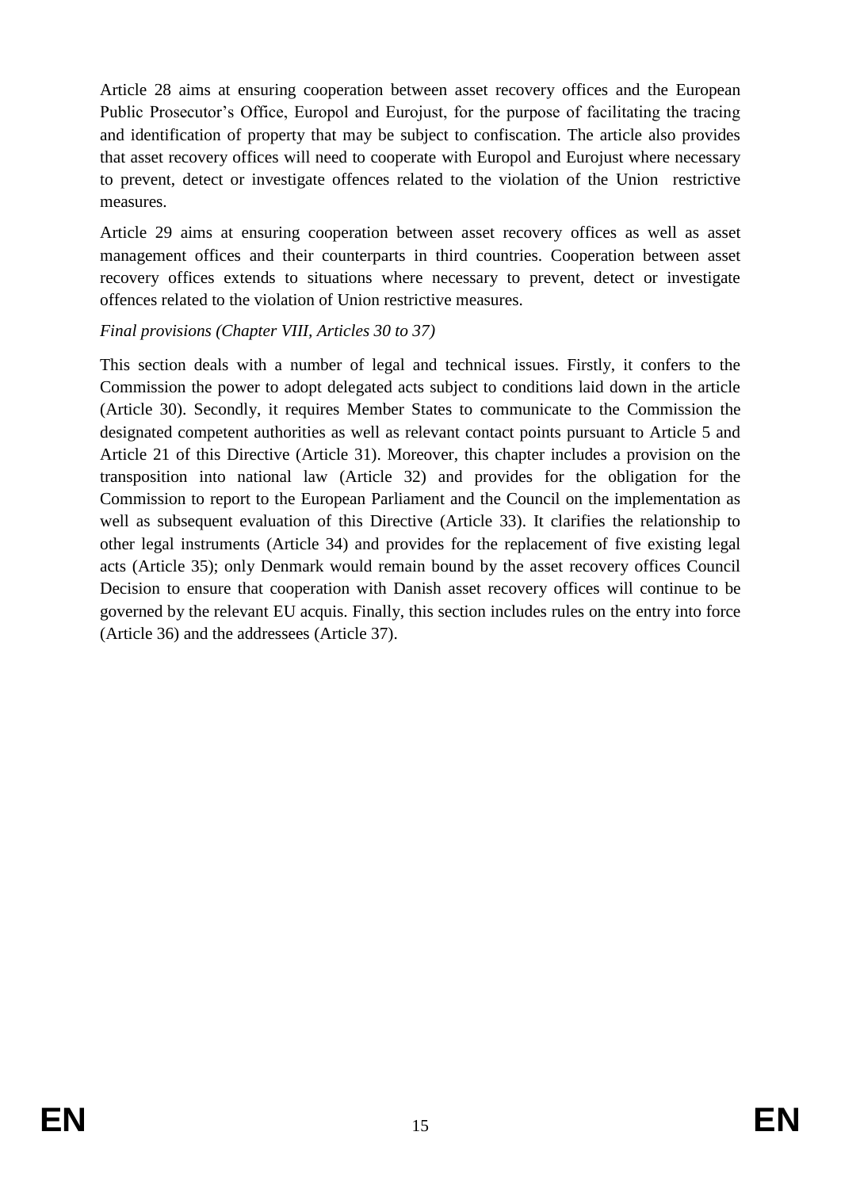Article 28 aims at ensuring cooperation between asset recovery offices and the European Public Prosecutor's Office, Europol and Eurojust, for the purpose of facilitating the tracing and identification of property that may be subject to confiscation. The article also provides that asset recovery offices will need to cooperate with Europol and Eurojust where necessary to prevent, detect or investigate offences related to the violation of the Union restrictive measures.

Article 29 aims at ensuring cooperation between asset recovery offices as well as asset management offices and their counterparts in third countries. Cooperation between asset recovery offices extends to situations where necessary to prevent, detect or investigate offences related to the violation of Union restrictive measures.

*Final provisions (Chapter VIII, Articles 30 to 37)*

This section deals with a number of legal and technical issues. Firstly, it confers to the Commission the power to adopt delegated acts subject to conditions laid down in the article (Article 30). Secondly, it requires Member States to communicate to the Commission the designated competent authorities as well as relevant contact points pursuant to Article 5 and Article 21 of this Directive (Article 31). Moreover, this chapter includes a provision on the transposition into national law (Article 32) and provides for the obligation for the Commission to report to the European Parliament and the Council on the implementation as well as subsequent evaluation of this Directive (Article 33). It clarifies the relationship to other legal instruments (Article 34) and provides for the replacement of five existing legal acts (Article 35); only Denmark would remain bound by the asset recovery offices Council Decision to ensure that cooperation with Danish asset recovery offices will continue to be governed by the relevant EU acquis. Finally, this section includes rules on the entry into force (Article 36) and the addressees (Article 37).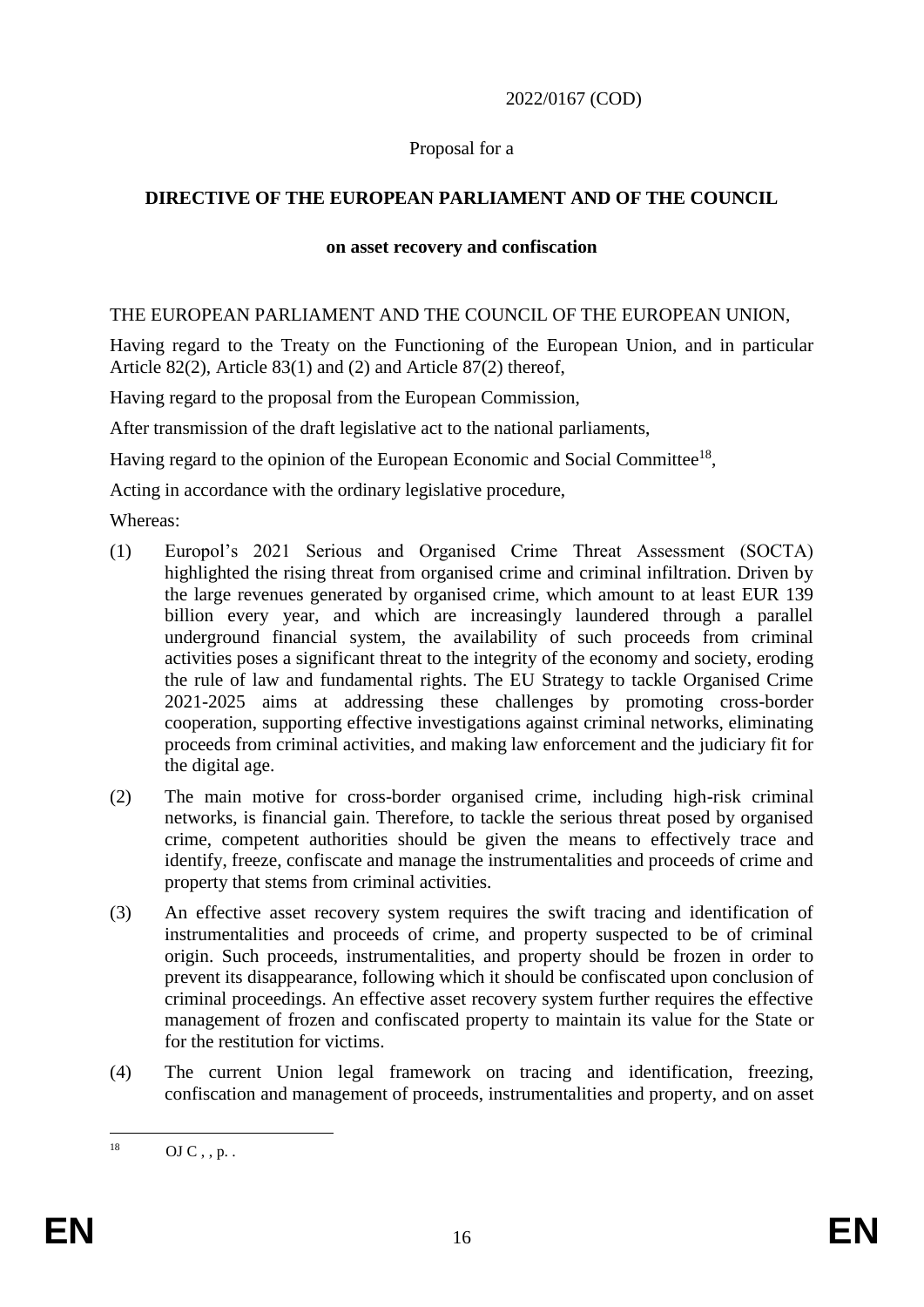2022/0167 (COD)

Proposal for a

**DIRECTIVE OF THE EUROPEAN PARLIAMENT AND OF THE COUNCIL**

**on asset recovery and confiscation**

THE EUROPEAN PARLIAMENT AND THE COUNCIL OF THE EUROPEAN UNION,

Having regard to the Treaty on the Functioning of the European Union, and in particular Article 82(2), Article 83(1) and (2) and Article 87(2) thereof,

Having regard to the proposal from the European Commission,

After transmission of the draft legislative act to the national parliaments,

Having regard to the opinion of the European Economic and Social Committee[18],

Acting in accordance with the ordinary legislative procedure,

Whereas:

(1) Europol's 2021 Serious and Organised Crime Threat Assessment (SOCTA) highlighted the rising threat from organised crime and criminal infiltration. Driven by the large revenues generated by organised crime, which amount to at least EUR 139 billion every year, and which are increasingly laundered through a parallel underground financial system, the availability of such proceeds from criminal activities poses a significant threat to the integrity of the economy and society, eroding the rule of law and fundamental rights. The EU Strategy to tackle Organised Crime 2021-2025 aims at addressing these challenges by promoting cross-border cooperation, supporting effective investigations against criminal networks, eliminating proceeds from criminal activities, and making law enforcement and the judiciary fit for the digital age.

(2) The main motive for cross-border organised crime, including high-risk criminal networks, is financial gain. Therefore, to tackle the serious threat posed by organised crime, competent authorities should be given the means to effectively trace and identify, freeze, confiscate and manage the instrumentalities and proceeds of crime and property that stems from criminal activities.

(3) An effective asset recovery system requires the swift tracing and identification of instrumentalities and proceeds of crime, and property suspected to be of criminal origin. Such proceeds, instrumentalities, and property should be frozen in order to prevent its disappearance, following which it should be confiscated upon conclusion of criminal proceedings. An effective asset recovery system further requires the effective management of frozen and confiscated property to maintain its value for the State or for the restitution for victims.

(4) The current Union legal framework on tracing and identification, freezing, confiscation and management of proceeds, instrumentalities and property, and on asset

---

[18] OJ C , , p. .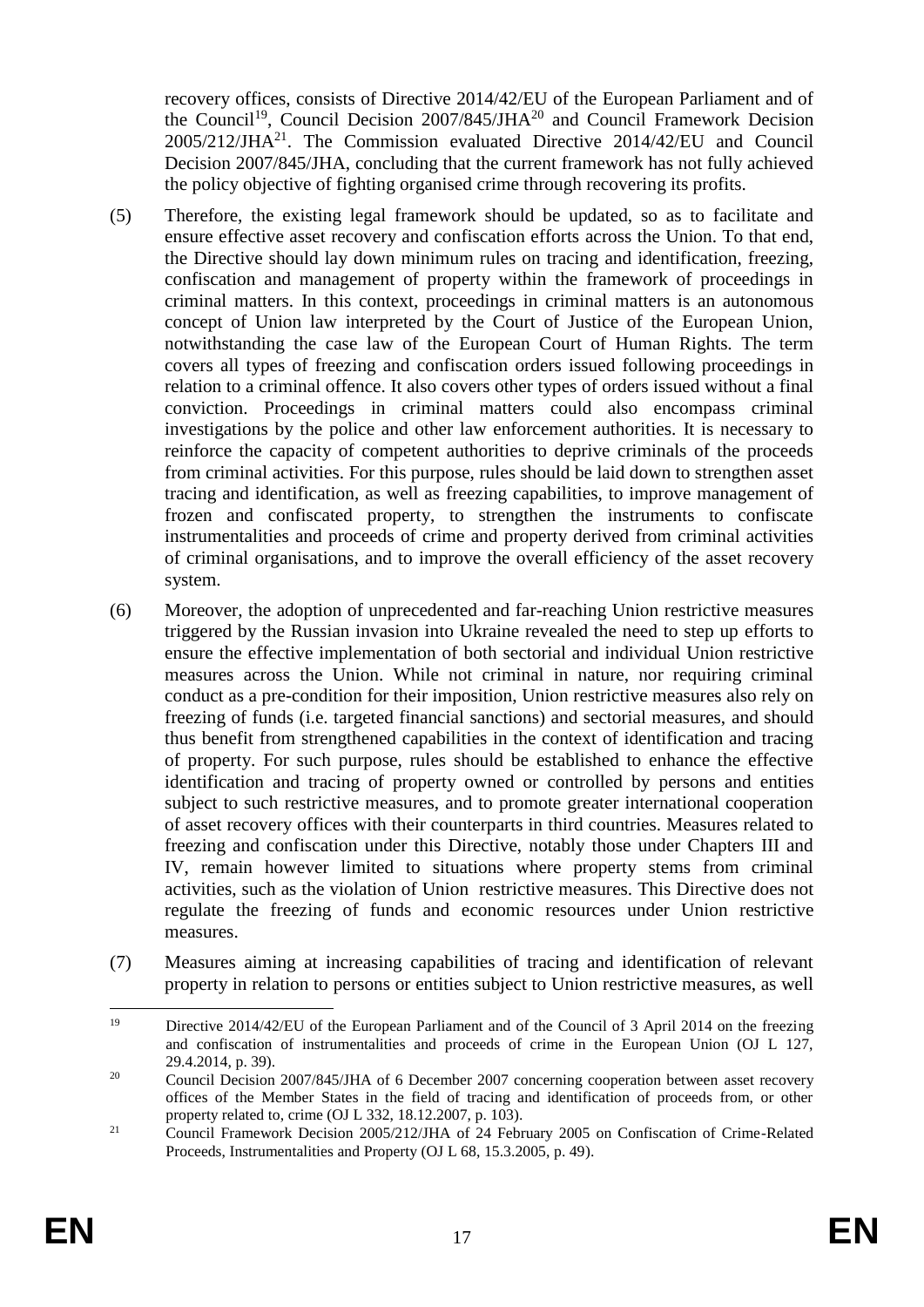recovery offices, consists of Directive 2014/42/EU of the European Parliament and of the Council[19], Council Decision 2007/845/JHA[20] and Council Framework Decision 2005/212/JHA[21]. The Commission evaluated Directive 2014/42/EU and Council Decision 2007/845/JHA, concluding that the current framework has not fully achieved the policy objective of fighting organised crime through recovering its profits.

(5) Therefore, the existing legal framework should be updated, so as to facilitate and ensure effective asset recovery and confiscation efforts across the Union. To that end, the Directive should lay down minimum rules on tracing and identification, freezing, confiscation and management of property within the framework of proceedings in criminal matters. In this context, proceedings in criminal matters is an autonomous concept of Union law interpreted by the Court of Justice of the European Union, notwithstanding the case law of the European Court of Human Rights. The term covers all types of freezing and confiscation orders issued following proceedings in relation to a criminal offence. It also covers other types of orders issued without a final conviction. Proceedings in criminal matters could also encompass criminal investigations by the police and other law enforcement authorities. It is necessary to reinforce the capacity of competent authorities to deprive criminals of the proceeds from criminal activities. For this purpose, rules should be laid down to strengthen asset tracing and identification, as well as freezing capabilities, to improve management of frozen and confiscated property, to strengthen the instruments to confiscate instrumentalities and proceeds of crime and property derived from criminal activities of criminal organisations, and to improve the overall efficiency of the asset recovery system.

(6) Moreover, the adoption of unprecedented and far-reaching Union restrictive measures triggered by the Russian invasion into Ukraine revealed the need to step up efforts to ensure the effective implementation of both sectorial and individual Union restrictive measures across the Union. While not criminal in nature, nor requiring criminal conduct as a pre-condition for their imposition, Union restrictive measures also rely on freezing of funds (i.e. targeted financial sanctions) and sectorial measures, and should thus benefit from strengthened capabilities in the context of identification and tracing of property. For such purpose, rules should be established to enhance the effective identification and tracing of property owned or controlled by persons and entities subject to such restrictive measures, and to promote greater international cooperation of asset recovery offices with their counterparts in third countries. Measures related to freezing and confiscation under this Directive, notably those under Chapters III and IV, remain however limited to situations where property stems from criminal activities, such as the violation of Union restrictive measures. This Directive does not regulate the freezing of funds and economic resources under Union restrictive measures.

(7) Measures aiming at increasing capabilities of tracing and identification of relevant property in relation to persons or entities subject to Union restrictive measures, as well

---

[19] Directive 2014/42/EU of the European Parliament and of the Council of 3 April 2014 on the freezing and confiscation of instrumentalities and proceeds of crime in the European Union (OJ L 127, 29.4.2014, p. 39).

[20] Council Decision 2007/845/JHA of 6 December 2007 concerning cooperation between asset recovery offices of the Member States in the field of tracing and identification of proceeds from, or other property related to, crime (OJ L 332, 18.12.2007, p. 103).

[21] Council Framework Decision 2005/212/JHA of 24 February 2005 on Confiscation of Crime-Related Proceeds, Instrumentalities and Property (OJ L 68, 15.3.2005, p. 49).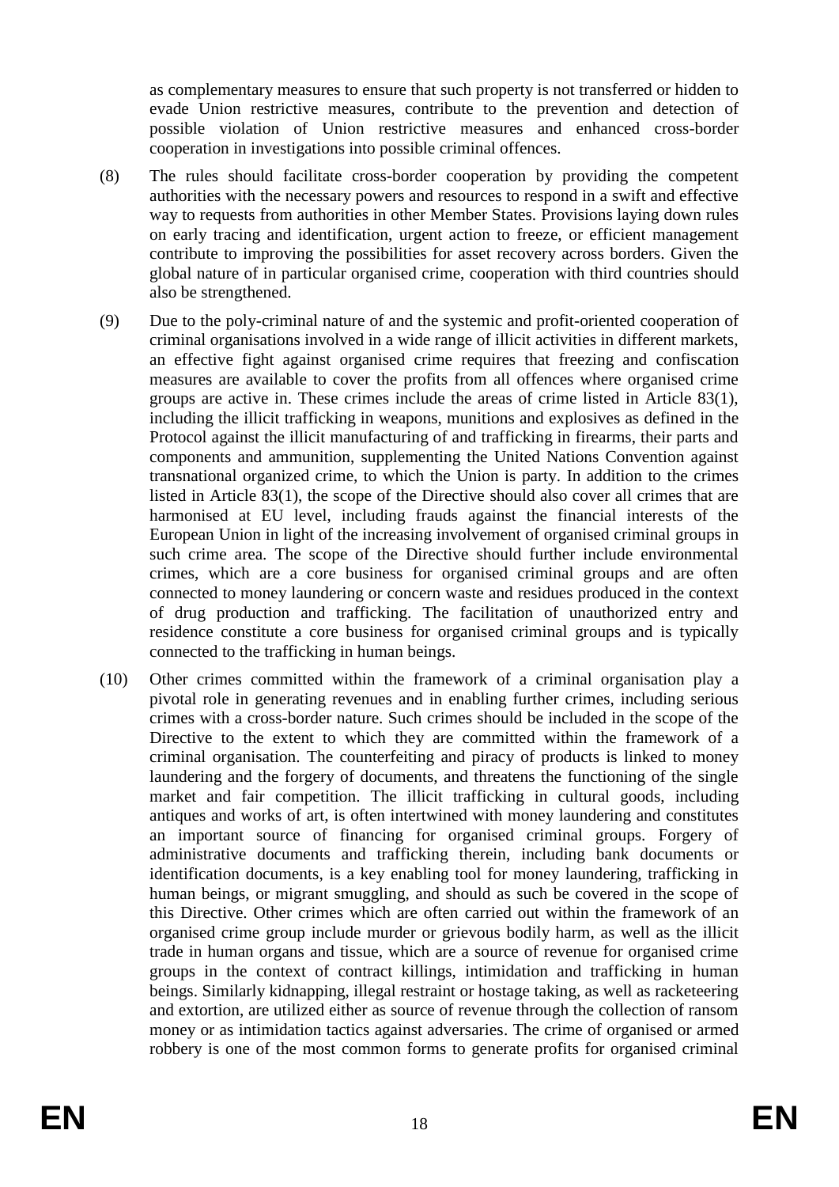as complementary measures to ensure that such property is not transferred or hidden to evade Union restrictive measures, contribute to the prevention and detection of possible violation of Union restrictive measures and enhanced cross-border cooperation in investigations into possible criminal offences.

(8) The rules should facilitate cross-border cooperation by providing the competent authorities with the necessary powers and resources to respond in a swift and effective way to requests from authorities in other Member States. Provisions laying down rules on early tracing and identification, urgent action to freeze, or efficient management contribute to improving the possibilities for asset recovery across borders. Given the global nature of in particular organised crime, cooperation with third countries should also be strengthened.

(9) Due to the poly-criminal nature of and the systemic and profit-oriented cooperation of criminal organisations involved in a wide range of illicit activities in different markets, an effective fight against organised crime requires that freezing and confiscation measures are available to cover the profits from all offences where organised crime groups are active in. These crimes include the areas of crime listed in Article 83(1), including the illicit trafficking in weapons, munitions and explosives as defined in the Protocol against the illicit manufacturing of and trafficking in firearms, their parts and components and ammunition, supplementing the United Nations Convention against transnational organized crime, to which the Union is party. In addition to the crimes listed in Article 83(1), the scope of the Directive should also cover all crimes that are harmonised at EU level, including frauds against the financial interests of the European Union in light of the increasing involvement of organised criminal groups in such crime area. The scope of the Directive should further include environmental crimes, which are a core business for organised criminal groups and are often connected to money laundering or concern waste and residues produced in the context of drug production and trafficking. The facilitation of unauthorized entry and residence constitute a core business for organised criminal groups and is typically connected to the trafficking in human beings.

(10) Other crimes committed within the framework of a criminal organisation play a pivotal role in generating revenues and in enabling further crimes, including serious crimes with a cross-border nature. Such crimes should be included in the scope of the Directive to the extent to which they are committed within the framework of a criminal organisation. The counterfeiting and piracy of products is linked to money laundering and the forgery of documents, and threatens the functioning of the single market and fair competition. The illicit trafficking in cultural goods, including antiques and works of art, is often intertwined with money laundering and constitutes an important source of financing for organised criminal groups. Forgery of administrative documents and trafficking therein, including bank documents or identification documents, is a key enabling tool for money laundering, trafficking in human beings, or migrant smuggling, and should as such be covered in the scope of this Directive. Other crimes which are often carried out within the framework of an organised crime group include murder or grievous bodily harm, as well as the illicit trade in human organs and tissue, which are a source of revenue for organised crime groups in the context of contract killings, intimidation and trafficking in human beings. Similarly kidnapping, illegal restraint or hostage taking, as well as racketeering and extortion, are utilized either as source of revenue through the collection of ransom money or as intimidation tactics against adversaries. The crime of organised or armed robbery is one of the most common forms to generate profits for organised criminal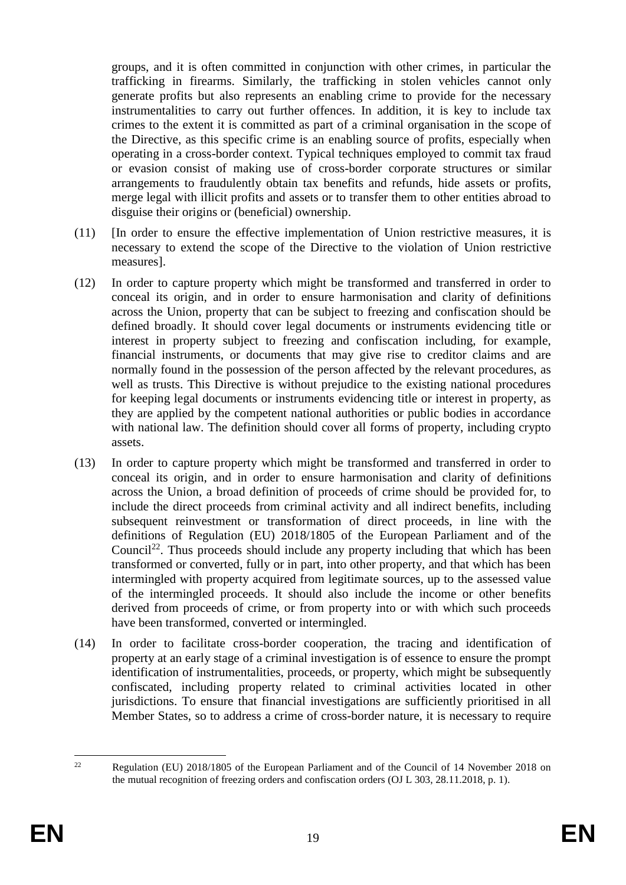groups, and it is often committed in conjunction with other crimes, in particular the trafficking in firearms. Similarly, the trafficking in stolen vehicles cannot only generate profits but also represents an enabling crime to provide for the necessary instrumentalities to carry out further offences. In addition, it is key to include tax crimes to the extent it is committed as part of a criminal organisation in the scope of the Directive, as this specific crime is an enabling source of profits, especially when operating in a cross-border context. Typical techniques employed to commit tax fraud or evasion consist of making use of cross-border corporate structures or similar arrangements to fraudulently obtain tax benefits and refunds, hide assets or profits, merge legal with illicit profits and assets or to transfer them to other entities abroad to disguise their origins or (beneficial) ownership.

(11) [In order to ensure the effective implementation of Union restrictive measures, it is necessary to extend the scope of the Directive to the violation of Union restrictive measures].

(12) In order to capture property which might be transformed and transferred in order to conceal its origin, and in order to ensure harmonisation and clarity of definitions across the Union, property that can be subject to freezing and confiscation should be defined broadly. It should cover legal documents or instruments evidencing title or interest in property subject to freezing and confiscation including, for example, financial instruments, or documents that may give rise to creditor claims and are normally found in the possession of the person affected by the relevant procedures, as well as trusts. This Directive is without prejudice to the existing national procedures for keeping legal documents or instruments evidencing title or interest in property, as they are applied by the competent national authorities or public bodies in accordance with national law. The definition should cover all forms of property, including crypto assets.

(13) In order to capture property which might be transformed and transferred in order to conceal its origin, and in order to ensure harmonisation and clarity of definitions across the Union, a broad definition of proceeds of crime should be provided for, to include the direct proceeds from criminal activity and all indirect benefits, including subsequent reinvestment or transformation of direct proceeds, in line with the definitions of Regulation (EU) 2018/1805 of the European Parliament and of the Council[22]. Thus proceeds should include any property including that which has been transformed or converted, fully or in part, into other property, and that which has been intermingled with property acquired from legitimate sources, up to the assessed value of the intermingled proceeds. It should also include the income or other benefits derived from proceeds of crime, or from property into or with which such proceeds have been transformed, converted or intermingled.

(14) In order to facilitate cross-border cooperation, the tracing and identification of property at an early stage of a criminal investigation is of essence to ensure the prompt identification of instrumentalities, proceeds, or property, which might be subsequently confiscated, including property related to criminal activities located in other jurisdictions. To ensure that financial investigations are sufficiently prioritised in all Member States, so to address a crime of cross-border nature, it is necessary to require

[22] Regulation (EU) 2018/1805 of the European Parliament and of the Council of 14 November 2018 on the mutual recognition of freezing orders and confiscation orders (OJ L 303, 28.11.2018, p. 1).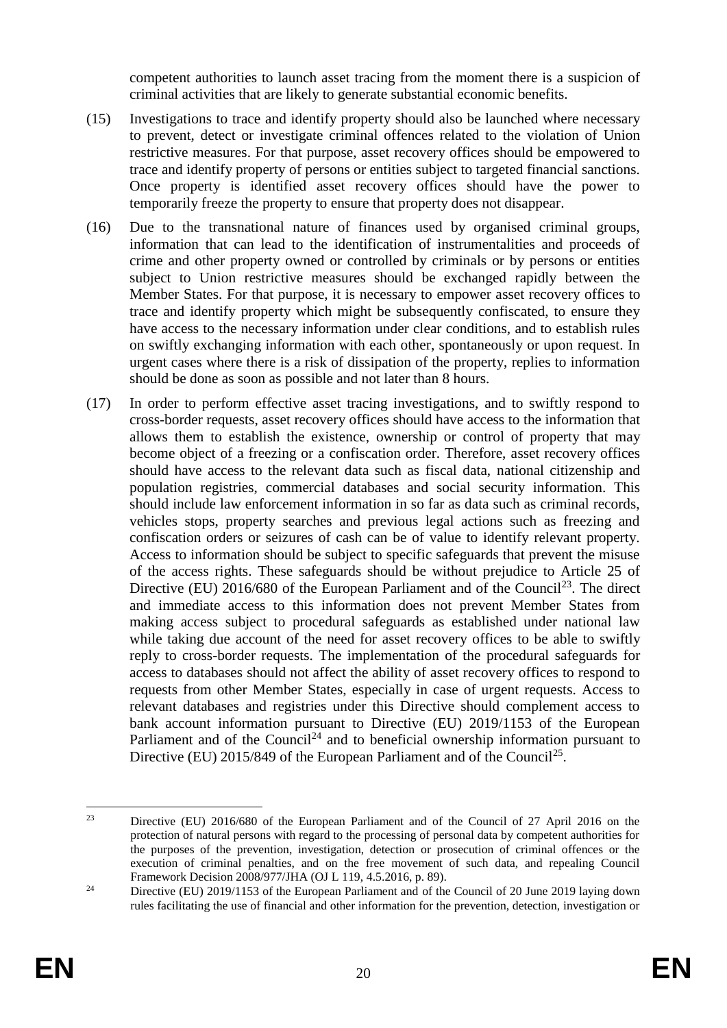competent authorities to launch asset tracing from the moment there is a suspicion of criminal activities that are likely to generate substantial economic benefits.

(15) Investigations to trace and identify property should also be launched where necessary to prevent, detect or investigate criminal offences related to the violation of Union restrictive measures. For that purpose, asset recovery offices should be empowered to trace and identify property of persons or entities subject to targeted financial sanctions. Once property is identified asset recovery offices should have the power to temporarily freeze the property to ensure that property does not disappear.

(16) Due to the transnational nature of finances used by organised criminal groups, information that can lead to the identification of instrumentalities and proceeds of crime and other property owned or controlled by criminals or by persons or entities subject to Union restrictive measures should be exchanged rapidly between the Member States. For that purpose, it is necessary to empower asset recovery offices to trace and identify property which might be subsequently confiscated, to ensure they have access to the necessary information under clear conditions, and to establish rules on swiftly exchanging information with each other, spontaneously or upon request. In urgent cases where there is a risk of dissipation of the property, replies to information should be done as soon as possible and not later than 8 hours.

(17) In order to perform effective asset tracing investigations, and to swiftly respond to cross-border requests, asset recovery offices should have access to the information that allows them to establish the existence, ownership or control of property that may become object of a freezing or a confiscation order. Therefore, asset recovery offices should have access to the relevant data such as fiscal data, national citizenship and population registries, commercial databases and social security information. This should include law enforcement information in so far as data such as criminal records, vehicles stops, property searches and previous legal actions such as freezing and confiscation orders or seizures of cash can be of value to identify relevant property. Access to information should be subject to specific safeguards that prevent the misuse of the access rights. These safeguards should be without prejudice to Article 25 of Directive (EU) 2016/680 of the European Parliament and of the Council[23]. The direct and immediate access to this information does not prevent Member States from making access subject to procedural safeguards as established under national law while taking due account of the need for asset recovery offices to be able to swiftly reply to cross-border requests. The implementation of the procedural safeguards for access to databases should not affect the ability of asset recovery offices to respond to requests from other Member States, especially in case of urgent requests. Access to relevant databases and registries under this Directive should complement access to bank account information pursuant to Directive (EU) 2019/1153 of the European Parliament and of the Council[24] and to beneficial ownership information pursuant to Directive (EU) 2015/849 of the European Parliament and of the Council[25].

---

[23] Directive (EU) 2016/680 of the European Parliament and of the Council of 27 April 2016 on the protection of natural persons with regard to the processing of personal data by competent authorities for the purposes of the prevention, investigation, detection or prosecution of criminal offences or the execution of criminal penalties, and on the free movement of such data, and repealing Council Framework Decision 2008/977/JHA (OJ L 119, 4.5.2016, p. 89).

[24] Directive (EU) 2019/1153 of the European Parliament and of the Council of 20 June 2019 laying down rules facilitating the use of financial and other information for the prevention, detection, investigation or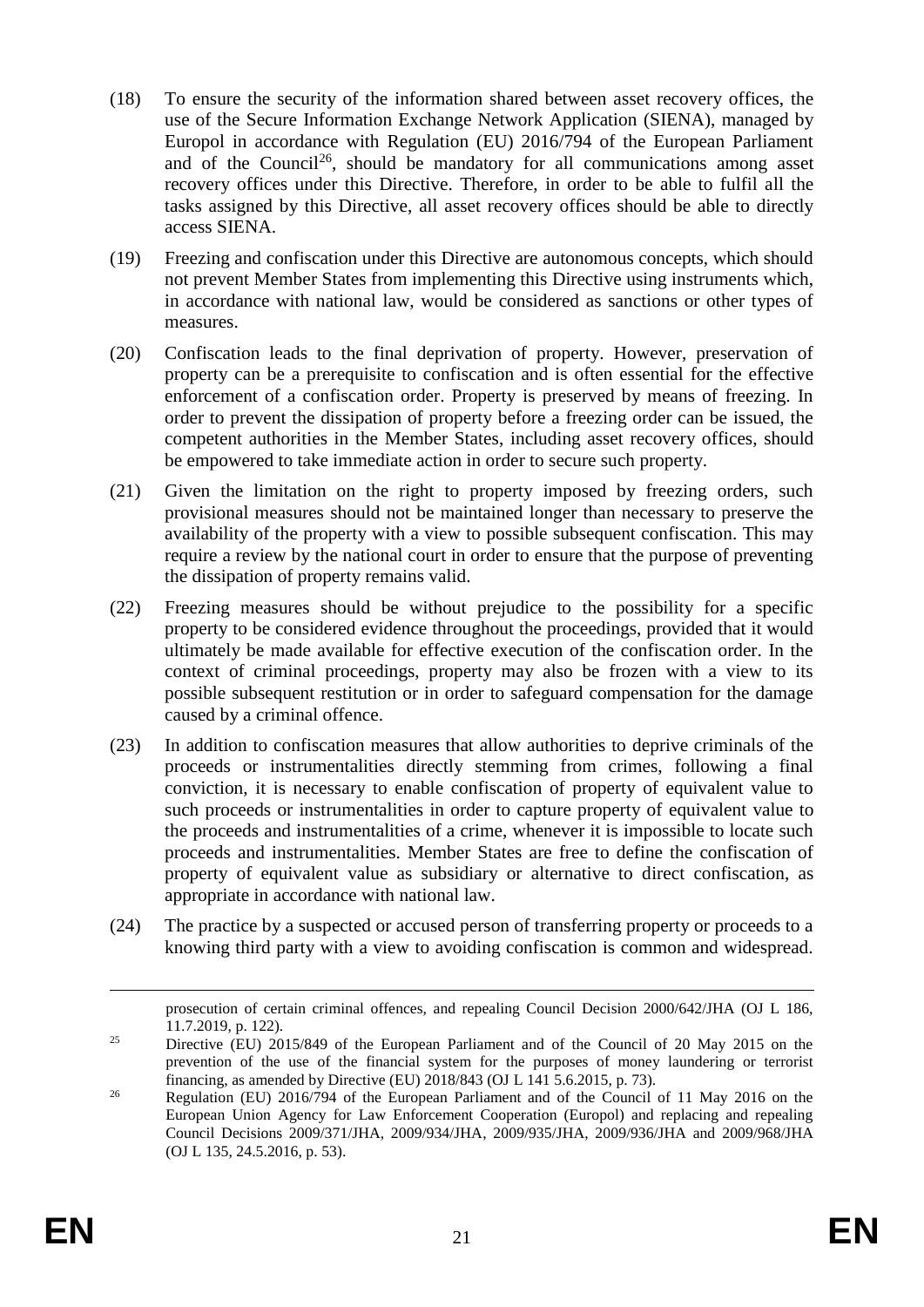(18) To ensure the security of the information shared between asset recovery offices, the use of the Secure Information Exchange Network Application (SIENA), managed by Europol in accordance with Regulation (EU) 2016/794 of the European Parliament and of the Council[26], should be mandatory for all communications among asset recovery offices under this Directive. Therefore, in order to be able to fulfil all the tasks assigned by this Directive, all asset recovery offices should be able to directly access SIENA.

(19) Freezing and confiscation under this Directive are autonomous concepts, which should not prevent Member States from implementing this Directive using instruments which, in accordance with national law, would be considered as sanctions or other types of measures.

(20) Confiscation leads to the final deprivation of property. However, preservation of property can be a prerequisite to confiscation and is often essential for the effective enforcement of a confiscation order. Property is preserved by means of freezing. In order to prevent the dissipation of property before a freezing order can be issued, the competent authorities in the Member States, including asset recovery offices, should be empowered to take immediate action in order to secure such property.

(21) Given the limitation on the right to property imposed by freezing orders, such provisional measures should not be maintained longer than necessary to preserve the availability of the property with a view to possible subsequent confiscation. This may require a review by the national court in order to ensure that the purpose of preventing the dissipation of property remains valid.

(22) Freezing measures should be without prejudice to the possibility for a specific property to be considered evidence throughout the proceedings, provided that it would ultimately be made available for effective execution of the confiscation order. In the context of criminal proceedings, property may also be frozen with a view to its possible subsequent restitution or in order to safeguard compensation for the damage caused by a criminal offence.

(23) In addition to confiscation measures that allow authorities to deprive criminals of the proceeds or instrumentalities directly stemming from crimes, following a final conviction, it is necessary to enable confiscation of property of equivalent value to such proceeds or instrumentalities in order to capture property of equivalent value to the proceeds and instrumentalities of a crime, whenever it is impossible to locate such proceeds and instrumentalities. Member States are free to define the confiscation of property of equivalent value as subsidiary or alternative to direct confiscation, as appropriate in accordance with national law.

(24) The practice by a suspected or accused person of transferring property or proceeds to a knowing third party with a view to avoiding confiscation is common and widespread.

---

prosecution of certain criminal offences, and repealing Council Decision 2000/642/JHA (OJ L 186, 11.7.2019, p. 122).

[25] Directive (EU) 2015/849 of the European Parliament and of the Council of 20 May 2015 on the prevention of the use of the financial system for the purposes of money laundering or terrorist financing, as amended by Directive (EU) 2018/843 (OJ L 141 5.6.2015, p. 73).

[26] Regulation (EU) 2016/794 of the European Parliament and of the Council of 11 May 2016 on the European Union Agency for Law Enforcement Cooperation (Europol) and replacing and repealing Council Decisions 2009/371/JHA, 2009/934/JHA, 2009/935/JHA, 2009/936/JHA and 2009/968/JHA (OJ L 135, 24.5.2016, p. 53).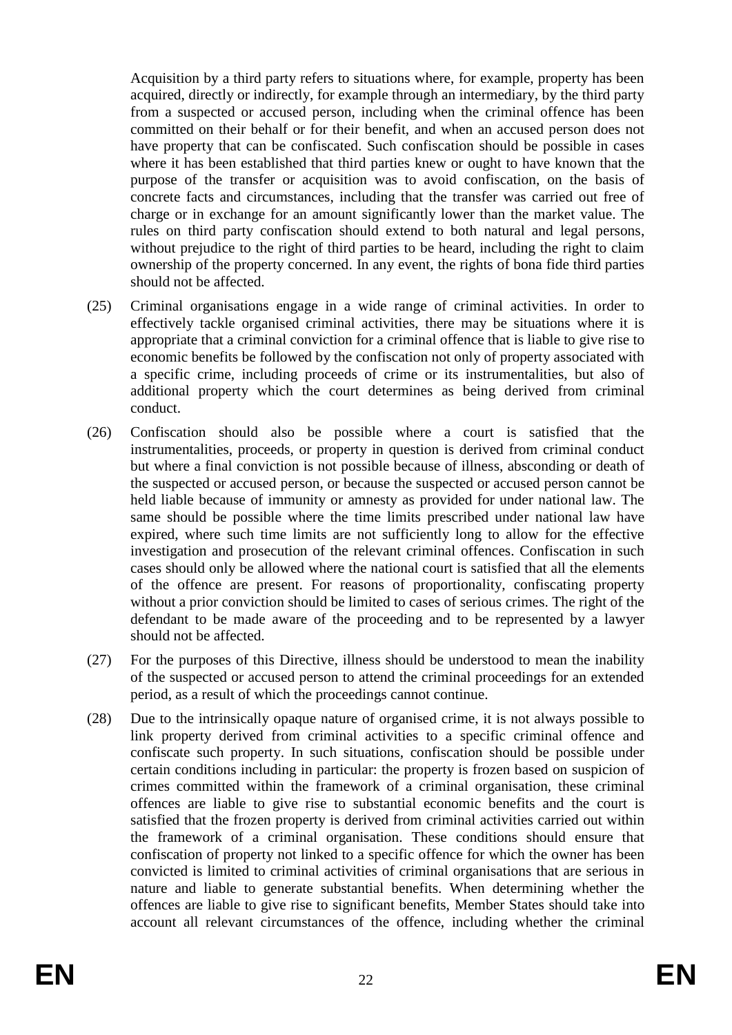Acquisition by a third party refers to situations where, for example, property has been acquired, directly or indirectly, for example through an intermediary, by the third party from a suspected or accused person, including when the criminal offence has been committed on their behalf or for their benefit, and when an accused person does not have property that can be confiscated. Such confiscation should be possible in cases where it has been established that third parties knew or ought to have known that the purpose of the transfer or acquisition was to avoid confiscation, on the basis of concrete facts and circumstances, including that the transfer was carried out free of charge or in exchange for an amount significantly lower than the market value. The rules on third party confiscation should extend to both natural and legal persons, without prejudice to the right of third parties to be heard, including the right to claim ownership of the property concerned. In any event, the rights of bona fide third parties should not be affected.

(25) Criminal organisations engage in a wide range of criminal activities. In order to effectively tackle organised criminal activities, there may be situations where it is appropriate that a criminal conviction for a criminal offence that is liable to give rise to economic benefits be followed by the confiscation not only of property associated with a specific crime, including proceeds of crime or its instrumentalities, but also of additional property which the court determines as being derived from criminal conduct.

(26) Confiscation should also be possible where a court is satisfied that the instrumentalities, proceeds, or property in question is derived from criminal conduct but where a final conviction is not possible because of illness, absconding or death of the suspected or accused person, or because the suspected or accused person cannot be held liable because of immunity or amnesty as provided for under national law. The same should be possible where the time limits prescribed under national law have expired, where such time limits are not sufficiently long to allow for the effective investigation and prosecution of the relevant criminal offences. Confiscation in such cases should only be allowed where the national court is satisfied that all the elements of the offence are present. For reasons of proportionality, confiscating property without a prior conviction should be limited to cases of serious crimes. The right of the defendant to be made aware of the proceeding and to be represented by a lawyer should not be affected.

(27) For the purposes of this Directive, illness should be understood to mean the inability of the suspected or accused person to attend the criminal proceedings for an extended period, as a result of which the proceedings cannot continue.

(28) Due to the intrinsically opaque nature of organised crime, it is not always possible to link property derived from criminal activities to a specific criminal offence and confiscate such property. In such situations, confiscation should be possible under certain conditions including in particular: the property is frozen based on suspicion of crimes committed within the framework of a criminal organisation, these criminal offences are liable to give rise to substantial economic benefits and the court is satisfied that the frozen property is derived from criminal activities carried out within the framework of a criminal organisation. These conditions should ensure that confiscation of property not linked to a specific offence for which the owner has been convicted is limited to criminal activities of criminal organisations that are serious in nature and liable to generate substantial benefits. When determining whether the offences are liable to give rise to significant benefits, Member States should take into account all relevant circumstances of the offence, including whether the criminal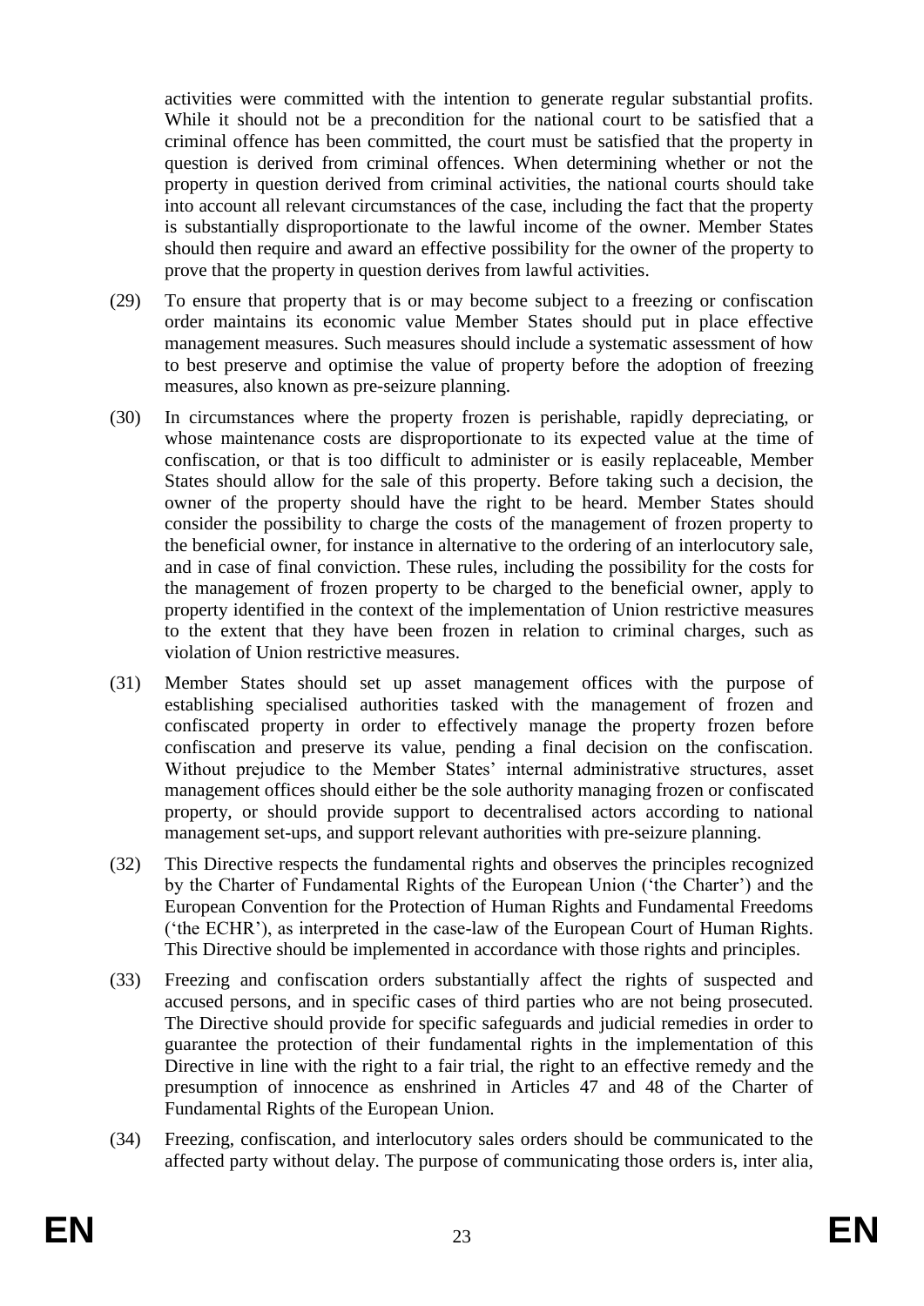activities were committed with the intention to generate regular substantial profits. While it should not be a precondition for the national court to be satisfied that a criminal offence has been committed, the court must be satisfied that the property in question is derived from criminal offences. When determining whether or not the property in question derived from criminal activities, the national courts should take into account all relevant circumstances of the case, including the fact that the property is substantially disproportionate to the lawful income of the owner. Member States should then require and award an effective possibility for the owner of the property to prove that the property in question derives from lawful activities.

(29) To ensure that property that is or may become subject to a freezing or confiscation order maintains its economic value Member States should put in place effective management measures. Such measures should include a systematic assessment of how to best preserve and optimise the value of property before the adoption of freezing measures, also known as pre-seizure planning.

(30) In circumstances where the property frozen is perishable, rapidly depreciating, or whose maintenance costs are disproportionate to its expected value at the time of confiscation, or that is too difficult to administer or is easily replaceable, Member States should allow for the sale of this property. Before taking such a decision, the owner of the property should have the right to be heard. Member States should consider the possibility to charge the costs of the management of frozen property to the beneficial owner, for instance in alternative to the ordering of an interlocutory sale, and in case of final conviction. These rules, including the possibility for the costs for the management of frozen property to be charged to the beneficial owner, apply to property identified in the context of the implementation of Union restrictive measures to the extent that they have been frozen in relation to criminal charges, such as violation of Union restrictive measures.

(31) Member States should set up asset management offices with the purpose of establishing specialised authorities tasked with the management of frozen and confiscated property in order to effectively manage the property frozen before confiscation and preserve its value, pending a final decision on the confiscation. Without prejudice to the Member States' internal administrative structures, asset management offices should either be the sole authority managing frozen or confiscated property, or should provide support to decentralised actors according to national management set-ups, and support relevant authorities with pre-seizure planning.

(32) This Directive respects the fundamental rights and observes the principles recognized by the Charter of Fundamental Rights of the European Union ('the Charter') and the European Convention for the Protection of Human Rights and Fundamental Freedoms ('the ECHR'), as interpreted in the case-law of the European Court of Human Rights. This Directive should be implemented in accordance with those rights and principles.

(33) Freezing and confiscation orders substantially affect the rights of suspected and accused persons, and in specific cases of third parties who are not being prosecuted. The Directive should provide for specific safeguards and judicial remedies in order to guarantee the protection of their fundamental rights in the implementation of this Directive in line with the right to a fair trial, the right to an effective remedy and the presumption of innocence as enshrined in Articles 47 and 48 of the Charter of Fundamental Rights of the European Union.

(34) Freezing, confiscation, and interlocutory sales orders should be communicated to the affected party without delay. The purpose of communicating those orders is, inter alia,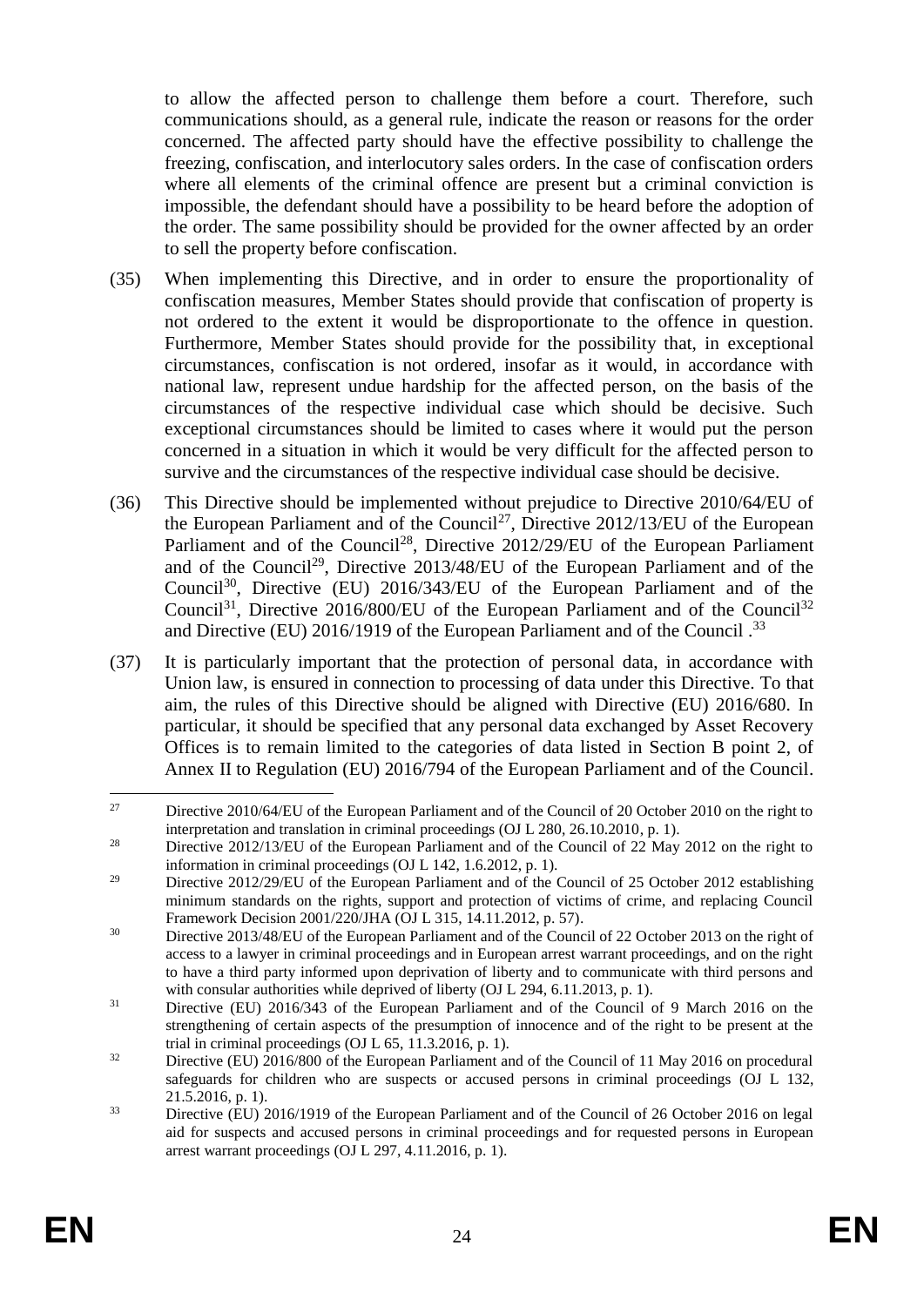to allow the affected person to challenge them before a court. Therefore, such communications should, as a general rule, indicate the reason or reasons for the order concerned. The affected party should have the effective possibility to challenge the freezing, confiscation, and interlocutory sales orders. In the case of confiscation orders where all elements of the criminal offence are present but a criminal conviction is impossible, the defendant should have a possibility to be heard before the adoption of the order. The same possibility should be provided for the owner affected by an order to sell the property before confiscation.

(35) When implementing this Directive, and in order to ensure the proportionality of confiscation measures, Member States should provide that confiscation of property is not ordered to the extent it would be disproportionate to the offence in question. Furthermore, Member States should provide for the possibility that, in exceptional circumstances, confiscation is not ordered, insofar as it would, in accordance with national law, represent undue hardship for the affected person, on the basis of the circumstances of the respective individual case which should be decisive. Such exceptional circumstances should be limited to cases where it would put the person concerned in a situation in which it would be very difficult for the affected person to survive and the circumstances of the respective individual case should be decisive.

(36) This Directive should be implemented without prejudice to Directive 2010/64/EU of the European Parliament and of the Council[27], Directive 2012/13/EU of the European Parliament and of the Council[28], Directive 2012/29/EU of the European Parliament and of the Council[29], Directive 2013/48/EU of the European Parliament and of the Council[30], Directive (EU) 2016/343/EU of the European Parliament and of the Council[31], Directive 2016/800/EU of the European Parliament and of the Council[32] and Directive (EU) 2016/1919 of the European Parliament and of the Council .[33]

(37) It is particularly important that the protection of personal data, in accordance with Union law, is ensured in connection to processing of data under this Directive. To that aim, the rules of this Directive should be aligned with Directive (EU) 2016/680. In particular, it should be specified that any personal data exchanged by Asset Recovery Offices is to remain limited to the categories of data listed in Section B point 2, of Annex II to Regulation (EU) 2016/794 of the European Parliament and of the Council.

---

[27] Directive 2010/64/EU of the European Parliament and of the Council of 20 October 2010 on the right to interpretation and translation in criminal proceedings (OJ L 280, 26.10.2010, p. 1).

[28] Directive 2012/13/EU of the European Parliament and of the Council of 22 May 2012 on the right to information in criminal proceedings (OJ L 142, 1.6.2012, p. 1).

[29] Directive 2012/29/EU of the European Parliament and of the Council of 25 October 2012 establishing minimum standards on the rights, support and protection of victims of crime, and replacing Council Framework Decision 2001/220/JHA (OJ L 315, 14.11.2012, p. 57).

[30] Directive 2013/48/EU of the European Parliament and of the Council of 22 October 2013 on the right of access to a lawyer in criminal proceedings and in European arrest warrant proceedings, and on the right to have a third party informed upon deprivation of liberty and to communicate with third persons and with consular authorities while deprived of liberty (OJ L 294, 6.11.2013, p. 1).

[31] Directive (EU) 2016/343 of the European Parliament and of the Council of 9 March 2016 on the strengthening of certain aspects of the presumption of innocence and of the right to be present at the trial in criminal proceedings (OJ L 65, 11.3.2016, p. 1).

[32] Directive (EU) 2016/800 of the European Parliament and of the Council of 11 May 2016 on procedural safeguards for children who are suspects or accused persons in criminal proceedings (OJ L 132, 21.5.2016, p. 1).

[33] Directive (EU) 2016/1919 of the European Parliament and of the Council of 26 October 2016 on legal aid for suspects and accused persons in criminal proceedings and for requested persons in European arrest warrant proceedings (OJ L 297, 4.11.2016, p. 1).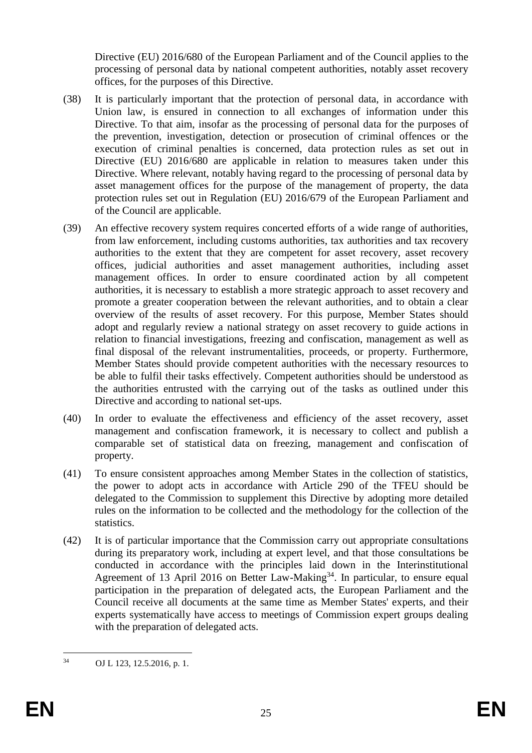Directive (EU) 2016/680 of the European Parliament and of the Council applies to the processing of personal data by national competent authorities, notably asset recovery offices, for the purposes of this Directive.

(38) It is particularly important that the protection of personal data, in accordance with Union law, is ensured in connection to all exchanges of information under this Directive. To that aim, insofar as the processing of personal data for the purposes of the prevention, investigation, detection or prosecution of criminal offences or the execution of criminal penalties is concerned, data protection rules as set out in Directive (EU) 2016/680 are applicable in relation to measures taken under this Directive. Where relevant, notably having regard to the processing of personal data by asset management offices for the purpose of the management of property, the data protection rules set out in Regulation (EU) 2016/679 of the European Parliament and of the Council are applicable.

(39) An effective recovery system requires concerted efforts of a wide range of authorities, from law enforcement, including customs authorities, tax authorities and tax recovery authorities to the extent that they are competent for asset recovery, asset recovery offices, judicial authorities and asset management authorities, including asset management offices. In order to ensure coordinated action by all competent authorities, it is necessary to establish a more strategic approach to asset recovery and promote a greater cooperation between the relevant authorities, and to obtain a clear overview of the results of asset recovery. For this purpose, Member States should adopt and regularly review a national strategy on asset recovery to guide actions in relation to financial investigations, freezing and confiscation, management as well as final disposal of the relevant instrumentalities, proceeds, or property. Furthermore, Member States should provide competent authorities with the necessary resources to be able to fulfil their tasks effectively. Competent authorities should be understood as the authorities entrusted with the carrying out of the tasks as outlined under this Directive and according to national set-ups.

(40) In order to evaluate the effectiveness and efficiency of the asset recovery, asset management and confiscation framework, it is necessary to collect and publish a comparable set of statistical data on freezing, management and confiscation of property.

(41) To ensure consistent approaches among Member States in the collection of statistics, the power to adopt acts in accordance with Article 290 of the TFEU should be delegated to the Commission to supplement this Directive by adopting more detailed rules on the information to be collected and the methodology for the collection of the statistics.

(42) It is of particular importance that the Commission carry out appropriate consultations during its preparatory work, including at expert level, and that those consultations be conducted in accordance with the principles laid down in the Interinstitutional Agreement of 13 April 2016 on Better Law-Making[34]. In particular, to ensure equal participation in the preparation of delegated acts, the European Parliament and the Council receive all documents at the same time as Member States' experts, and their experts systematically have access to meetings of Commission expert groups dealing with the preparation of delegated acts.

[34] OJ L 123, 12.5.2016, p. 1.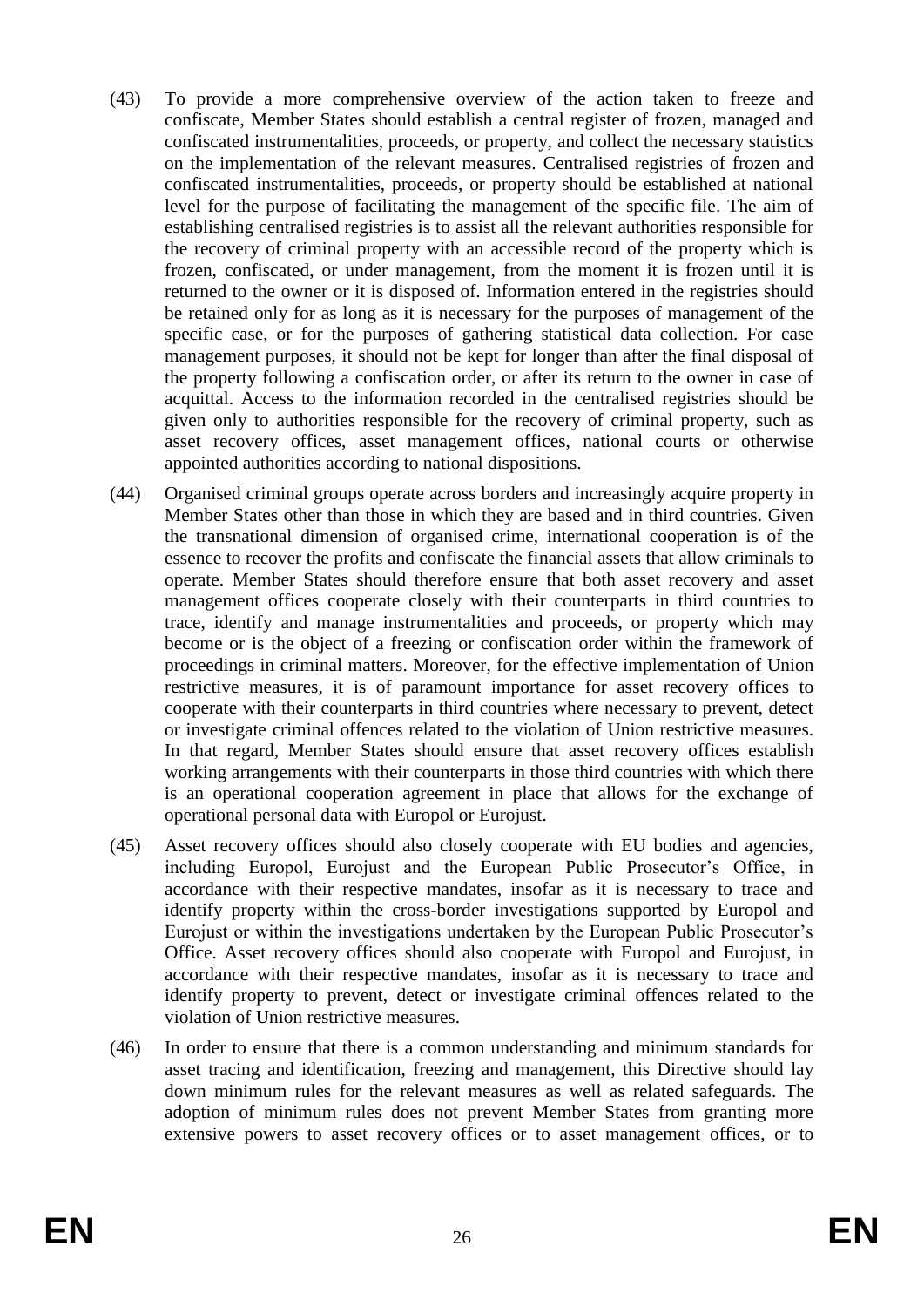(43) To provide a more comprehensive overview of the action taken to freeze and confiscate, Member States should establish a central register of frozen, managed and confiscated instrumentalities, proceeds, or property, and collect the necessary statistics on the implementation of the relevant measures. Centralised registries of frozen and confiscated instrumentalities, proceeds, or property should be established at national level for the purpose of facilitating the management of the specific file. The aim of establishing centralised registries is to assist all the relevant authorities responsible for the recovery of criminal property with an accessible record of the property which is frozen, confiscated, or under management, from the moment it is frozen until it is returned to the owner or it is disposed of. Information entered in the registries should be retained only for as long as it is necessary for the purposes of management of the specific case, or for the purposes of gathering statistical data collection. For case management purposes, it should not be kept for longer than after the final disposal of the property following a confiscation order, or after its return to the owner in case of acquittal. Access to the information recorded in the centralised registries should be given only to authorities responsible for the recovery of criminal property, such as asset recovery offices, asset management offices, national courts or otherwise appointed authorities according to national dispositions.

(44) Organised criminal groups operate across borders and increasingly acquire property in Member States other than those in which they are based and in third countries. Given the transnational dimension of organised crime, international cooperation is of the essence to recover the profits and confiscate the financial assets that allow criminals to operate. Member States should therefore ensure that both asset recovery and asset management offices cooperate closely with their counterparts in third countries to trace, identify and manage instrumentalities and proceeds, or property which may become or is the object of a freezing or confiscation order within the framework of proceedings in criminal matters. Moreover, for the effective implementation of Union restrictive measures, it is of paramount importance for asset recovery offices to cooperate with their counterparts in third countries where necessary to prevent, detect or investigate criminal offences related to the violation of Union restrictive measures. In that regard, Member States should ensure that asset recovery offices establish working arrangements with their counterparts in those third countries with which there is an operational cooperation agreement in place that allows for the exchange of operational personal data with Europol or Eurojust.

(45) Asset recovery offices should also closely cooperate with EU bodies and agencies, including Europol, Eurojust and the European Public Prosecutor's Office, in accordance with their respective mandates, insofar as it is necessary to trace and identify property within the cross-border investigations supported by Europol and Eurojust or within the investigations undertaken by the European Public Prosecutor's Office. Asset recovery offices should also cooperate with Europol and Eurojust, in accordance with their respective mandates, insofar as it is necessary to trace and identify property to prevent, detect or investigate criminal offences related to the violation of Union restrictive measures.

(46) In order to ensure that there is a common understanding and minimum standards for asset tracing and identification, freezing and management, this Directive should lay down minimum rules for the relevant measures as well as related safeguards. The adoption of minimum rules does not prevent Member States from granting more extensive powers to asset recovery offices or to asset management offices, or to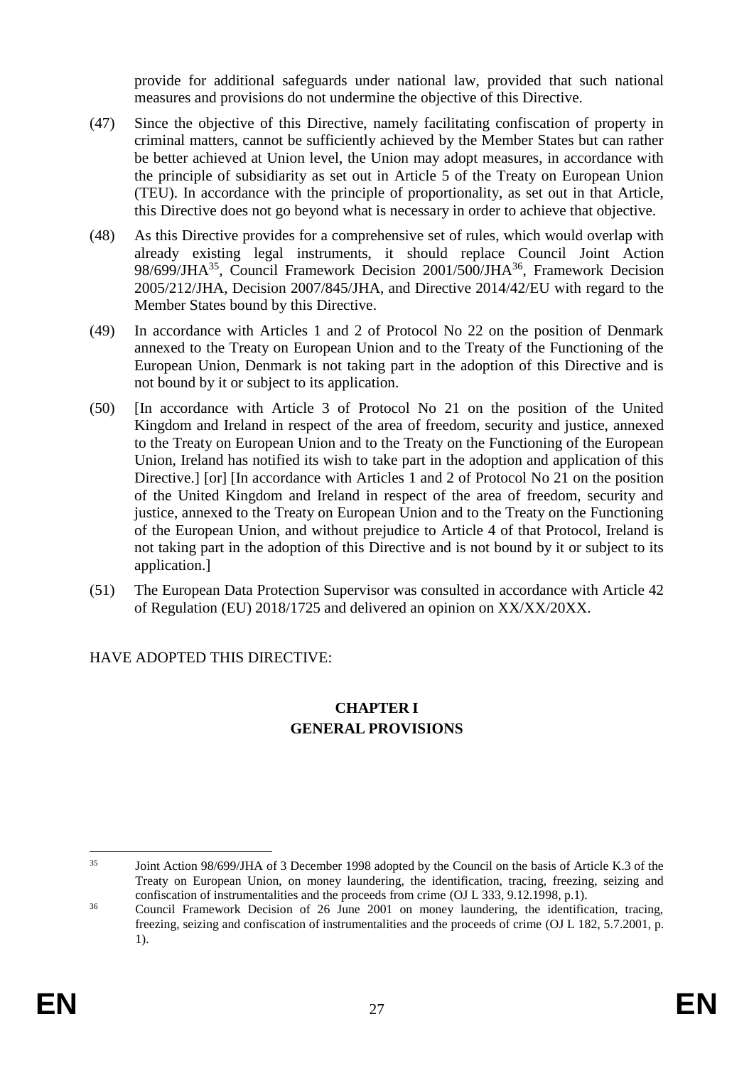provide for additional safeguards under national law, provided that such national measures and provisions do not undermine the objective of this Directive.

(47) Since the objective of this Directive, namely facilitating confiscation of property in criminal matters, cannot be sufficiently achieved by the Member States but can rather be better achieved at Union level, the Union may adopt measures, in accordance with the principle of subsidiarity as set out in Article 5 of the Treaty on European Union (TEU). In accordance with the principle of proportionality, as set out in that Article, this Directive does not go beyond what is necessary in order to achieve that objective.

(48) As this Directive provides for a comprehensive set of rules, which would overlap with already existing legal instruments, it should replace Council Joint Action 98/699/JHA[35], Council Framework Decision 2001/500/JHA[36], Framework Decision 2005/212/JHA, Decision 2007/845/JHA, and Directive 2014/42/EU with regard to the Member States bound by this Directive.

(49) In accordance with Articles 1 and 2 of Protocol No 22 on the position of Denmark annexed to the Treaty on European Union and to the Treaty of the Functioning of the European Union, Denmark is not taking part in the adoption of this Directive and is not bound by it or subject to its application.

(50) [In accordance with Article 3 of Protocol No 21 on the position of the United Kingdom and Ireland in respect of the area of freedom, security and justice, annexed to the Treaty on European Union and to the Treaty on the Functioning of the European Union, Ireland has notified its wish to take part in the adoption and application of this Directive.] [or] [In accordance with Articles 1 and 2 of Protocol No 21 on the position of the United Kingdom and Ireland in respect of the area of freedom, security and justice, annexed to the Treaty on European Union and to the Treaty on the Functioning of the European Union, and without prejudice to Article 4 of that Protocol, Ireland is not taking part in the adoption of this Directive and is not bound by it or subject to its application.]

(51) The European Data Protection Supervisor was consulted in accordance with Article 42 of Regulation (EU) 2018/1725 and delivered an opinion on XX/XX/20XX.

HAVE ADOPTED THIS DIRECTIVE:

## CHAPTER I
## GENERAL PROVISIONS

---

[35] Joint Action 98/699/JHA of 3 December 1998 adopted by the Council on the basis of Article K.3 of the Treaty on European Union, on money laundering, the identification, tracing, freezing, seizing and confiscation of instrumentalities and the proceeds from crime (OJ L 333, 9.12.1998, p.1).

[36] Council Framework Decision of 26 June 2001 on money laundering, the identification, tracing, freezing, seizing and confiscation of instrumentalities and the proceeds of crime (OJ L 182, 5.7.2001, p. 1).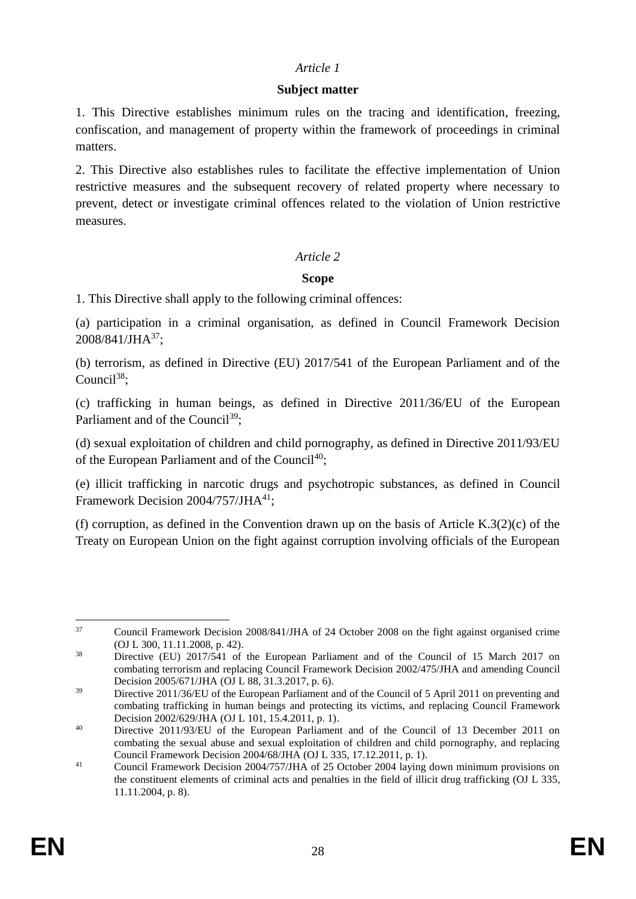*Article 1*

**Subject matter**

1. This Directive establishes minimum rules on the tracing and identification, freezing, confiscation, and management of property within the framework of proceedings in criminal matters.

2. This Directive also establishes rules to facilitate the effective implementation of Union restrictive measures and the subsequent recovery of related property where necessary to prevent, detect or investigate criminal offences related to the violation of Union restrictive measures.

*Article 2*

**Scope**

1. This Directive shall apply to the following criminal offences:

(a) participation in a criminal organisation, as defined in Council Framework Decision 2008/841/JHA[37];

(b) terrorism, as defined in Directive (EU) 2017/541 of the European Parliament and of the Council[38];

(c) trafficking in human beings, as defined in Directive 2011/36/EU of the European Parliament and of the Council[39];

(d) sexual exploitation of children and child pornography, as defined in Directive 2011/93/EU of the European Parliament and of the Council[40];

(e) illicit trafficking in narcotic drugs and psychotropic substances, as defined in Council Framework Decision 2004/757/JHA[41];

(f) corruption, as defined in the Convention drawn up on the basis of Article K.3(2)(c) of the Treaty on European Union on the fight against corruption involving officials of the European

---

[37] Council Framework Decision 2008/841/JHA of 24 October 2008 on the fight against organised crime (OJ L 300, 11.11.2008, p. 42).

[38] Directive (EU) 2017/541 of the European Parliament and of the Council of 15 March 2017 on combating terrorism and replacing Council Framework Decision 2002/475/JHA and amending Council Decision 2005/671/JHA (OJ L 88, 31.3.2017, p. 6).

[39] Directive 2011/36/EU of the European Parliament and of the Council of 5 April 2011 on preventing and combating trafficking in human beings and protecting its victims, and replacing Council Framework Decision 2002/629/JHA (OJ L 101, 15.4.2011, p. 1).

[40] Directive 2011/93/EU of the European Parliament and of the Council of 13 December 2011 on combating the sexual abuse and sexual exploitation of children and child pornography, and replacing Council Framework Decision 2004/68/JHA (OJ L 335, 17.12.2011, p. 1).

[41] Council Framework Decision 2004/757/JHA of 25 October 2004 laying down minimum provisions on the constituent elements of criminal acts and penalties in the field of illicit drug trafficking (OJ L 335, 11.11.2004, p. 8).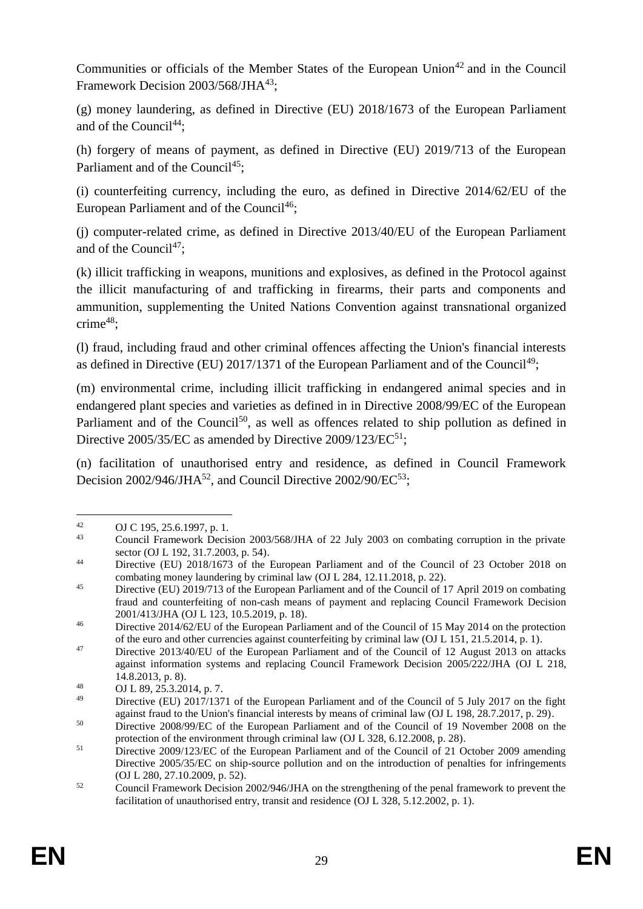Communities or officials of the Member States of the European Union[42] and in the Council Framework Decision 2003/568/JHA[43];

(g) money laundering, as defined in Directive (EU) 2018/1673 of the European Parliament and of the Council[44];

(h) forgery of means of payment, as defined in Directive (EU) 2019/713 of the European Parliament and of the Council[45];

(i) counterfeiting currency, including the euro, as defined in Directive 2014/62/EU of the European Parliament and of the Council[46];

(j) computer-related crime, as defined in Directive 2013/40/EU of the European Parliament and of the Council[47];

(k) illicit trafficking in weapons, munitions and explosives, as defined in the Protocol against the illicit manufacturing of and trafficking in firearms, their parts and components and ammunition, supplementing the United Nations Convention against transnational organized crime[48];

(l) fraud, including fraud and other criminal offences affecting the Union's financial interests as defined in Directive (EU) 2017/1371 of the European Parliament and of the Council[49];

(m) environmental crime, including illicit trafficking in endangered animal species and in endangered plant species and varieties as defined in in Directive 2008/99/EC of the European Parliament and of the Council[50], as well as offences related to ship pollution as defined in Directive 2005/35/EC as amended by Directive 2009/123/EC[51];

(n) facilitation of unauthorised entry and residence, as defined in Council Framework Decision 2002/946/JHA[52], and Council Directive 2002/90/EC[53];

---

[42] OJ C 195, 25.6.1997, p. 1.

[43] Council Framework Decision 2003/568/JHA of 22 July 2003 on combating corruption in the private sector (OJ L 192, 31.7.2003, p. 54).

[44] Directive (EU) 2018/1673 of the European Parliament and of the Council of 23 October 2018 on combating money laundering by criminal law (OJ L 284, 12.11.2018, p. 22).

[45] Directive (EU) 2019/713 of the European Parliament and of the Council of 17 April 2019 on combating fraud and counterfeiting of non-cash means of payment and replacing Council Framework Decision 2001/413/JHA (OJ L 123, 10.5.2019, p. 18).

[46] Directive 2014/62/EU of the European Parliament and of the Council of 15 May 2014 on the protection of the euro and other currencies against counterfeiting by criminal law (OJ L 151, 21.5.2014, p. 1).

[47] Directive 2013/40/EU of the European Parliament and of the Council of 12 August 2013 on attacks against information systems and replacing Council Framework Decision 2005/222/JHA (OJ L 218, 14.8.2013, p. 8).

[48] OJ L 89, 25.3.2014, p. 7.

[49] Directive (EU) 2017/1371 of the European Parliament and of the Council of 5 July 2017 on the fight against fraud to the Union's financial interests by means of criminal law (OJ L 198, 28.7.2017, p. 29).

[50] Directive 2008/99/EC of the European Parliament and of the Council of 19 November 2008 on the protection of the environment through criminal law (OJ L 328, 6.12.2008, p. 28).

[51] Directive 2009/123/EC of the European Parliament and of the Council of 21 October 2009 amending Directive 2005/35/EC on ship-source pollution and on the introduction of penalties for infringements (OJ L 280, 27.10.2009, p. 52).

[52] Council Framework Decision 2002/946/JHA on the strengthening of the penal framework to prevent the facilitation of unauthorised entry, transit and residence (OJ L 328, 5.12.2002, p. 1).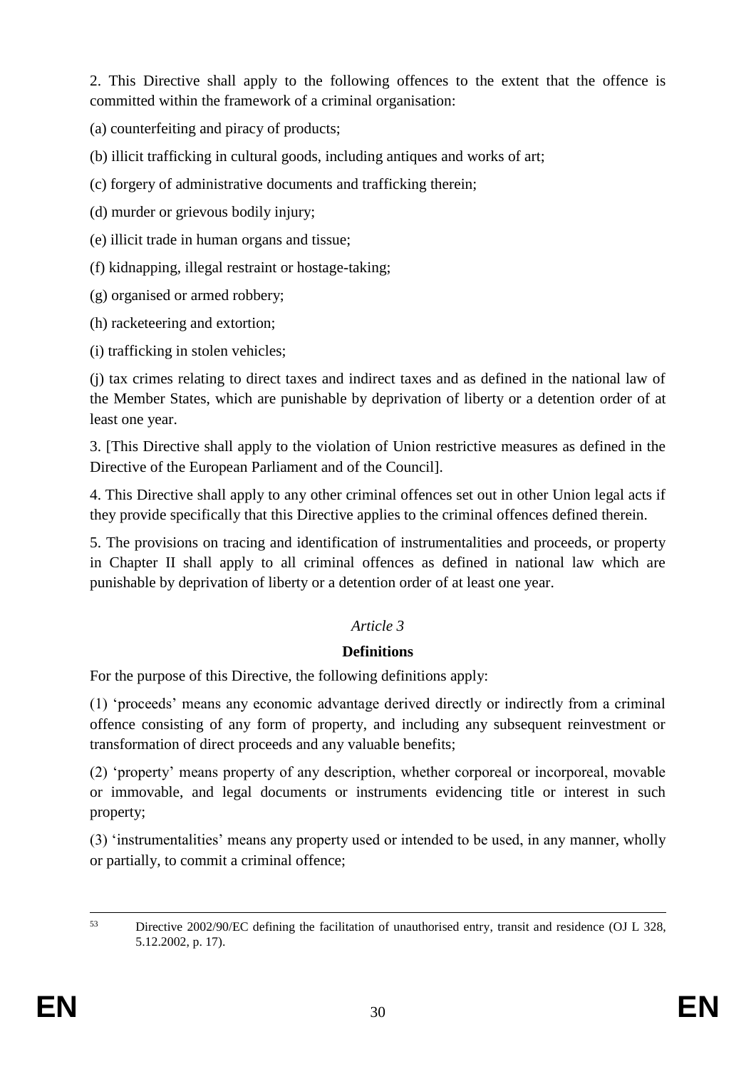2. This Directive shall apply to the following offences to the extent that the offence is committed within the framework of a criminal organisation:

(a) counterfeiting and piracy of products;

(b) illicit trafficking in cultural goods, including antiques and works of art;

(c) forgery of administrative documents and trafficking therein;

(d) murder or grievous bodily injury;

(e) illicit trade in human organs and tissue;

(f) kidnapping, illegal restraint or hostage-taking;

(g) organised or armed robbery;

(h) racketeering and extortion;

(i) trafficking in stolen vehicles;

(j) tax crimes relating to direct taxes and indirect taxes and as defined in the national law of the Member States, which are punishable by deprivation of liberty or a detention order of at least one year.

3. [This Directive shall apply to the violation of Union restrictive measures as defined in the Directive of the European Parliament and of the Council].

4. This Directive shall apply to any other criminal offences set out in other Union legal acts if they provide specifically that this Directive applies to the criminal offences defined therein.

5. The provisions on tracing and identification of instrumentalities and proceeds, or property in Chapter II shall apply to all criminal offences as defined in national law which are punishable by deprivation of liberty or a detention order of at least one year.

*Article 3*

**Definitions**

For the purpose of this Directive, the following definitions apply:

(1) 'proceeds' means any economic advantage derived directly or indirectly from a criminal offence consisting of any form of property, and including any subsequent reinvestment or transformation of direct proceeds and any valuable benefits;

(2) 'property' means property of any description, whether corporeal or incorporeal, movable or immovable, and legal documents or instruments evidencing title or interest in such property;

(3) 'instrumentalities' means any property used or intended to be used, in any manner, wholly or partially, to commit a criminal offence;

---

[53] Directive 2002/90/EC defining the facilitation of unauthorised entry, transit and residence (OJ L 328, 5.12.2002, p. 17).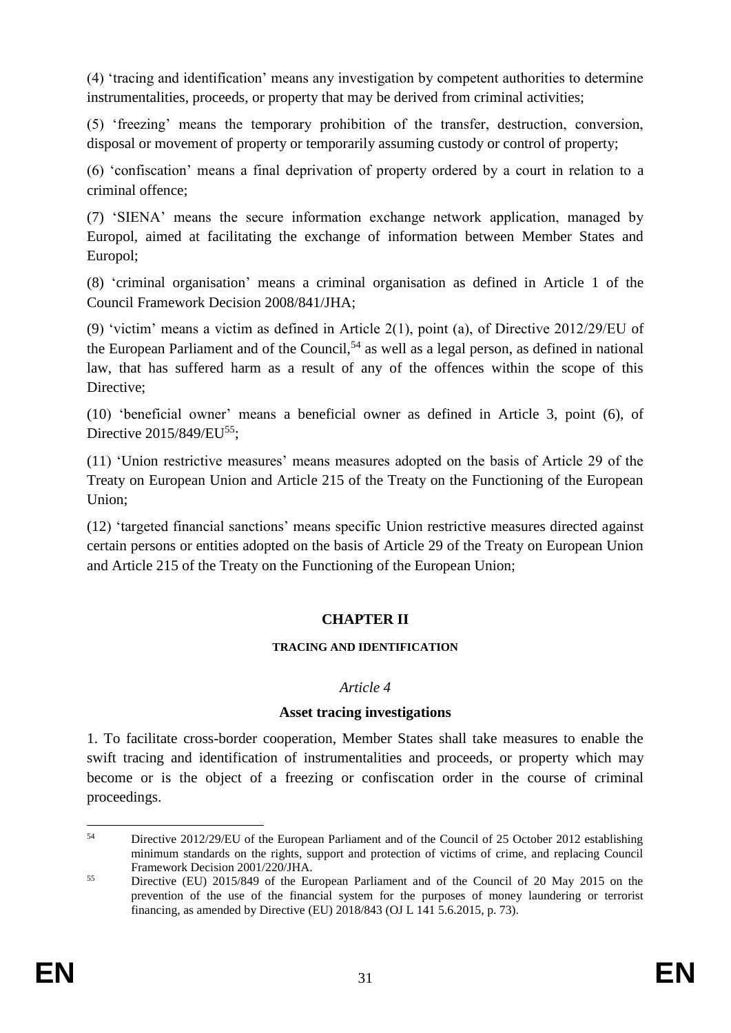(4) 'tracing and identification' means any investigation by competent authorities to determine instrumentalities, proceeds, or property that may be derived from criminal activities;

(5) 'freezing' means the temporary prohibition of the transfer, destruction, conversion, disposal or movement of property or temporarily assuming custody or control of property;

(6) 'confiscation' means a final deprivation of property ordered by a court in relation to a criminal offence;

(7) 'SIENA' means the secure information exchange network application, managed by Europol, aimed at facilitating the exchange of information between Member States and Europol;

(8) 'criminal organisation' means a criminal organisation as defined in Article 1 of the Council Framework Decision 2008/841/JHA;

(9) 'victim' means a victim as defined in Article 2(1), point (a), of Directive 2012/29/EU of the European Parliament and of the Council,[54] as well as a legal person, as defined in national law, that has suffered harm as a result of any of the offences within the scope of this Directive;

(10) 'beneficial owner' means a beneficial owner as defined in Article 3, point (6), of Directive 2015/849/EU[55];

(11) 'Union restrictive measures' means measures adopted on the basis of Article 29 of the Treaty on European Union and Article 215 of the Treaty on the Functioning of the European Union;

(12) 'targeted financial sanctions' means specific Union restrictive measures directed against certain persons or entities adopted on the basis of Article 29 of the Treaty on European Union and Article 215 of the Treaty on the Functioning of the European Union;

## CHAPTER II

### TRACING AND IDENTIFICATION

*Article 4*

**Asset tracing investigations**

1. To facilitate cross-border cooperation, Member States shall take measures to enable the swift tracing and identification of instrumentalities and proceeds, or property which may become or is the object of a freezing or confiscation order in the course of criminal proceedings.

---

[54] Directive 2012/29/EU of the European Parliament and of the Council of 25 October 2012 establishing minimum standards on the rights, support and protection of victims of crime, and replacing Council Framework Decision 2001/220/JHA.

[55] Directive (EU) 2015/849 of the European Parliament and of the Council of 20 May 2015 on the prevention of the use of the financial system for the purposes of money laundering or terrorist financing, as amended by Directive (EU) 2018/843 (OJ L 141 5.6.2015, p. 73).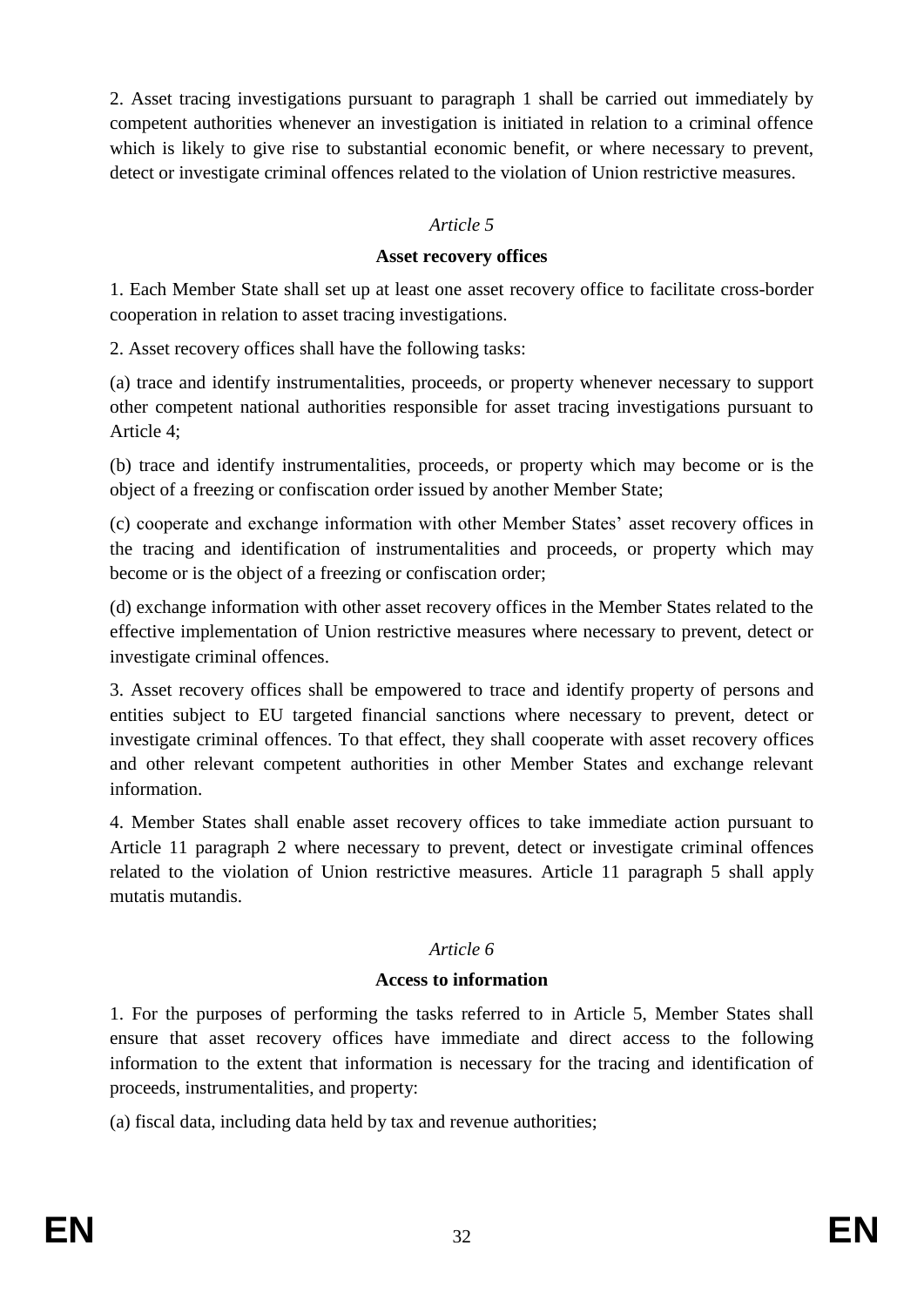2. Asset tracing investigations pursuant to paragraph 1 shall be carried out immediately by competent authorities whenever an investigation is initiated in relation to a criminal offence which is likely to give rise to substantial economic benefit, or where necessary to prevent, detect or investigate criminal offences related to the violation of Union restrictive measures.

*Article 5*

**Asset recovery offices**

1. Each Member State shall set up at least one asset recovery office to facilitate cross-border cooperation in relation to asset tracing investigations.

2. Asset recovery offices shall have the following tasks:

(a) trace and identify instrumentalities, proceeds, or property whenever necessary to support other competent national authorities responsible for asset tracing investigations pursuant to Article 4;

(b) trace and identify instrumentalities, proceeds, or property which may become or is the object of a freezing or confiscation order issued by another Member State;

(c) cooperate and exchange information with other Member States' asset recovery offices in the tracing and identification of instrumentalities and proceeds, or property which may become or is the object of a freezing or confiscation order;

(d) exchange information with other asset recovery offices in the Member States related to the effective implementation of Union restrictive measures where necessary to prevent, detect or investigate criminal offences.

3. Asset recovery offices shall be empowered to trace and identify property of persons and entities subject to EU targeted financial sanctions where necessary to prevent, detect or investigate criminal offences. To that effect, they shall cooperate with asset recovery offices and other relevant competent authorities in other Member States and exchange relevant information.

4. Member States shall enable asset recovery offices to take immediate action pursuant to Article 11 paragraph 2 where necessary to prevent, detect or investigate criminal offences related to the violation of Union restrictive measures. Article 11 paragraph 5 shall apply mutatis mutandis.

*Article 6*

**Access to information**

1. For the purposes of performing the tasks referred to in Article 5, Member States shall ensure that asset recovery offices have immediate and direct access to the following information to the extent that information is necessary for the tracing and identification of proceeds, instrumentalities, and property:

(a) fiscal data, including data held by tax and revenue authorities;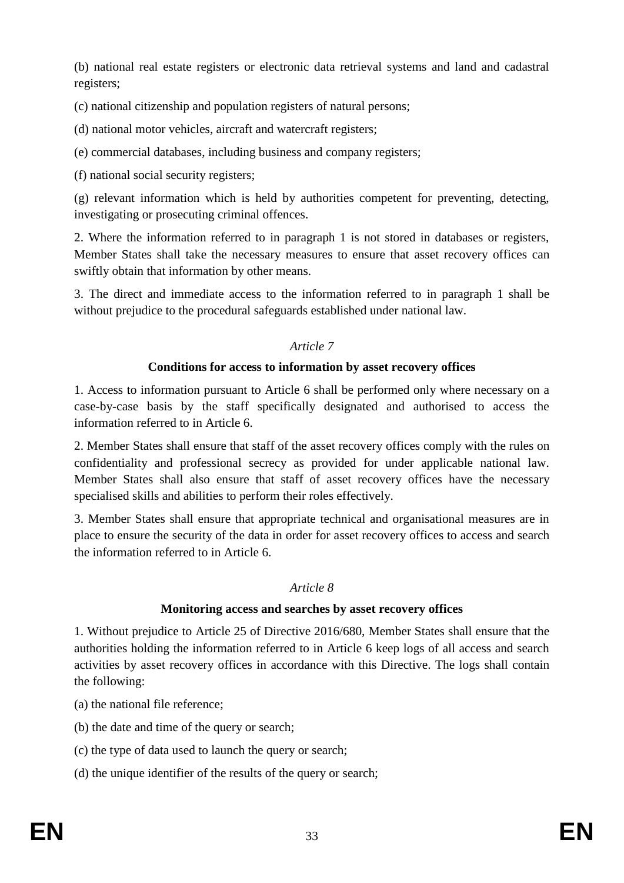(b) national real estate registers or electronic data retrieval systems and land and cadastral registers;

(c) national citizenship and population registers of natural persons;

(d) national motor vehicles, aircraft and watercraft registers;

(e) commercial databases, including business and company registers;

(f) national social security registers;

(g) relevant information which is held by authorities competent for preventing, detecting, investigating or prosecuting criminal offences.

2. Where the information referred to in paragraph 1 is not stored in databases or registers, Member States shall take the necessary measures to ensure that asset recovery offices can swiftly obtain that information by other means.

3. The direct and immediate access to the information referred to in paragraph 1 shall be without prejudice to the procedural safeguards established under national law.

*Article 7*

**Conditions for access to information by asset recovery offices**

1. Access to information pursuant to Article 6 shall be performed only where necessary on a case-by-case basis by the staff specifically designated and authorised to access the information referred to in Article 6.

2. Member States shall ensure that staff of the asset recovery offices comply with the rules on confidentiality and professional secrecy as provided for under applicable national law. Member States shall also ensure that staff of asset recovery offices have the necessary specialised skills and abilities to perform their roles effectively.

3. Member States shall ensure that appropriate technical and organisational measures are in place to ensure the security of the data in order for asset recovery offices to access and search the information referred to in Article 6.

*Article 8*

**Monitoring access and searches by asset recovery offices**

1. Without prejudice to Article 25 of Directive 2016/680, Member States shall ensure that the authorities holding the information referred to in Article 6 keep logs of all access and search activities by asset recovery offices in accordance with this Directive. The logs shall contain the following:

(a) the national file reference;

(b) the date and time of the query or search;

(c) the type of data used to launch the query or search;

(d) the unique identifier of the results of the query or search;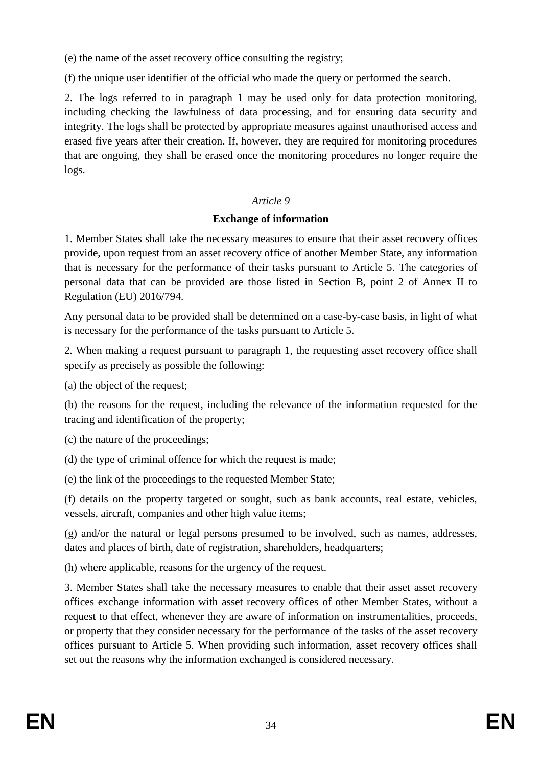(e) the name of the asset recovery office consulting the registry;

(f) the unique user identifier of the official who made the query or performed the search.

2. The logs referred to in paragraph 1 may be used only for data protection monitoring, including checking the lawfulness of data processing, and for ensuring data security and integrity. The logs shall be protected by appropriate measures against unauthorised access and erased five years after their creation. If, however, they are required for monitoring procedures that are ongoing, they shall be erased once the monitoring procedures no longer require the logs.

*Article 9*

**Exchange of information**

1. Member States shall take the necessary measures to ensure that their asset recovery offices provide, upon request from an asset recovery office of another Member State, any information that is necessary for the performance of their tasks pursuant to Article 5. The categories of personal data that can be provided are those listed in Section B, point 2 of Annex II to Regulation (EU) 2016/794.

Any personal data to be provided shall be determined on a case-by-case basis, in light of what is necessary for the performance of the tasks pursuant to Article 5.

2. When making a request pursuant to paragraph 1, the requesting asset recovery office shall specify as precisely as possible the following:

(a) the object of the request;

(b) the reasons for the request, including the relevance of the information requested for the tracing and identification of the property;

(c) the nature of the proceedings;

(d) the type of criminal offence for which the request is made;

(e) the link of the proceedings to the requested Member State;

(f) details on the property targeted or sought, such as bank accounts, real estate, vehicles, vessels, aircraft, companies and other high value items;

(g) and/or the natural or legal persons presumed to be involved, such as names, addresses, dates and places of birth, date of registration, shareholders, headquarters;

(h) where applicable, reasons for the urgency of the request.

3. Member States shall take the necessary measures to enable that their asset asset recovery offices exchange information with asset recovery offices of other Member States, without a request to that effect, whenever they are aware of information on instrumentalities, proceeds, or property that they consider necessary for the performance of the tasks of the asset recovery offices pursuant to Article 5. When providing such information, asset recovery offices shall set out the reasons why the information exchanged is considered necessary.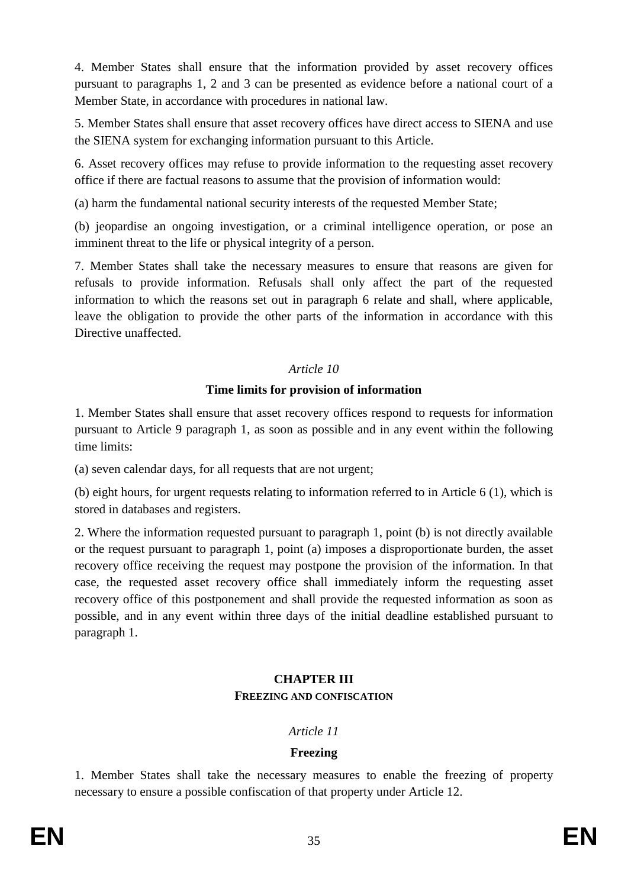4. Member States shall ensure that the information provided by asset recovery offices pursuant to paragraphs 1, 2 and 3 can be presented as evidence before a national court of a Member State, in accordance with procedures in national law.

5. Member States shall ensure that asset recovery offices have direct access to SIENA and use the SIENA system for exchanging information pursuant to this Article.

6. Asset recovery offices may refuse to provide information to the requesting asset recovery office if there are factual reasons to assume that the provision of information would:

(a) harm the fundamental national security interests of the requested Member State;

(b) jeopardise an ongoing investigation, or a criminal intelligence operation, or pose an imminent threat to the life or physical integrity of a person.

7. Member States shall take the necessary measures to ensure that reasons are given for refusals to provide information. Refusals shall only affect the part of the requested information to which the reasons set out in paragraph 6 relate and shall, where applicable, leave the obligation to provide the other parts of the information in accordance with this Directive unaffected.

*Article 10*

**Time limits for provision of information**

1. Member States shall ensure that asset recovery offices respond to requests for information pursuant to Article 9 paragraph 1, as soon as possible and in any event within the following time limits:

(a) seven calendar days, for all requests that are not urgent;

(b) eight hours, for urgent requests relating to information referred to in Article 6 (1), which is stored in databases and registers.

2. Where the information requested pursuant to paragraph 1, point (b) is not directly available or the request pursuant to paragraph 1, point (a) imposes a disproportionate burden, the asset recovery office receiving the request may postpone the provision of the information. In that case, the requested asset recovery office shall immediately inform the requesting asset recovery office of this postponement and shall provide the requested information as soon as possible, and in any event within three days of the initial deadline established pursuant to paragraph 1.

## CHAPTER III
### FREEZING AND CONFISCATION

*Article 11*

**Freezing**

1. Member States shall take the necessary measures to enable the freezing of property necessary to ensure a possible confiscation of that property under Article 12.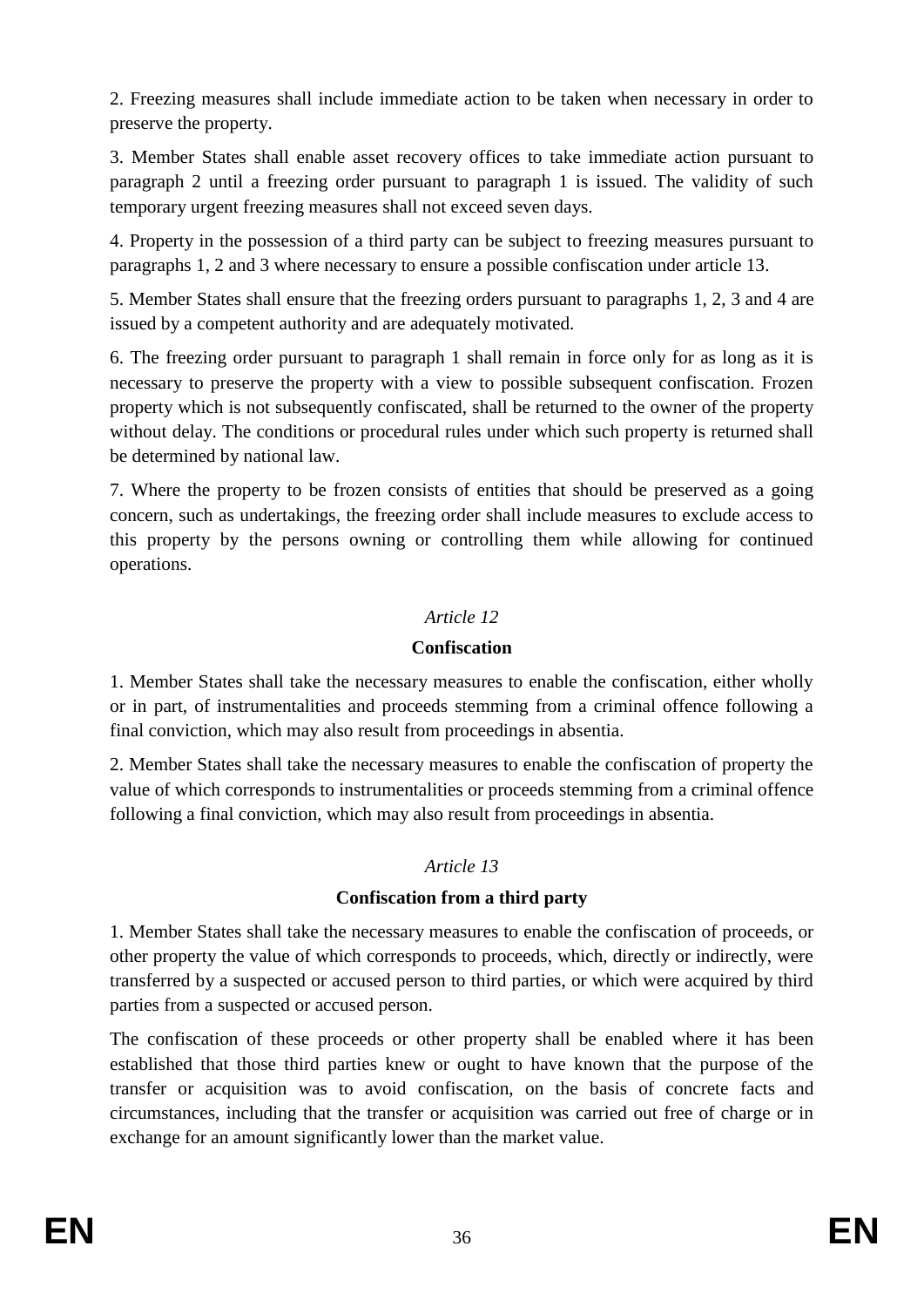2. Freezing measures shall include immediate action to be taken when necessary in order to preserve the property.

3. Member States shall enable asset recovery offices to take immediate action pursuant to paragraph 2 until a freezing order pursuant to paragraph 1 is issued. The validity of such temporary urgent freezing measures shall not exceed seven days.

4. Property in the possession of a third party can be subject to freezing measures pursuant to paragraphs 1, 2 and 3 where necessary to ensure a possible confiscation under article 13.

5. Member States shall ensure that the freezing orders pursuant to paragraphs 1, 2, 3 and 4 are issued by a competent authority and are adequately motivated.

6. The freezing order pursuant to paragraph 1 shall remain in force only for as long as it is necessary to preserve the property with a view to possible subsequent confiscation. Frozen property which is not subsequently confiscated, shall be returned to the owner of the property without delay. The conditions or procedural rules under which such property is returned shall be determined by national law.

7. Where the property to be frozen consists of entities that should be preserved as a going concern, such as undertakings, the freezing order shall include measures to exclude access to this property by the persons owning or controlling them while allowing for continued operations.

*Article 12*

**Confiscation**

1. Member States shall take the necessary measures to enable the confiscation, either wholly or in part, of instrumentalities and proceeds stemming from a criminal offence following a final conviction, which may also result from proceedings in absentia.

2. Member States shall take the necessary measures to enable the confiscation of property the value of which corresponds to instrumentalities or proceeds stemming from a criminal offence following a final conviction, which may also result from proceedings in absentia.

*Article 13*

**Confiscation from a third party**

1. Member States shall take the necessary measures to enable the confiscation of proceeds, or other property the value of which corresponds to proceeds, which, directly or indirectly, were transferred by a suspected or accused person to third parties, or which were acquired by third parties from a suspected or accused person.

The confiscation of these proceeds or other property shall be enabled where it has been established that those third parties knew or ought to have known that the purpose of the transfer or acquisition was to avoid confiscation, on the basis of concrete facts and circumstances, including that the transfer or acquisition was carried out free of charge or in exchange for an amount significantly lower than the market value.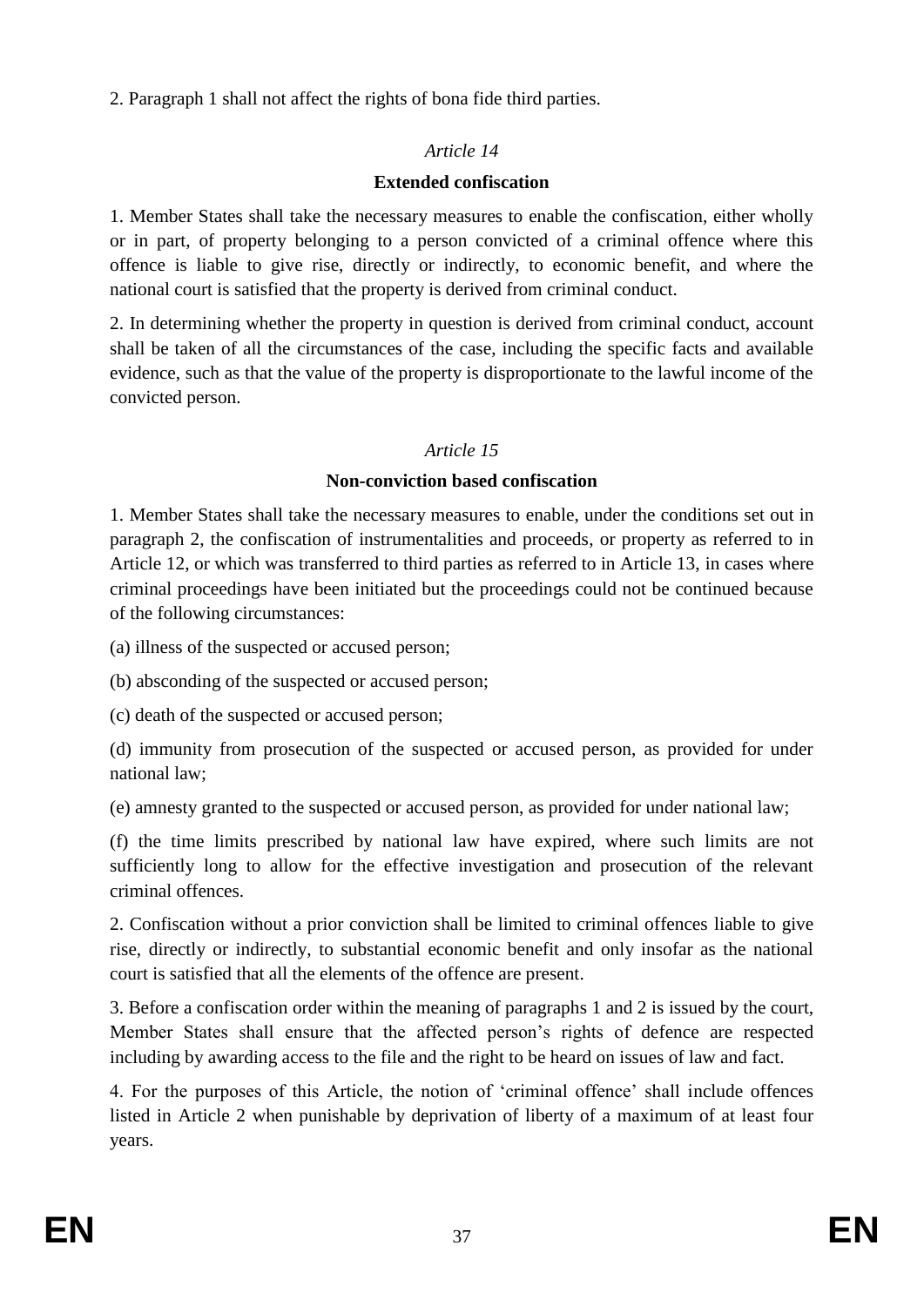2. Paragraph 1 shall not affect the rights of bona fide third parties.

*Article 14*

**Extended confiscation**

1. Member States shall take the necessary measures to enable the confiscation, either wholly or in part, of property belonging to a person convicted of a criminal offence where this offence is liable to give rise, directly or indirectly, to economic benefit, and where the national court is satisfied that the property is derived from criminal conduct.

2. In determining whether the property in question is derived from criminal conduct, account shall be taken of all the circumstances of the case, including the specific facts and available evidence, such as that the value of the property is disproportionate to the lawful income of the convicted person.

*Article 15*

**Non-conviction based confiscation**

1. Member States shall take the necessary measures to enable, under the conditions set out in paragraph 2, the confiscation of instrumentalities and proceeds, or property as referred to in Article 12, or which was transferred to third parties as referred to in Article 13, in cases where criminal proceedings have been initiated but the proceedings could not be continued because of the following circumstances:

(a) illness of the suspected or accused person;

(b) absconding of the suspected or accused person;

(c) death of the suspected or accused person;

(d) immunity from prosecution of the suspected or accused person, as provided for under national law;

(e) amnesty granted to the suspected or accused person, as provided for under national law;

(f) the time limits prescribed by national law have expired, where such limits are not sufficiently long to allow for the effective investigation and prosecution of the relevant criminal offences.

2. Confiscation without a prior conviction shall be limited to criminal offences liable to give rise, directly or indirectly, to substantial economic benefit and only insofar as the national court is satisfied that all the elements of the offence are present.

3. Before a confiscation order within the meaning of paragraphs 1 and 2 is issued by the court, Member States shall ensure that the affected person's rights of defence are respected including by awarding access to the file and the right to be heard on issues of law and fact.

4. For the purposes of this Article, the notion of 'criminal offence' shall include offences listed in Article 2 when punishable by deprivation of liberty of a maximum of at least four years.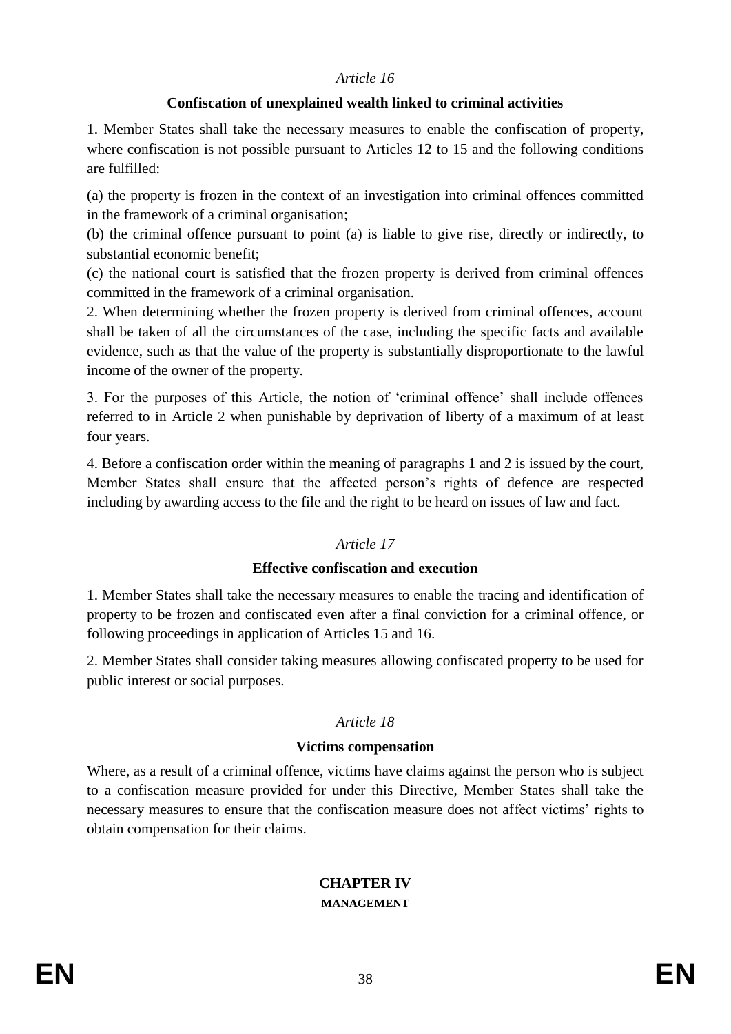*Article 16*

**Confiscation of unexplained wealth linked to criminal activities**

1. Member States shall take the necessary measures to enable the confiscation of property, where confiscation is not possible pursuant to Articles 12 to 15 and the following conditions are fulfilled:

(a) the property is frozen in the context of an investigation into criminal offences committed in the framework of a criminal organisation;
(b) the criminal offence pursuant to point (a) is liable to give rise, directly or indirectly, to substantial economic benefit;
(c) the national court is satisfied that the frozen property is derived from criminal offences committed in the framework of a criminal organisation.
2. When determining whether the frozen property is derived from criminal offences, account shall be taken of all the circumstances of the case, including the specific facts and available evidence, such as that the value of the property is substantially disproportionate to the lawful income of the owner of the property.

3. For the purposes of this Article, the notion of 'criminal offence' shall include offences referred to in Article 2 when punishable by deprivation of liberty of a maximum of at least four years.

4. Before a confiscation order within the meaning of paragraphs 1 and 2 is issued by the court, Member States shall ensure that the affected person's rights of defence are respected including by awarding access to the file and the right to be heard on issues of law and fact.

*Article 17*

**Effective confiscation and execution**

1. Member States shall take the necessary measures to enable the tracing and identification of property to be frozen and confiscated even after a final conviction for a criminal offence, or following proceedings in application of Articles 15 and 16.

2. Member States shall consider taking measures allowing confiscated property to be used for public interest or social purposes.

*Article 18*

**Victims compensation**

Where, as a result of a criminal offence, victims have claims against the person who is subject to a confiscation measure provided for under this Directive, Member States shall take the necessary measures to ensure that the confiscation measure does not affect victims' rights to obtain compensation for their claims.

## CHAPTER IV
**MANAGEMENT**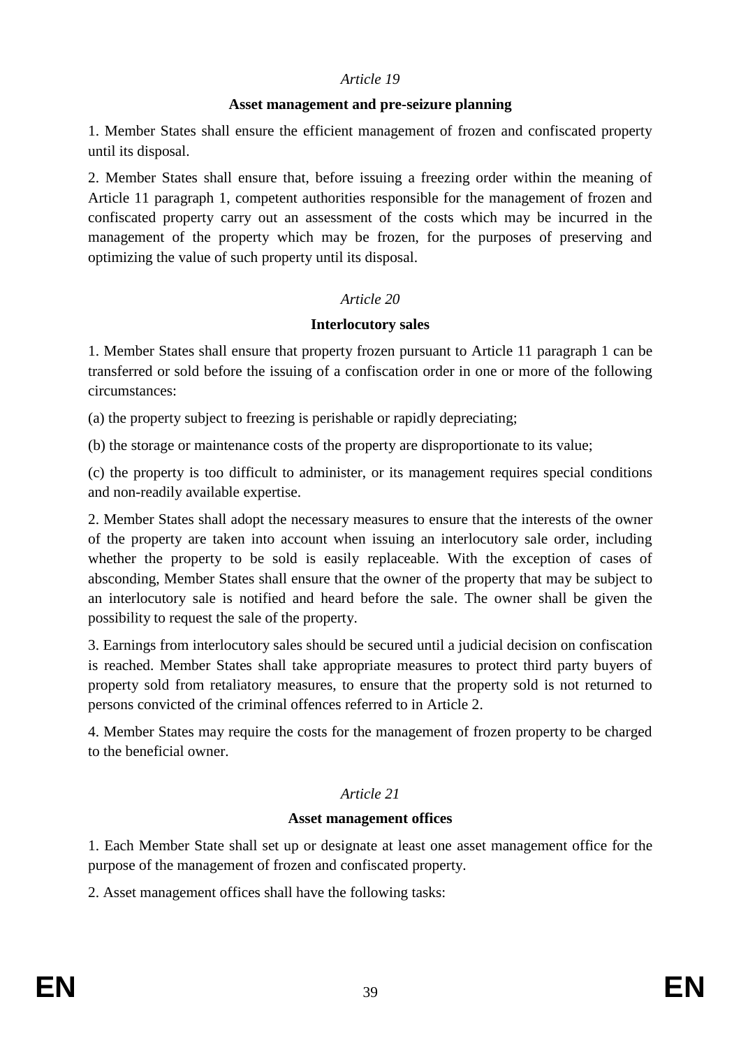*Article 19*

**Asset management and pre-seizure planning**

1. Member States shall ensure the efficient management of frozen and confiscated property until its disposal.

2. Member States shall ensure that, before issuing a freezing order within the meaning of Article 11 paragraph 1, competent authorities responsible for the management of frozen and confiscated property carry out an assessment of the costs which may be incurred in the management of the property which may be frozen, for the purposes of preserving and optimizing the value of such property until its disposal.

*Article 20*

**Interlocutory sales**

1. Member States shall ensure that property frozen pursuant to Article 11 paragraph 1 can be transferred or sold before the issuing of a confiscation order in one or more of the following circumstances:

(a) the property subject to freezing is perishable or rapidly depreciating;

(b) the storage or maintenance costs of the property are disproportionate to its value;

(c) the property is too difficult to administer, or its management requires special conditions and non-readily available expertise.

2. Member States shall adopt the necessary measures to ensure that the interests of the owner of the property are taken into account when issuing an interlocutory sale order, including whether the property to be sold is easily replaceable. With the exception of cases of absconding, Member States shall ensure that the owner of the property that may be subject to an interlocutory sale is notified and heard before the sale. The owner shall be given the possibility to request the sale of the property.

3. Earnings from interlocutory sales should be secured until a judicial decision on confiscation is reached. Member States shall take appropriate measures to protect third party buyers of property sold from retaliatory measures, to ensure that the property sold is not returned to persons convicted of the criminal offences referred to in Article 2.

4. Member States may require the costs for the management of frozen property to be charged to the beneficial owner.

*Article 21*

**Asset management offices**

1. Each Member State shall set up or designate at least one asset management office for the purpose of the management of frozen and confiscated property.

2. Asset management offices shall have the following tasks: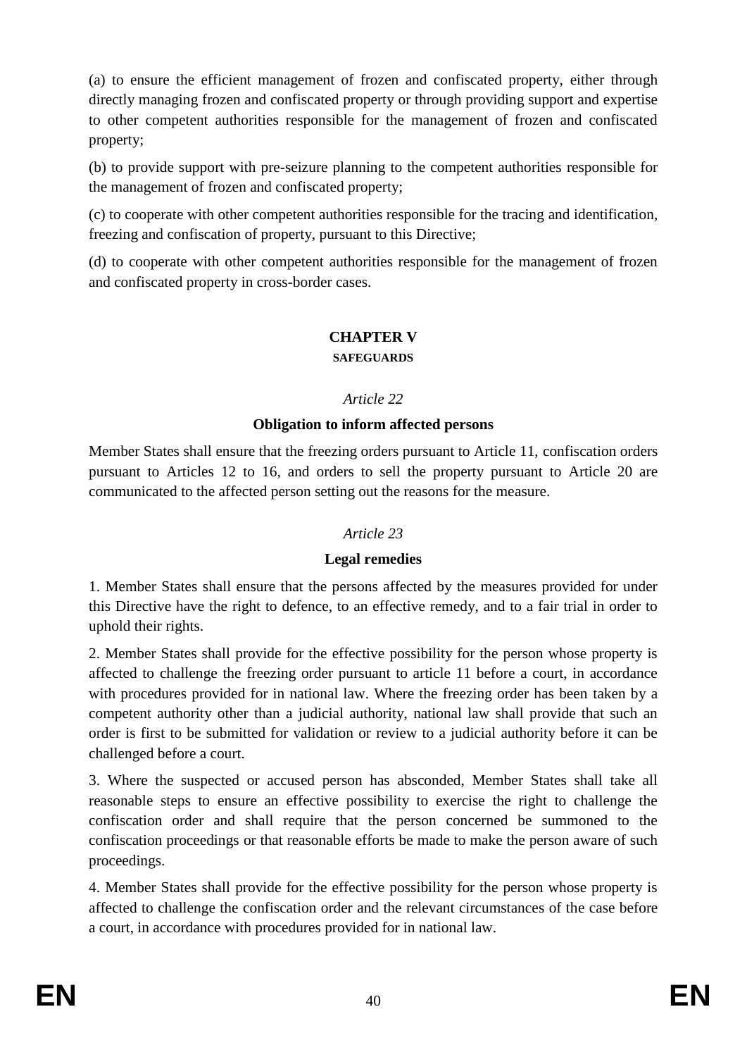(a) to ensure the efficient management of frozen and confiscated property, either through directly managing frozen and confiscated property or through providing support and expertise to other competent authorities responsible for the management of frozen and confiscated property;

(b) to provide support with pre-seizure planning to the competent authorities responsible for the management of frozen and confiscated property;

(c) to cooperate with other competent authorities responsible for the tracing and identification, freezing and confiscation of property, pursuant to this Directive;

(d) to cooperate with other competent authorities responsible for the management of frozen and confiscated property in cross-border cases.

## CHAPTER V

### SAFEGUARDS

*Article 22*

**Obligation to inform affected persons**

Member States shall ensure that the freezing orders pursuant to Article 11, confiscation orders pursuant to Articles 12 to 16, and orders to sell the property pursuant to Article 20 are communicated to the affected person setting out the reasons for the measure.

*Article 23*

**Legal remedies**

1. Member States shall ensure that the persons affected by the measures provided for under this Directive have the right to defence, to an effective remedy, and to a fair trial in order to uphold their rights.

2. Member States shall provide for the effective possibility for the person whose property is affected to challenge the freezing order pursuant to article 11 before a court, in accordance with procedures provided for in national law. Where the freezing order has been taken by a competent authority other than a judicial authority, national law shall provide that such an order is first to be submitted for validation or review to a judicial authority before it can be challenged before a court.

3. Where the suspected or accused person has absconded, Member States shall take all reasonable steps to ensure an effective possibility to exercise the right to challenge the confiscation order and shall require that the person concerned be summoned to the confiscation proceedings or that reasonable efforts be made to make the person aware of such proceedings.

4. Member States shall provide for the effective possibility for the person whose property is affected to challenge the confiscation order and the relevant circumstances of the case before a court, in accordance with procedures provided for in national law.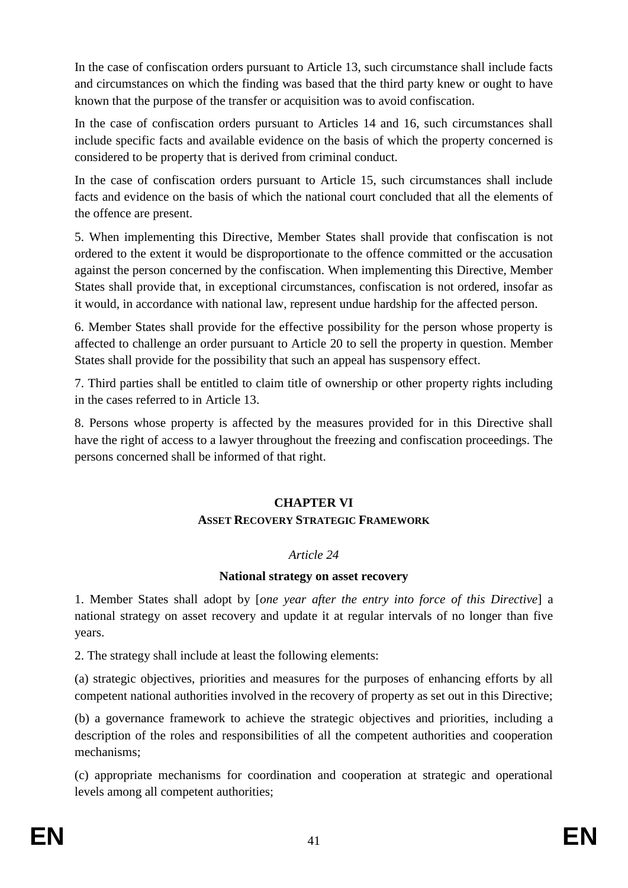In the case of confiscation orders pursuant to Article 13, such circumstance shall include facts and circumstances on which the finding was based that the third party knew or ought to have known that the purpose of the transfer or acquisition was to avoid confiscation.

In the case of confiscation orders pursuant to Articles 14 and 16, such circumstances shall include specific facts and available evidence on the basis of which the property concerned is considered to be property that is derived from criminal conduct.

In the case of confiscation orders pursuant to Article 15, such circumstances shall include facts and evidence on the basis of which the national court concluded that all the elements of the offence are present.

5. When implementing this Directive, Member States shall provide that confiscation is not ordered to the extent it would be disproportionate to the offence committed or the accusation against the person concerned by the confiscation. When implementing this Directive, Member States shall provide that, in exceptional circumstances, confiscation is not ordered, insofar as it would, in accordance with national law, represent undue hardship for the affected person.

6. Member States shall provide for the effective possibility for the person whose property is affected to challenge an order pursuant to Article 20 to sell the property in question. Member States shall provide for the possibility that such an appeal has suspensory effect.

7. Third parties shall be entitled to claim title of ownership or other property rights including in the cases referred to in Article 13.

8. Persons whose property is affected by the measures provided for in this Directive shall have the right of access to a lawyer throughout the freezing and confiscation proceedings. The persons concerned shall be informed of that right.

## CHAPTER VI
### ASSET RECOVERY STRATEGIC FRAMEWORK

*Article 24*

**National strategy on asset recovery**

1. Member States shall adopt by [*one year after the entry into force of this Directive*] a national strategy on asset recovery and update it at regular intervals of no longer than five years.

2. The strategy shall include at least the following elements:

(a) strategic objectives, priorities and measures for the purposes of enhancing efforts by all competent national authorities involved in the recovery of property as set out in this Directive;

(b) a governance framework to achieve the strategic objectives and priorities, including a description of the roles and responsibilities of all the competent authorities and cooperation mechanisms;

(c) appropriate mechanisms for coordination and cooperation at strategic and operational levels among all competent authorities;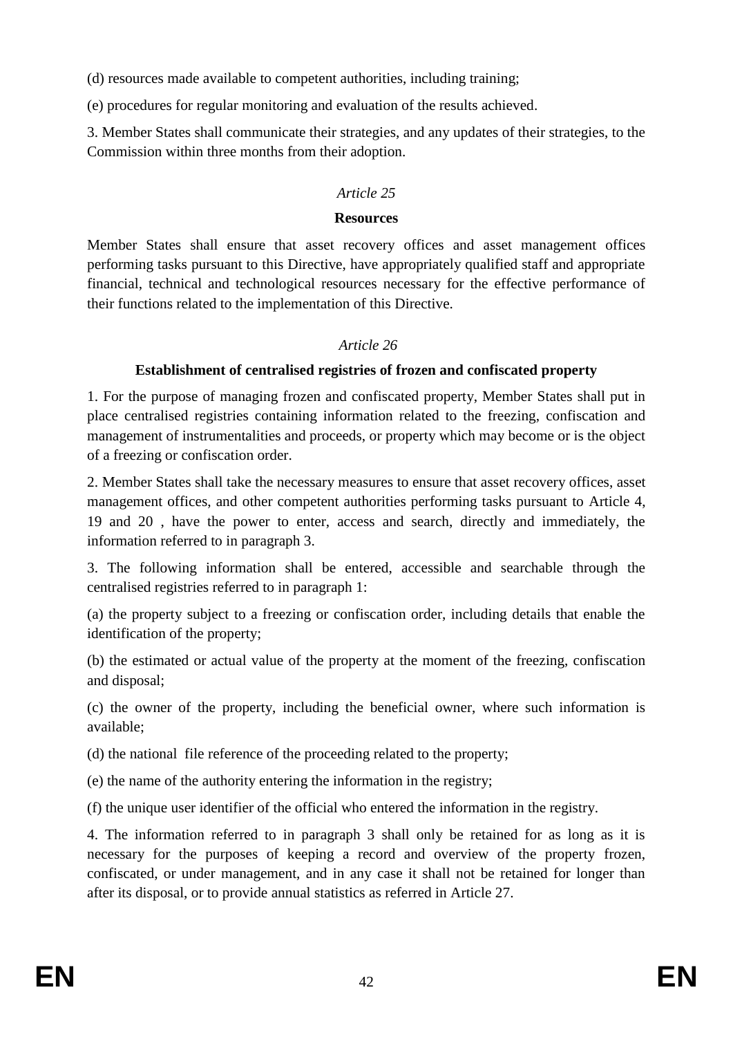(d) resources made available to competent authorities, including training;

(e) procedures for regular monitoring and evaluation of the results achieved.

3. Member States shall communicate their strategies, and any updates of their strategies, to the Commission within three months from their adoption.

*Article 25*

**Resources**

Member States shall ensure that asset recovery offices and asset management offices performing tasks pursuant to this Directive, have appropriately qualified staff and appropriate financial, technical and technological resources necessary for the effective performance of their functions related to the implementation of this Directive.

*Article 26*

**Establishment of centralised registries of frozen and confiscated property**

1. For the purpose of managing frozen and confiscated property, Member States shall put in place centralised registries containing information related to the freezing, confiscation and management of instrumentalities and proceeds, or property which may become or is the object of a freezing or confiscation order.

2. Member States shall take the necessary measures to ensure that asset recovery offices, asset management offices, and other competent authorities performing tasks pursuant to Article 4, 19 and 20 , have the power to enter, access and search, directly and immediately, the information referred to in paragraph 3.

3. The following information shall be entered, accessible and searchable through the centralised registries referred to in paragraph 1:

(a) the property subject to a freezing or confiscation order, including details that enable the identification of the property;

(b) the estimated or actual value of the property at the moment of the freezing, confiscation and disposal;

(c) the owner of the property, including the beneficial owner, where such information is available;

(d) the national file reference of the proceeding related to the property;

(e) the name of the authority entering the information in the registry;

(f) the unique user identifier of the official who entered the information in the registry.

4. The information referred to in paragraph 3 shall only be retained for as long as it is necessary for the purposes of keeping a record and overview of the property frozen, confiscated, or under management, and in any case it shall not be retained for longer than after its disposal, or to provide annual statistics as referred in Article 27.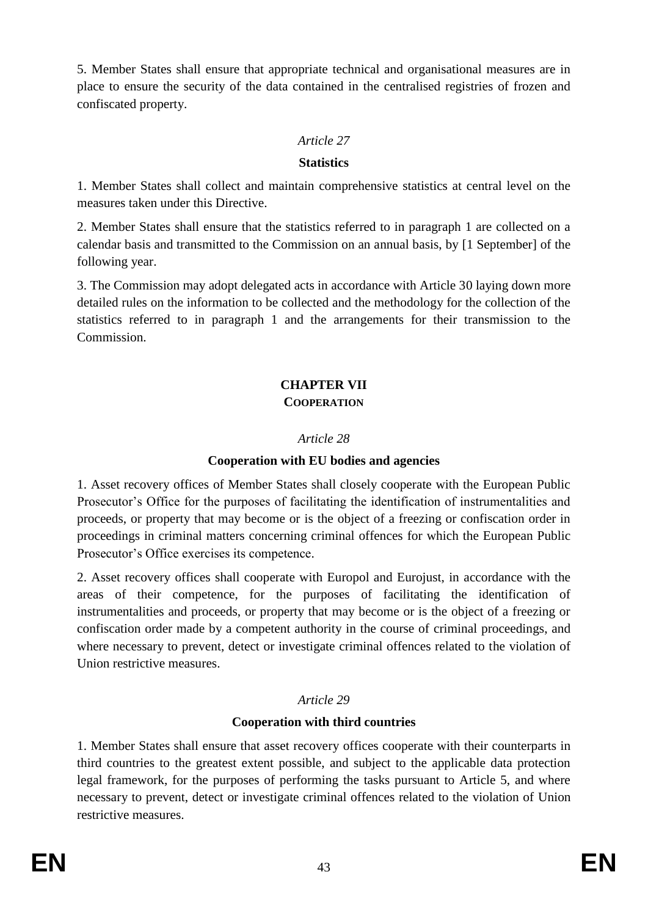5. Member States shall ensure that appropriate technical and organisational measures are in place to ensure the security of the data contained in the centralised registries of frozen and confiscated property.

*Article 27*

**Statistics**

1. Member States shall collect and maintain comprehensive statistics at central level on the measures taken under this Directive.

2. Member States shall ensure that the statistics referred to in paragraph 1 are collected on a calendar basis and transmitted to the Commission on an annual basis, by [1 September] of the following year.

3. The Commission may adopt delegated acts in accordance with Article 30 laying down more detailed rules on the information to be collected and the methodology for the collection of the statistics referred to in paragraph 1 and the arrangements for their transmission to the Commission.

## CHAPTER VII
### COOPERATION

*Article 28*

**Cooperation with EU bodies and agencies**

1. Asset recovery offices of Member States shall closely cooperate with the European Public Prosecutor's Office for the purposes of facilitating the identification of instrumentalities and proceeds, or property that may become or is the object of a freezing or confiscation order in proceedings in criminal matters concerning criminal offences for which the European Public Prosecutor's Office exercises its competence.

2. Asset recovery offices shall cooperate with Europol and Eurojust, in accordance with the areas of their competence, for the purposes of facilitating the identification of instrumentalities and proceeds, or property that may become or is the object of a freezing or confiscation order made by a competent authority in the course of criminal proceedings, and where necessary to prevent, detect or investigate criminal offences related to the violation of Union restrictive measures.

*Article 29*

**Cooperation with third countries**

1. Member States shall ensure that asset recovery offices cooperate with their counterparts in third countries to the greatest extent possible, and subject to the applicable data protection legal framework, for the purposes of performing the tasks pursuant to Article 5, and where necessary to prevent, detect or investigate criminal offences related to the violation of Union restrictive measures.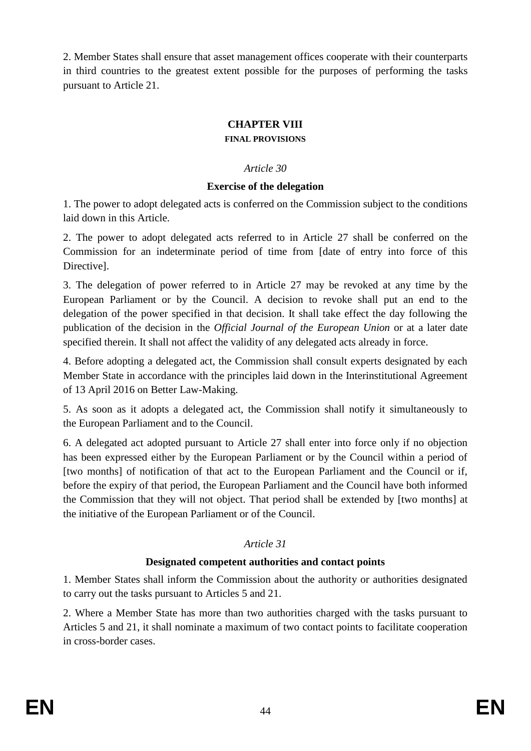2. Member States shall ensure that asset management offices cooperate with their counterparts in third countries to the greatest extent possible for the purposes of performing the tasks pursuant to Article 21.

## CHAPTER VIII

### FINAL PROVISIONS

*Article 30*

**Exercise of the delegation**

1. The power to adopt delegated acts is conferred on the Commission subject to the conditions laid down in this Article.

2. The power to adopt delegated acts referred to in Article 27 shall be conferred on the Commission for an indeterminate period of time from [date of entry into force of this Directive].

3. The delegation of power referred to in Article 27 may be revoked at any time by the European Parliament or by the Council. A decision to revoke shall put an end to the delegation of the power specified in that decision. It shall take effect the day following the publication of the decision in the *Official Journal of the European Union* or at a later date specified therein. It shall not affect the validity of any delegated acts already in force.

4. Before adopting a delegated act, the Commission shall consult experts designated by each Member State in accordance with the principles laid down in the Interinstitutional Agreement of 13 April 2016 on Better Law-Making.

5. As soon as it adopts a delegated act, the Commission shall notify it simultaneously to the European Parliament and to the Council.

6. A delegated act adopted pursuant to Article 27 shall enter into force only if no objection has been expressed either by the European Parliament or by the Council within a period of [two months] of notification of that act to the European Parliament and the Council or if, before the expiry of that period, the European Parliament and the Council have both informed the Commission that they will not object. That period shall be extended by [two months] at the initiative of the European Parliament or of the Council.

*Article 31*

**Designated competent authorities and contact points**

1. Member States shall inform the Commission about the authority or authorities designated to carry out the tasks pursuant to Articles 5 and 21.

2. Where a Member State has more than two authorities charged with the tasks pursuant to Articles 5 and 21, it shall nominate a maximum of two contact points to facilitate cooperation in cross-border cases.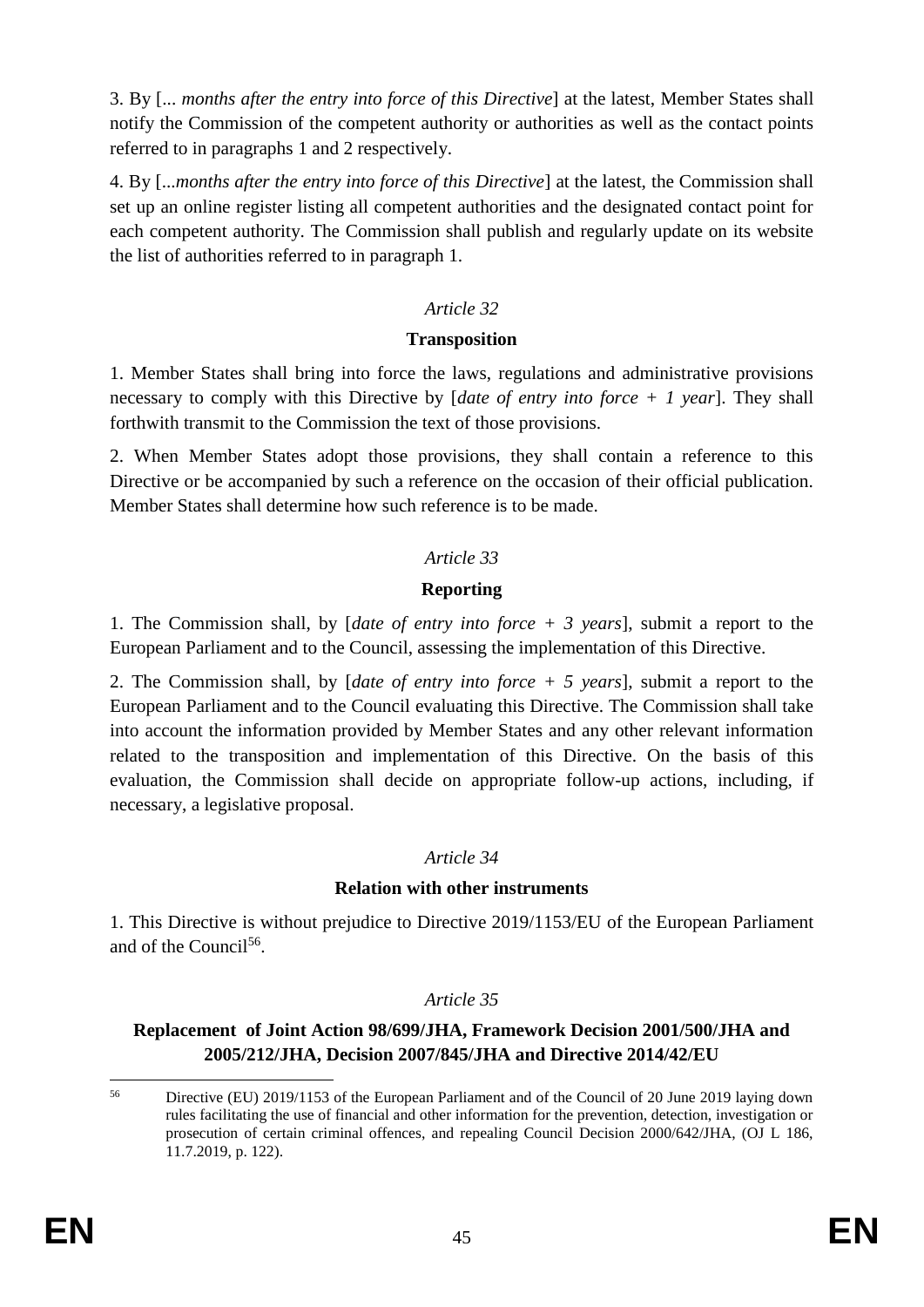3. By [... *months after the entry into force of this Directive*] at the latest, Member States shall notify the Commission of the competent authority or authorities as well as the contact points referred to in paragraphs 1 and 2 respectively.

4. By [...*months after the entry into force of this Directive*] at the latest, the Commission shall set up an online register listing all competent authorities and the designated contact point for each competent authority. The Commission shall publish and regularly update on its website the list of authorities referred to in paragraph 1.

*Article 32*

**Transposition**

1. Member States shall bring into force the laws, regulations and administrative provisions necessary to comply with this Directive by [*date of entry into force + 1 year*]. They shall forthwith transmit to the Commission the text of those provisions.

2. When Member States adopt those provisions, they shall contain a reference to this Directive or be accompanied by such a reference on the occasion of their official publication. Member States shall determine how such reference is to be made.

*Article 33*

**Reporting**

1. The Commission shall, by [*date of entry into force + 3 years*], submit a report to the European Parliament and to the Council, assessing the implementation of this Directive.

2. The Commission shall, by [*date of entry into force + 5 years*], submit a report to the European Parliament and to the Council evaluating this Directive. The Commission shall take into account the information provided by Member States and any other relevant information related to the transposition and implementation of this Directive. On the basis of this evaluation, the Commission shall decide on appropriate follow-up actions, including, if necessary, a legislative proposal.

*Article 34*

**Relation with other instruments**

1. This Directive is without prejudice to Directive 2019/1153/EU of the European Parliament and of the Council[56].

*Article 35*

**Replacement of Joint Action 98/699/JHA, Framework Decision 2001/500/JHA and 2005/212/JHA, Decision 2007/845/JHA and Directive 2014/42/EU**

[56] Directive (EU) 2019/1153 of the European Parliament and of the Council of 20 June 2019 laying down rules facilitating the use of financial and other information for the prevention, detection, investigation or prosecution of certain criminal offences, and repealing Council Decision 2000/642/JHA, (OJ L 186, 11.7.2019, p. 122).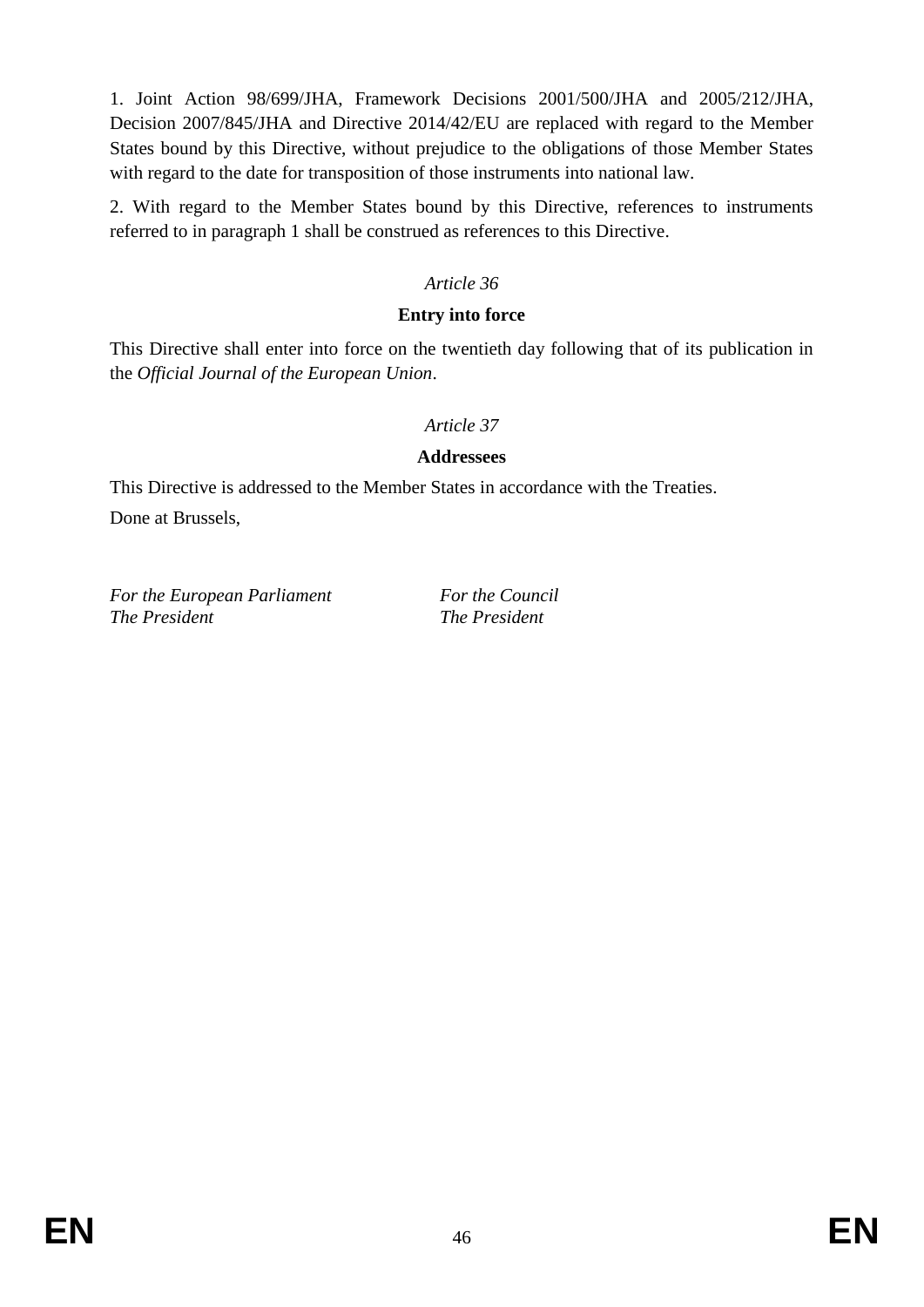1. Joint Action 98/699/JHA, Framework Decisions 2001/500/JHA and 2005/212/JHA, Decision 2007/845/JHA and Directive 2014/42/EU are replaced with regard to the Member States bound by this Directive, without prejudice to the obligations of those Member States with regard to the date for transposition of those instruments into national law.

2. With regard to the Member States bound by this Directive, references to instruments referred to in paragraph 1 shall be construed as references to this Directive.

*Article 36*

**Entry into force**

This Directive shall enter into force on the twentieth day following that of its publication in the *Official Journal of the European Union*.

*Article 37*

**Addressees**

This Directive is addressed to the Member States in accordance with the Treaties.

Done at Brussels,

*For the European Parliament*
*The President*

*For the Council*
*The President*